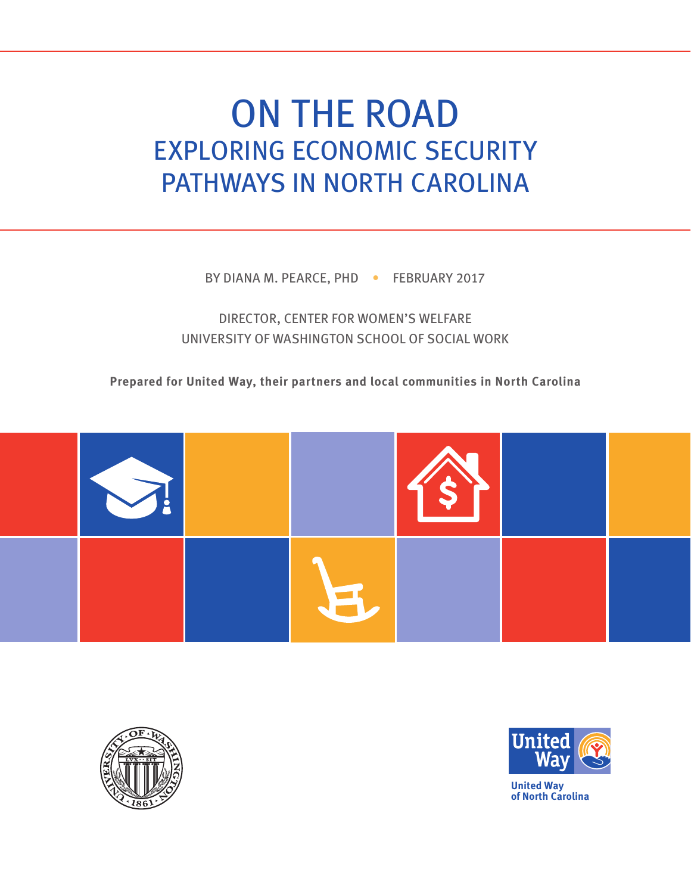# ON THE ROAD

## EXPLORING ECONOMIC SECURITY PATHWAYS IN NORTH CAROLINA

BY DIANA M. PEARCE, PHD • FEBRUARY 2017

DIRECTOR, CENTER FOR WOMEN'S WELFARE
UNIVERSITY OF WASHINGTON SCHOOL OF SOCIAL WORK

**Prepared for United Way, their partners and local communities in North Carolina**

United Way of North Carolina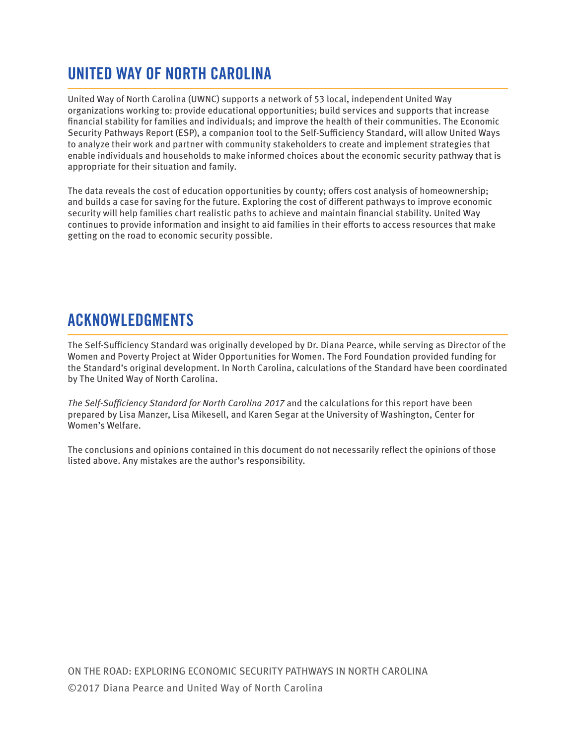## UNITED WAY OF NORTH CAROLINA

United Way of North Carolina (UWNC) supports a network of 53 local, independent United Way organizations working to: provide educational opportunities; build services and supports that increase financial stability for families and individuals; and improve the health of their communities. The Economic Security Pathways Report (ESP), a companion tool to the Self-Sufficiency Standard, will allow United Ways to analyze their work and partner with community stakeholders to create and implement strategies that enable individuals and households to make informed choices about the economic security pathway that is appropriate for their situation and family.

The data reveals the cost of education opportunities by county; offers cost analysis of homeownership; and builds a case for saving for the future. Exploring the cost of different pathways to improve economic security will help families chart realistic paths to achieve and maintain financial stability. United Way continues to provide information and insight to aid families in their efforts to access resources that make getting on the road to economic security possible.

## ACKNOWLEDGMENTS

The Self-Sufficiency Standard was originally developed by Dr. Diana Pearce, while serving as Director of the Women and Poverty Project at Wider Opportunities for Women. The Ford Foundation provided funding for the Standard's original development. In North Carolina, calculations of the Standard have been coordinated by The United Way of North Carolina.

*The Self-Sufficiency Standard for North Carolina 2017* and the calculations for this report have been prepared by Lisa Manzer, Lisa Mikesell, and Karen Segar at the University of Washington, Center for Women's Welfare.

The conclusions and opinions contained in this document do not necessarily reflect the opinions of those listed above. Any mistakes are the author's responsibility.

ON THE ROAD: EXPLORING ECONOMIC SECURITY PATHWAYS IN NORTH CAROLINA

©2017 Diana Pearce and United Way of North Carolina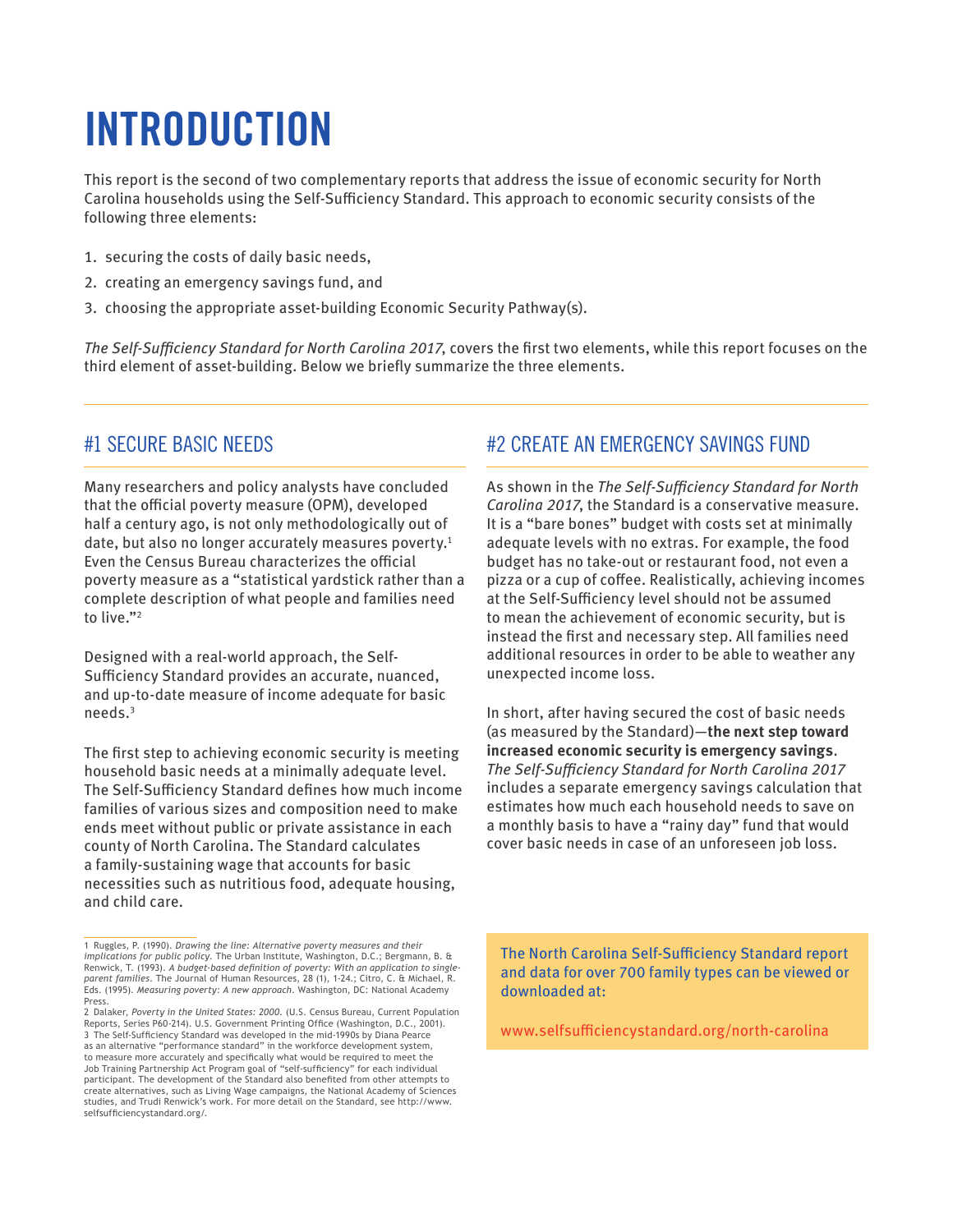# INTRODUCTION

This report is the second of two complementary reports that address the issue of economic security for North Carolina households using the Self-Sufficiency Standard. This approach to economic security consists of the following three elements:

1. securing the costs of daily basic needs,
2. creating an emergency savings fund, and
3. choosing the appropriate asset-building Economic Security Pathway(s).

*The Self-Sufficiency Standard for North Carolina 2017*, covers the first two elements, while this report focuses on the third element of asset-building. Below we briefly summarize the three elements.

## #1 SECURE BASIC NEEDS

Many researchers and policy analysts have concluded that the official poverty measure (OPM), developed half a century ago, is not only methodologically out of date, but also no longer accurately measures poverty.[1] Even the Census Bureau characterizes the official poverty measure as a "statistical yardstick rather than a complete description of what people and families need to live."[2]

Designed with a real-world approach, the Self-Sufficiency Standard provides an accurate, nuanced, and up-to-date measure of income adequate for basic needs.[3]

The first step to achieving economic security is meeting household basic needs at a minimally adequate level. The Self-Sufficiency Standard defines how much income families of various sizes and composition need to make ends meet without public or private assistance in each county of North Carolina. The Standard calculates a family-sustaining wage that accounts for basic necessities such as nutritious food, adequate housing, and child care.

## #2 CREATE AN EMERGENCY SAVINGS FUND

As shown in the *The Self-Sufficiency Standard for North Carolina 2017*, the Standard is a conservative measure. It is a "bare bones" budget with costs set at minimally adequate levels with no extras. For example, the food budget has no take-out or restaurant food, not even a pizza or a cup of coffee. Realistically, achieving incomes at the Self-Sufficiency level should not be assumed to mean the achievement of economic security, but is instead the first and necessary step. All families need additional resources in order to be able to weather any unexpected income loss.

In short, after having secured the cost of basic needs (as measured by the Standard)—**the next step toward increased economic security is emergency savings**. *The Self-Sufficiency Standard for North Carolina 2017* includes a separate emergency savings calculation that estimates how much each household needs to save on a monthly basis to have a "rainy day" fund that would cover basic needs in case of an unforeseen job loss.

The North Carolina Self-Sufficiency Standard report and data for over 700 family types can be viewed or downloaded at:

www.selfsufficiencystandard.org/north-carolina

---

1 Ruggles, P. (1990). *Drawing the line: Alternative poverty measures and their implications for public policy*. The Urban Institute, Washington, D.C.; Bergmann, B. & Renwick, T. (1993). *A budget-based definition of poverty: With an application to single-parent families*. The Journal of Human Resources, 28 (1), 1-24.; Citro, C. & Michael, R. Eds. (1995). *Measuring poverty: A new approach*. Washington, DC: National Academy Press.

2 Dalaker, *Poverty in the United States: 2000*. (U.S. Census Bureau, Current Population Reports, Series P60-214). U.S. Government Printing Office (Washington, D.C., 2001).

3 The Self-Sufficiency Standard was developed in the mid-1990s by Diana Pearce as an alternative "performance standard" in the workforce development system, to measure more accurately and specifically what would be required to meet the Job Training Partnership Act Program goal of "self-sufficiency" for each individual participant. The development of the Standard also benefited from other attempts to create alternatives, such as Living Wage campaigns, the National Academy of Sciences studies, and Trudi Renwick's work. For more detail on the Standard, see http://www.selfsufficiencystandard.org/.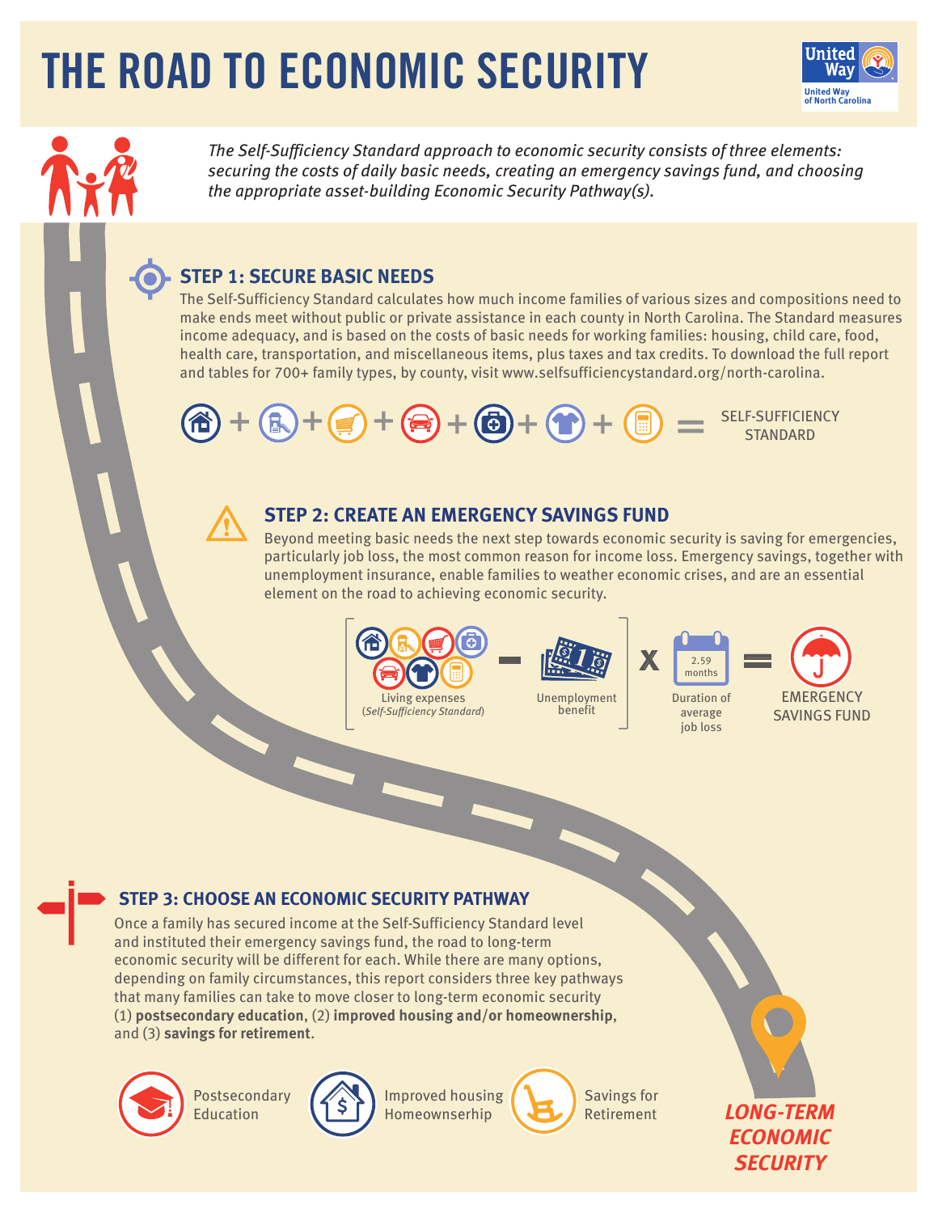# THE ROAD TO ECONOMIC SECURITY

United Way of North Carolina

*The Self-Sufficiency Standard approach to economic security consists of three elements: securing the costs of daily basic needs, creating an emergency savings fund, and choosing the appropriate asset-building Economic Security Pathway(s).*

## STEP 1: SECURE BASIC NEEDS

The Self-Sufficiency Standard calculates how much income families of various sizes and compositions need to make ends meet without public or private assistance in each county in North Carolina. The Standard measures income adequacy, and is based on the costs of basic needs for working families: housing, child care, food, health care, transportation, and miscellaneous items, plus taxes and tax credits. To download the full report and tables for 700+ family types, by county, visit www.selfsufficiencystandard.org/north-carolina.

+ + + + + + = SELF-SUFFICIENCY STANDARD

## STEP 2: CREATE AN EMERGENCY SAVINGS FUND

Beyond meeting basic needs the next step towards economic security is saving for emergencies, particularly job loss, the most common reason for income loss. Emergency savings, together with unemployment insurance, enable families to weather economic crises, and are an essential element on the road to achieving economic security.

[ Living expenses (*Self-Sufficiency Standard*) − Unemployment benefit ] X Duration of average job loss (2.59 months) = EMERGENCY SAVINGS FUND

## STEP 3: CHOOSE AN ECONOMIC SECURITY PATHWAY

Once a family has secured income at the Self-Sufficiency Standard level and instituted their emergency savings fund, the road to long-term economic security will be different for each. While there are many options, depending on family circumstances, this report considers three key pathways that many families can take to move closer to long-term economic security (1) **postsecondary education**, (2) **improved housing and/or homeownership**, and (3) **savings for retirement**.

Postsecondary Education

Improved housing Homeownserhip

Savings for Retirement

***LONG-TERM ECONOMIC SECURITY***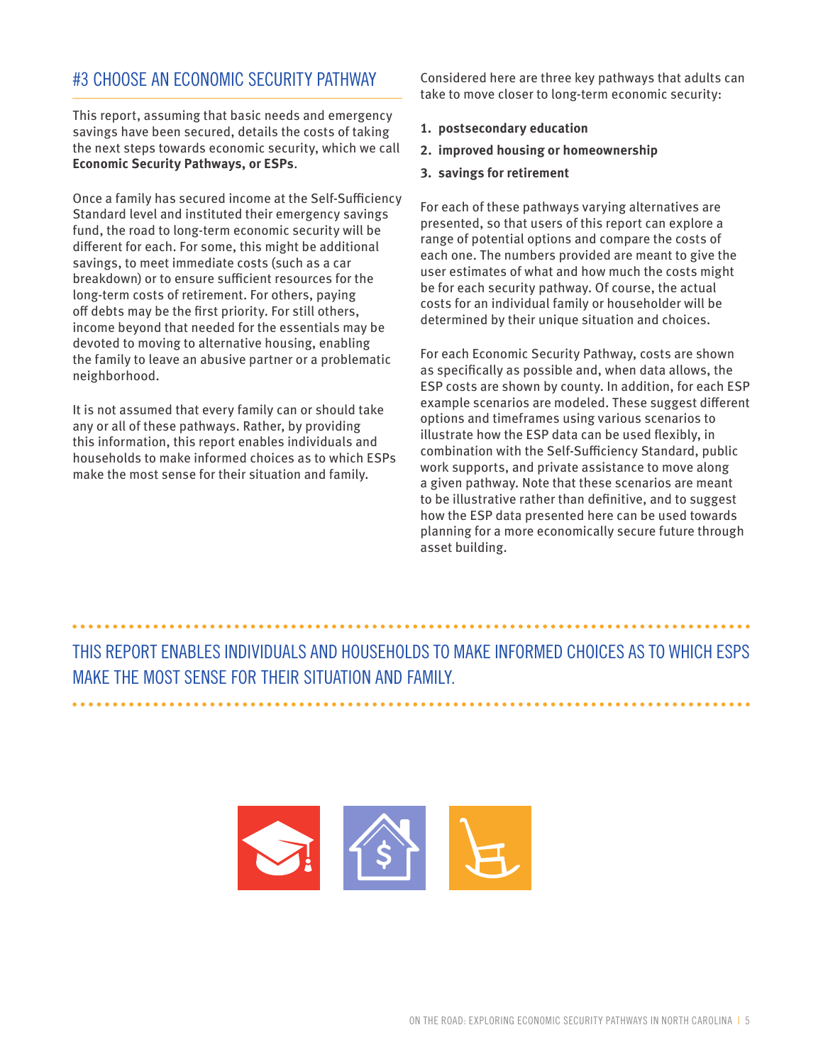## #3 CHOOSE AN ECONOMIC SECURITY PATHWAY

This report, assuming that basic needs and emergency savings have been secured, details the costs of taking the next steps towards economic security, which we call **Economic Security Pathways, or ESPs**.

Once a family has secured income at the Self-Sufficiency Standard level and instituted their emergency savings fund, the road to long-term economic security will be different for each. For some, this might be additional savings, to meet immediate costs (such as a car breakdown) or to ensure sufficient resources for the long-term costs of retirement. For others, paying off debts may be the first priority. For still others, income beyond that needed for the essentials may be devoted to moving to alternative housing, enabling the family to leave an abusive partner or a problematic neighborhood.

It is not assumed that every family can or should take any or all of these pathways. Rather, by providing this information, this report enables individuals and households to make informed choices as to which ESPs make the most sense for their situation and family.

Considered here are three key pathways that adults can take to move closer to long-term economic security:

1. **postsecondary education**
2. **improved housing or homeownership**
3. **savings for retirement**

For each of these pathways varying alternatives are presented, so that users of this report can explore a range of potential options and compare the costs of each one. The numbers provided are meant to give the user estimates of what and how much the costs might be for each security pathway. Of course, the actual costs for an individual family or householder will be determined by their unique situation and choices.

For each Economic Security Pathway, costs are shown as specifically as possible and, when data allows, the ESP costs are shown by county. In addition, for each ESP example scenarios are modeled. These suggest different options and timeframes using various scenarios to illustrate how the ESP data can be used flexibly, in combination with the Self-Sufficiency Standard, public work supports, and private assistance to move along a given pathway. Note that these scenarios are meant to be illustrative rather than definitive, and to suggest how the ESP data presented here can be used towards planning for a more economically secure future through asset building.

THIS REPORT ENABLES INDIVIDUALS AND HOUSEHOLDS TO MAKE INFORMED CHOICES AS TO WHICH ESPS MAKE THE MOST SENSE FOR THEIR SITUATION AND FAMILY.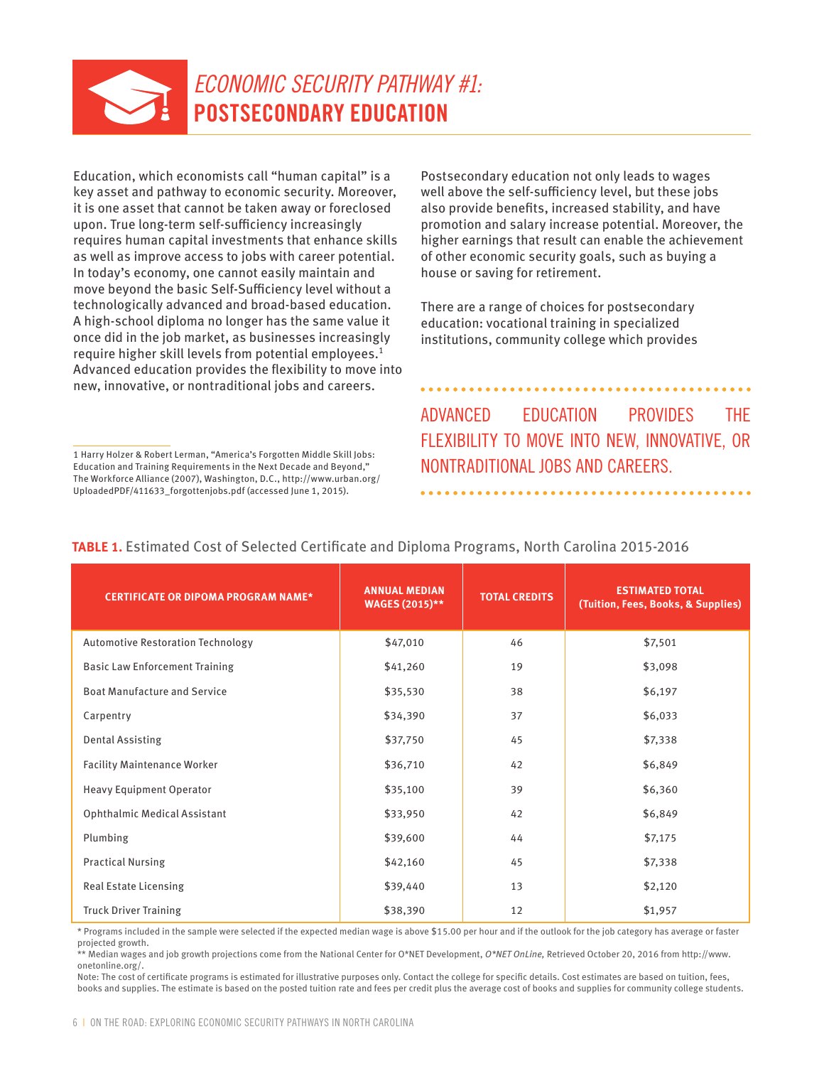# *ECONOMIC SECURITY PATHWAY #1:* POSTSECONDARY EDUCATION

Education, which economists call "human capital" is a key asset and pathway to economic security. Moreover, it is one asset that cannot be taken away or foreclosed upon. True long-term self-sufficiency increasingly requires human capital investments that enhance skills as well as improve access to jobs with career potential. In today's economy, one cannot easily maintain and move beyond the basic Self-Sufficiency level without a technologically advanced and broad-based education. A high-school diploma no longer has the same value it once did in the job market, as businesses increasingly require higher skill levels from potential employees.[1] Advanced education provides the flexibility to move into new, innovative, or nontraditional jobs and careers.

Postsecondary education not only leads to wages well above the self-sufficiency level, but these jobs also provide benefits, increased stability, and have promotion and salary increase potential. Moreover, the higher earnings that result can enable the achievement of other economic security goals, such as buying a house or saving for retirement.

There are a range of choices for postsecondary education: vocational training in specialized institutions, community college which provides

ADVANCED EDUCATION PROVIDES THE FLEXIBILITY TO MOVE INTO NEW, INNOVATIVE, OR NONTRADITIONAL JOBS AND CAREERS.

1 Harry Holzer & Robert Lerman, "America's Forgotten Middle Skill Jobs: Education and Training Requirements in the Next Decade and Beyond," The Workforce Alliance (2007), Washington, D.C., http://www.urban.org/UploadedPDF/411633_forgottenjobs.pdf (accessed June 1, 2015).

**TABLE 1.** Estimated Cost of Selected Certificate and Diploma Programs, North Carolina 2015-2016

| CERTIFICATE OR DIPOMA PROGRAM NAME* | ANNUAL MEDIAN WAGES (2015)** | TOTAL CREDITS | ESTIMATED TOTAL (Tuition, Fees, Books, & Supplies) |
|---|---|---|---|
| Automotive Restoration Technology | $47,010 | 46 | $7,501 |
| Basic Law Enforcement Training | $41,260 | 19 | $3,098 |
| Boat Manufacture and Service | $35,530 | 38 | $6,197 |
| Carpentry | $34,390 | 37 | $6,033 |
| Dental Assisting | $37,750 | 45 | $7,338 |
| Facility Maintenance Worker | $36,710 | 42 | $6,849 |
| Heavy Equipment Operator | $35,100 | 39 | $6,360 |
| Ophthalmic Medical Assistant | $33,950 | 42 | $6,849 |
| Plumbing | $39,600 | 44 | $7,175 |
| Practical Nursing | $42,160 | 45 | $7,338 |
| Real Estate Licensing | $39,440 | 13 | $2,120 |
| Truck Driver Training | $38,390 | 12 | $1,957 |

\* Programs included in the sample were selected if the expected median wage is above $15.00 per hour and if the outlook for the job category has average or faster projected growth.

\*\* Median wages and job growth projections come from the National Center for O*NET Development, *O*NET OnLine,* Retrieved October 20, 2016 from http://www.onetonline.org/.

Note: The cost of certificate programs is estimated for illustrative purposes only. Contact the college for specific details. Cost estimates are based on tuition, fees, books and supplies. The estimate is based on the posted tuition rate and fees per credit plus the average cost of books and supplies for community college students.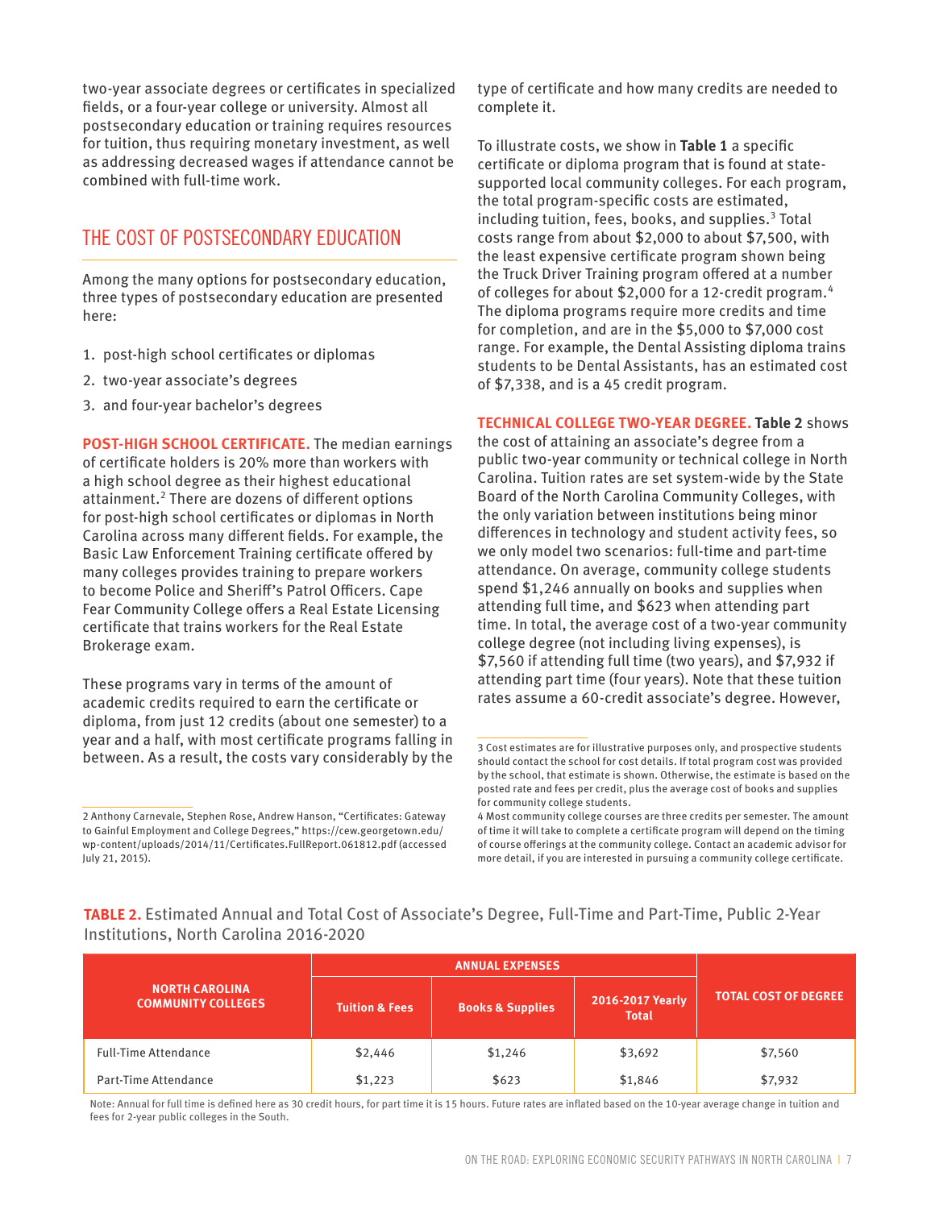two-year associate degrees or certificates in specialized fields, or a four-year college or university. Almost all postsecondary education or training requires resources for tuition, thus requiring monetary investment, as well as addressing decreased wages if attendance cannot be combined with full-time work.

## THE COST OF POSTSECONDARY EDUCATION

Among the many options for postsecondary education, three types of postsecondary education are presented here:

1. post-high school certificates or diplomas
2. two-year associate's degrees
3. and four-year bachelor's degrees

**POST-HIGH SCHOOL CERTIFICATE.** The median earnings of certificate holders is 20% more than workers with a high school degree as their highest educational attainment.[2] There are dozens of different options for post-high school certificates or diplomas in North Carolina across many different fields. For example, the Basic Law Enforcement Training certificate offered by many colleges provides training to prepare workers to become Police and Sheriff's Patrol Officers. Cape Fear Community College offers a Real Estate Licensing certificate that trains workers for the Real Estate Brokerage exam.

These programs vary in terms of the amount of academic credits required to earn the certificate or diploma, from just 12 credits (about one semester) to a year and a half, with most certificate programs falling in between. As a result, the costs vary considerably by the type of certificate and how many credits are needed to complete it.

To illustrate costs, we show in **Table 1** a specific certificate or diploma program that is found at state-supported local community colleges. For each program, the total program-specific costs are estimated, including tuition, fees, books, and supplies.[3] Total costs range from about $2,000 to about $7,500, with the least expensive certificate program shown being the Truck Driver Training program offered at a number of colleges for about $2,000 for a 12-credit program.[4] The diploma programs require more credits and time for completion, and are in the $5,000 to $7,000 cost range. For example, the Dental Assisting diploma trains students to be Dental Assistants, has an estimated cost of $7,338, and is a 45 credit program.

**TECHNICAL COLLEGE TWO-YEAR DEGREE.** **Table 2** shows the cost of attaining an associate's degree from a public two-year community or technical college in North Carolina. Tuition rates are set system-wide by the State Board of the North Carolina Community Colleges, with the only variation between institutions being minor differences in technology and student activity fees, so we only model two scenarios: full-time and part-time attendance. On average, community college students spend $1,246 annually on books and supplies when attending full time, and $623 when attending part time. In total, the average cost of a two-year community college degree (not including living expenses), is $7,560 if attending full time (two years), and $7,932 if attending part time (four years). Note that these tuition rates assume a 60-credit associate's degree. However,

2 Anthony Carnevale, Stephen Rose, Andrew Hanson, "Certificates: Gateway to Gainful Employment and College Degrees," https://cew.georgetown.edu/wp-content/uploads/2014/11/Certificates.FullReport.061812.pdf (accessed July 21, 2015).

3 Cost estimates are for illustrative purposes only, and prospective students should contact the school for cost details. If total program cost was provided by the school, that estimate is shown. Otherwise, the estimate is based on the posted rate and fees per credit, plus the average cost of books and supplies for community college students.

4 Most community college courses are three credits per semester. The amount of time it will take to complete a certificate program will depend on the timing of course offerings at the community college. Contact an academic advisor for more detail, if you are interested in pursuing a community college certificate.

**TABLE 2.** Estimated Annual and Total Cost of Associate's Degree, Full-Time and Part-Time, Public 2-Year Institutions, North Carolina 2016-2020

| NORTH CAROLINA COMMUNITY COLLEGES | ANNUAL EXPENSES | | | TOTAL COST OF DEGREE |
|---|---|---|---|---|
| | Tuition & Fees | Books & Supplies | 2016-2017 Yearly Total | |
| Full-Time Attendance | $2,446 | $1,246 | $3,692 | $7,560 |
| Part-Time Attendance | $1,223 | $623 | $1,846 | $7,932 |

Note: Annual for full time is defined here as 30 credit hours, for part time it is 15 hours. Future rates are inflated based on the 10-year average change in tuition and fees for 2-year public colleges in the South.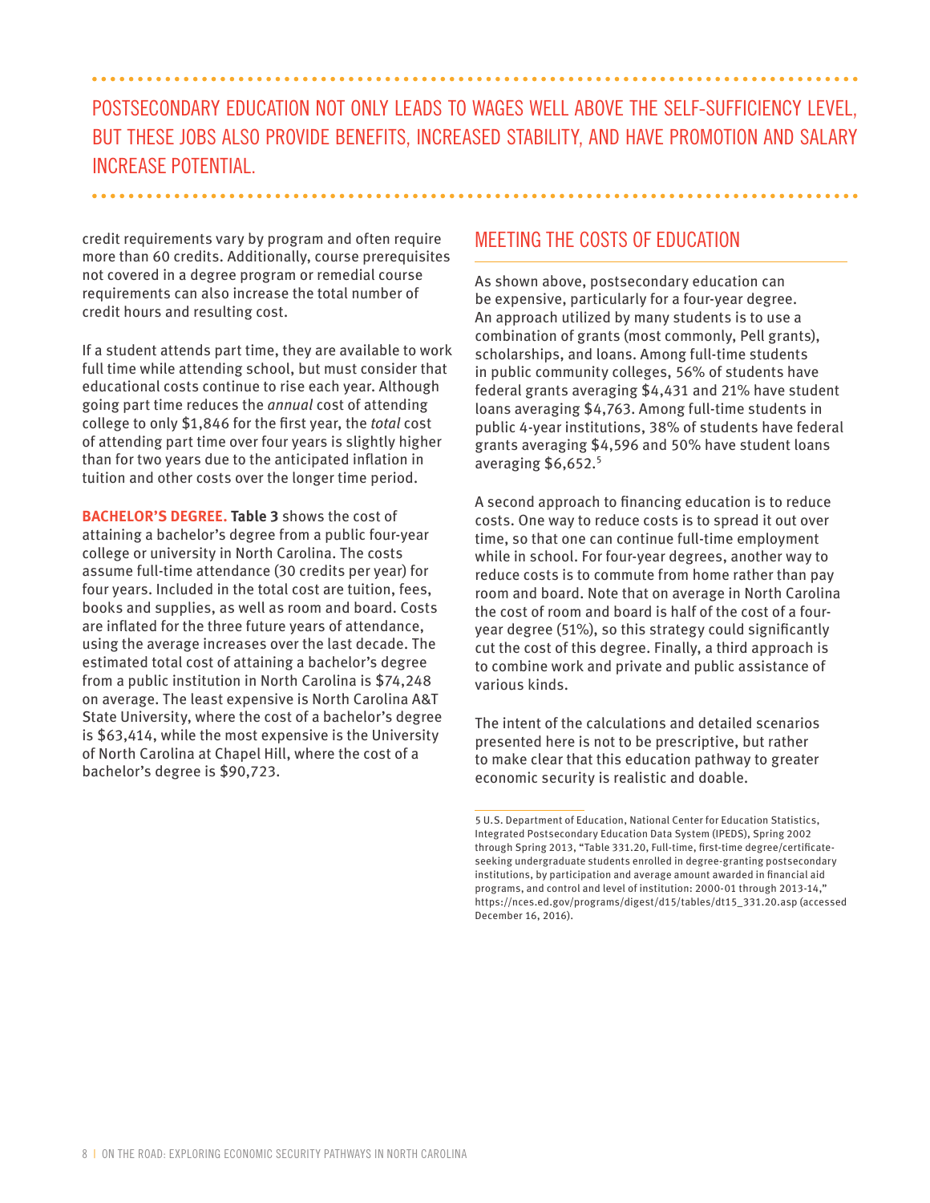POSTSECONDARY EDUCATION NOT ONLY LEADS TO WAGES WELL ABOVE THE SELF-SUFFICIENCY LEVEL, BUT THESE JOBS ALSO PROVIDE BENEFITS, INCREASED STABILITY, AND HAVE PROMOTION AND SALARY INCREASE POTENTIAL.

credit requirements vary by program and often require more than 60 credits. Additionally, course prerequisites not covered in a degree program or remedial course requirements can also increase the total number of credit hours and resulting cost.

If a student attends part time, they are available to work full time while attending school, but must consider that educational costs continue to rise each year. Although going part time reduces the *annual* cost of attending college to only $1,846 for the first year, the *total* cost of attending part time over four years is slightly higher than for two years due to the anticipated inflation in tuition and other costs over the longer time period.

**BACHELOR'S DEGREE. Table 3** shows the cost of attaining a bachelor's degree from a public four-year college or university in North Carolina. The costs assume full-time attendance (30 credits per year) for four years. Included in the total cost are tuition, fees, books and supplies, as well as room and board. Costs are inflated for the three future years of attendance, using the average increases over the last decade. The estimated total cost of attaining a bachelor's degree from a public institution in North Carolina is $74,248 on average. The least expensive is North Carolina A&T State University, where the cost of a bachelor's degree is $63,414, while the most expensive is the University of North Carolina at Chapel Hill, where the cost of a bachelor's degree is $90,723.

## MEETING THE COSTS OF EDUCATION

As shown above, postsecondary education can be expensive, particularly for a four-year degree. An approach utilized by many students is to use a combination of grants (most commonly, Pell grants), scholarships, and loans. Among full-time students in public community colleges, 56% of students have federal grants averaging $4,431 and 21% have student loans averaging $4,763. Among full-time students in public 4-year institutions, 38% of students have federal grants averaging $4,596 and 50% have student loans averaging $6,652.[5]

A second approach to financing education is to reduce costs. One way to reduce costs is to spread it out over time, so that one can continue full-time employment while in school. For four-year degrees, another way to reduce costs is to commute from home rather than pay room and board. Note that on average in North Carolina the cost of room and board is half of the cost of a four-year degree (51%), so this strategy could significantly cut the cost of this degree. Finally, a third approach is to combine work and private and public assistance of various kinds.

The intent of the calculations and detailed scenarios presented here is not to be prescriptive, but rather to make clear that this education pathway to greater economic security is realistic and doable.

5 U.S. Department of Education, National Center for Education Statistics, Integrated Postsecondary Education Data System (IPEDS), Spring 2002 through Spring 2013, "Table 331.20, Full-time, first-time degree/certificate-seeking undergraduate students enrolled in degree-granting postsecondary institutions, by participation and average amount awarded in financial aid programs, and control and level of institution: 2000-01 through 2013-14," https://nces.ed.gov/programs/digest/d15/tables/dt15_331.20.asp (accessed December 16, 2016).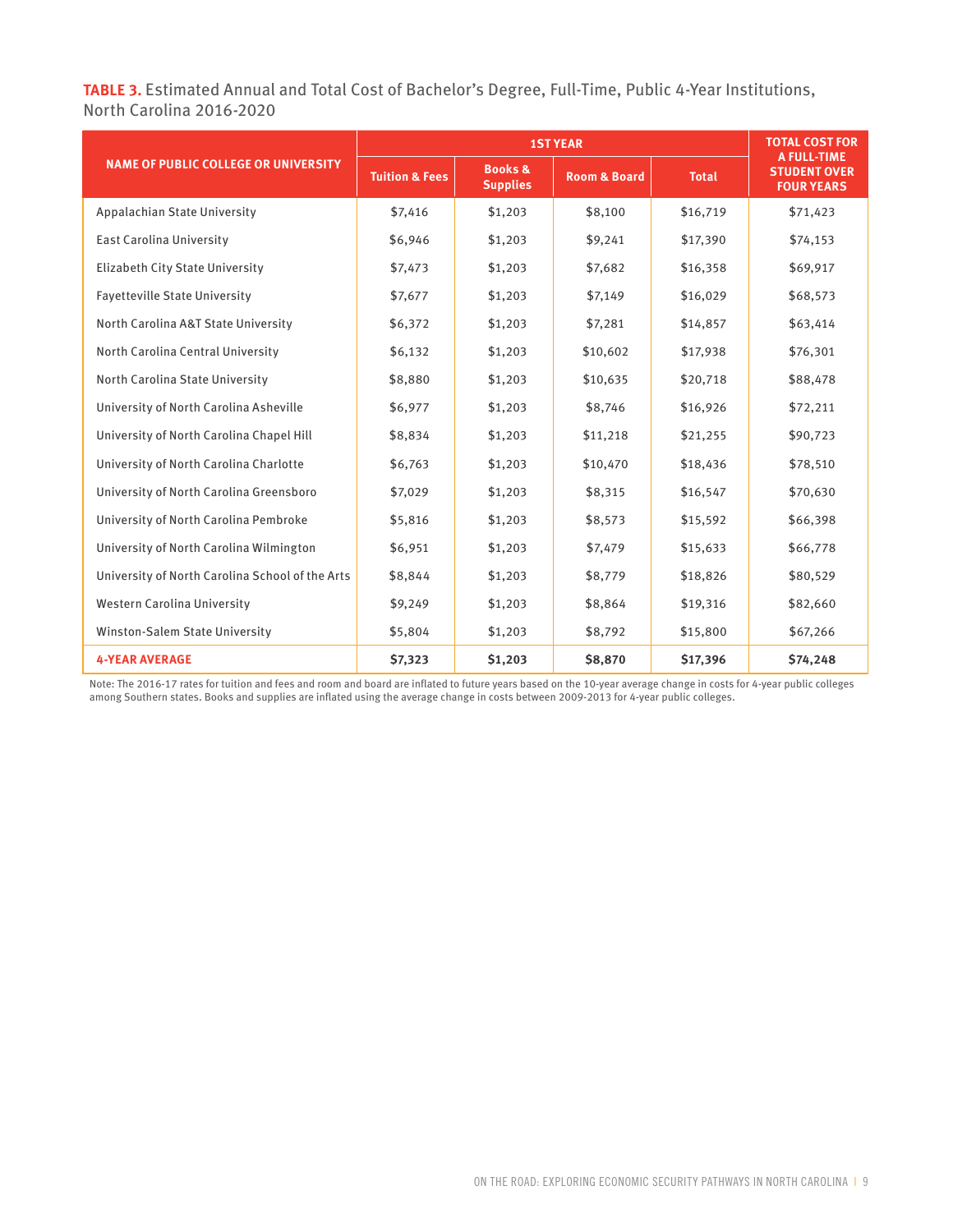**TABLE 3.** Estimated Annual and Total Cost of Bachelor's Degree, Full-Time, Public 4-Year Institutions, North Carolina 2016-2020

| NAME OF PUBLIC COLLEGE OR UNIVERSITY | 1ST YEAR | | | | TOTAL COST FOR A FULL-TIME STUDENT OVER FOUR YEARS |
|---|---|---|---|---|---|
| | Tuition & Fees | Books & Supplies | Room & Board | Total | |
| Appalachian State University | $7,416 | $1,203 | $8,100 | $16,719 | $71,423 |
| East Carolina University | $6,946 | $1,203 | $9,241 | $17,390 | $74,153 |
| Elizabeth City State University | $7,473 | $1,203 | $7,682 | $16,358 | $69,917 |
| Fayetteville State University | $7,677 | $1,203 | $7,149 | $16,029 | $68,573 |
| North Carolina A&T State University | $6,372 | $1,203 | $7,281 | $14,857 | $63,414 |
| North Carolina Central University | $6,132 | $1,203 | $10,602 | $17,938 | $76,301 |
| North Carolina State University | $8,880 | $1,203 | $10,635 | $20,718 | $88,478 |
| University of North Carolina Asheville | $6,977 | $1,203 | $8,746 | $16,926 | $72,211 |
| University of North Carolina Chapel Hill | $8,834 | $1,203 | $11,218 | $21,255 | $90,723 |
| University of North Carolina Charlotte | $6,763 | $1,203 | $10,470 | $18,436 | $78,510 |
| University of North Carolina Greensboro | $7,029 | $1,203 | $8,315 | $16,547 | $70,630 |
| University of North Carolina Pembroke | $5,816 | $1,203 | $8,573 | $15,592 | $66,398 |
| University of North Carolina Wilmington | $6,951 | $1,203 | $7,479 | $15,633 | $66,778 |
| University of North Carolina School of the Arts | $8,844 | $1,203 | $8,779 | $18,826 | $80,529 |
| Western Carolina University | $9,249 | $1,203 | $8,864 | $19,316 | $82,660 |
| Winston-Salem State University | $5,804 | $1,203 | $8,792 | $15,800 | $67,266 |
| **4-YEAR AVERAGE** | **$7,323** | **$1,203** | **$8,870** | **$17,396** | **$74,248** |

Note: The 2016-17 rates for tuition and fees and room and board are inflated to future years based on the 10-year average change in costs for 4-year public colleges among Southern states. Books and supplies are inflated using the average change in costs between 2009-2013 for 4-year public colleges.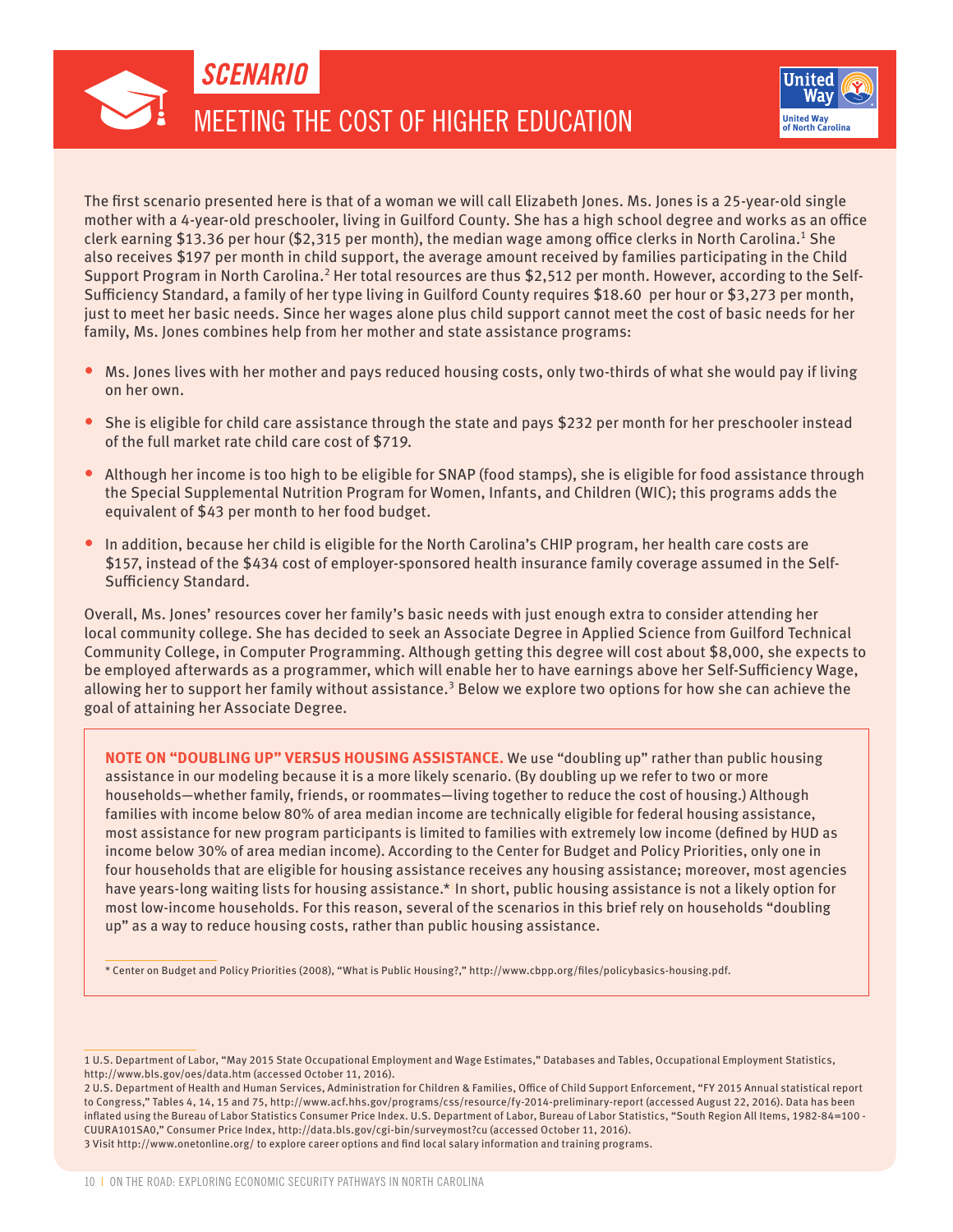# SCENARIO

## MEETING THE COST OF HIGHER EDUCATION

The first scenario presented here is that of a woman we will call Elizabeth Jones. Ms. Jones is a 25-year-old single mother with a 4-year-old preschooler, living in Guilford County. She has a high school degree and works as an office clerk earning $13.36 per hour ($2,315 per month), the median wage among office clerks in North Carolina.[1] She also receives $197 per month in child support, the average amount received by families participating in the Child Support Program in North Carolina.[2] Her total resources are thus $2,512 per month. However, according to the Self-Sufficiency Standard, a family of her type living in Guilford County requires $18.60 per hour or $3,273 per month, just to meet her basic needs. Since her wages alone plus child support cannot meet the cost of basic needs for her family, Ms. Jones combines help from her mother and state assistance programs:

- Ms. Jones lives with her mother and pays reduced housing costs, only two-thirds of what she would pay if living on her own.
- She is eligible for child care assistance through the state and pays $232 per month for her preschooler instead of the full market rate child care cost of $719.
- Although her income is too high to be eligible for SNAP (food stamps), she is eligible for food assistance through the Special Supplemental Nutrition Program for Women, Infants, and Children (WIC); this programs adds the equivalent of $43 per month to her food budget.
- In addition, because her child is eligible for the North Carolina's CHIP program, her health care costs are $157, instead of the $434 cost of employer-sponsored health insurance family coverage assumed in the Self-Sufficiency Standard.

Overall, Ms. Jones' resources cover her family's basic needs with just enough extra to consider attending her local community college. She has decided to seek an Associate Degree in Applied Science from Guilford Technical Community College, in Computer Programming. Although getting this degree will cost about $8,000, she expects to be employed afterwards as a programmer, which will enable her to have earnings above her Self-Sufficiency Wage, allowing her to support her family without assistance.[3] Below we explore two options for how she can achieve the goal of attaining her Associate Degree.

**NOTE ON "DOUBLING UP" VERSUS HOUSING ASSISTANCE.** We use "doubling up" rather than public housing assistance in our modeling because it is a more likely scenario. (By doubling up we refer to two or more households—whether family, friends, or roommates—living together to reduce the cost of housing.) Although families with income below 80% of area median income are technically eligible for federal housing assistance, most assistance for new program participants is limited to families with extremely low income (defined by HUD as income below 30% of area median income). According to the Center for Budget and Policy Priorities, only one in four households that are eligible for housing assistance receives any housing assistance; moreover, most agencies have years-long waiting lists for housing assistance.* In short, public housing assistance is not a likely option for most low-income households. For this reason, several of the scenarios in this brief rely on households "doubling up" as a way to reduce housing costs, rather than public housing assistance.

* Center on Budget and Policy Priorities (2008), "What is Public Housing?," http://www.cbpp.org/files/policybasics-housing.pdf.

---

1 U.S. Department of Labor, "May 2015 State Occupational Employment and Wage Estimates," Databases and Tables, Occupational Employment Statistics, http://www.bls.gov/oes/data.htm (accessed October 11, 2016).

2 U.S. Department of Health and Human Services, Administration for Children & Families, Office of Child Support Enforcement, "FY 2015 Annual statistical report to Congress," Tables 4, 14, 15 and 75, http://www.acf.hhs.gov/programs/css/resource/fy-2014-preliminary-report (accessed August 22, 2016). Data has been inflated using the Bureau of Labor Statistics Consumer Price Index. U.S. Department of Labor, Bureau of Labor Statistics, "South Region All Items, 1982-84=100 - CUURA101SA0," Consumer Price Index, http://data.bls.gov/cgi-bin/surveymost?cu (accessed October 11, 2016).

3 Visit http://www.onetonline.org/ to explore career options and find local salary information and training programs.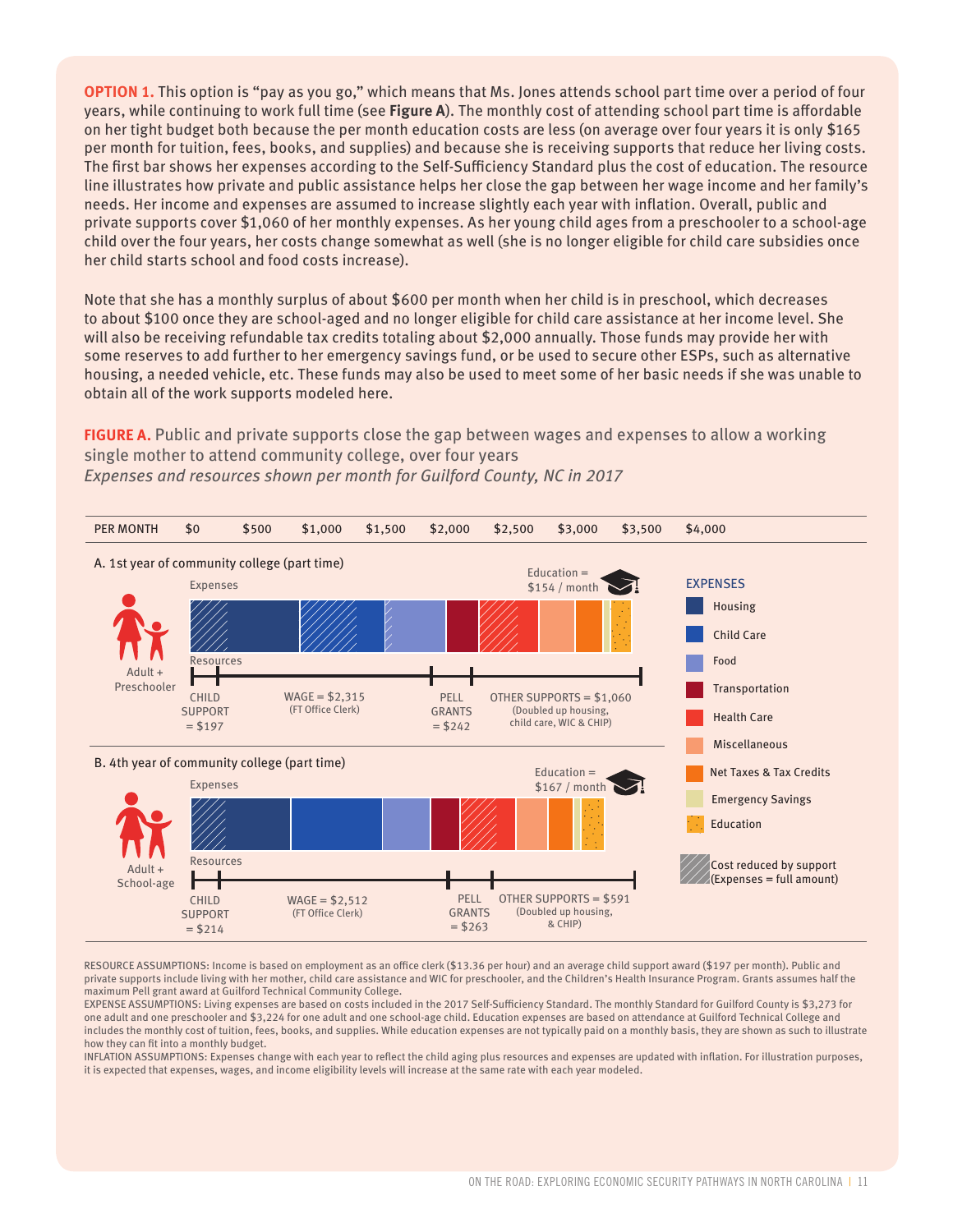**OPTION 1.** This option is "pay as you go," which means that Ms. Jones attends school part time over a period of four years, while continuing to work full time (see **Figure A**). The monthly cost of attending school part time is affordable on her tight budget both because the per month education costs are less (on average over four years it is only $165 per month for tuition, fees, books, and supplies) and because she is receiving supports that reduce her living costs. The first bar shows her expenses according to the Self-Sufficiency Standard plus the cost of education. The resource line illustrates how private and public assistance helps her close the gap between her wage income and her family's needs. Her income and expenses are assumed to increase slightly each year with inflation. Overall, public and private supports cover $1,060 of her monthly expenses. As her young child ages from a preschooler to a school-age child over the four years, her costs change somewhat as well (she is no longer eligible for child care subsidies once her child starts school and food costs increase).

Note that she has a monthly surplus of about $600 per month when her child is in preschool, which decreases to about $100 once they are school-aged and no longer eligible for child care assistance at her income level. She will also be receiving refundable tax credits totaling about $2,000 annually. Those funds may provide her with some reserves to add further to her emergency savings fund, or be used to secure other ESPs, such as alternative housing, a needed vehicle, etc. These funds may also be used to meet some of her basic needs if she was unable to obtain all of the work supports modeled here.

**FIGURE A.** Public and private supports close the gap between wages and expenses to allow a working single mother to attend community college, over four years
*Expenses and resources shown per month for Guilford County, NC in 2017*

PER MONTH $0 $500 $1,000 $1,500 $2,000 $2,500 $3,000 $3,500 $4,000

A. 1st year of community college (part time)

Adult + Preschooler

Expenses — Education = $154 / month

Resources: CHILD SUPPORT = $197; WAGE = $2,315 (FT Office Clerk); PELL GRANTS = $242; OTHER SUPPORTS = $1,060 (Doubled up housing, child care, WIC & CHIP)

B. 4th year of community college (part time)

Adult + School-age

Expenses — Education = $167 / month

Resources: CHILD SUPPORT = $214; WAGE = $2,512 (FT Office Clerk); PELL GRANTS = $263; OTHER SUPPORTS = $591 (Doubled up housing, & CHIP)

EXPENSES: Housing; Child Care; Food; Transportation; Health Care; Miscellaneous; Net Taxes & Tax Credits; Emergency Savings; Education; Cost reduced by support (Expenses = full amount)

RESOURCE ASSUMPTIONS: Income is based on employment as an office clerk ($13.36 per hour) and an average child support award ($197 per month). Public and private supports include living with her mother, child care assistance and WIC for preschooler, and the Children's Health Insurance Program. Grants assumes half the maximum Pell grant award at Guilford Technical Community College.
EXPENSE ASSUMPTIONS: Living expenses are based on costs included in the 2017 Self-Sufficiency Standard. The monthly Standard for Guilford County is $3,273 for one adult and one preschooler and $3,224 for one adult and one school-age child. Education expenses are based on attendance at Guilford Technical College and includes the monthly cost of tuition, fees, books, and supplies. While education expenses are not typically paid on a monthly basis, they are shown as such to illustrate how they can fit into a monthly budget.
INFLATION ASSUMPTIONS: Expenses change with each year to reflect the child aging plus resources and expenses are updated with inflation. For illustration purposes, it is expected that expenses, wages, and income eligibility levels will increase at the same rate with each year modeled.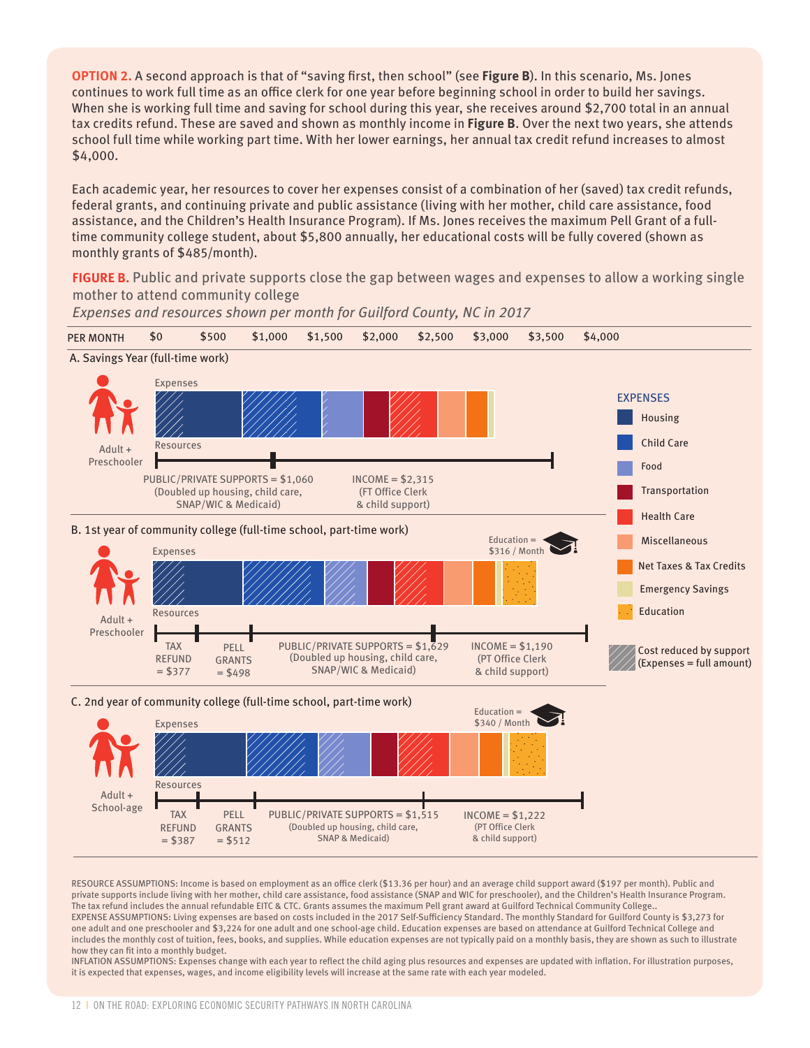**OPTION 2.** A second approach is that of "saving first, then school" (see **Figure B**). In this scenario, Ms. Jones continues to work full time as an office clerk for one year before beginning school in order to build her savings. When she is working full time and saving for school during this year, she receives around $2,700 total in an annual tax credits refund. These are saved and shown as monthly income in **Figure B**. Over the next two years, she attends school full time while working part time. With her lower earnings, her annual tax credit refund increases to almost $4,000.

Each academic year, her resources to cover her expenses consist of a combination of her (saved) tax credit refunds, federal grants, and continuing private and public assistance (living with her mother, child care assistance, food assistance, and the Children's Health Insurance Program). If Ms. Jones receives the maximum Pell Grant of a full-time community college student, about $5,800 annually, her educational costs will be fully covered (shown as monthly grants of $485/month).

**FIGURE B.** Public and private supports close the gap between wages and expenses to allow a working single mother to attend community college

*Expenses and resources shown per month for Guilford County, NC in 2017*

PER MONTH: $0 | $500 | $1,000 | $1,500 | $2,000 | $2,500 | $3,000 | $3,500 | $4,000

A. Savings Year (full-time work)

Adult + Preschooler

Expenses

Resources

PUBLIC/PRIVATE SUPPORTS = $1,060 (Doubled up housing, child care, SNAP/WIC & Medicaid)

INCOME = $2,315 (FT Office Clerk & child support)

B. 1st year of community college (full-time school, part-time work)

Adult + Preschooler

Expenses

Education = $316 / Month

Resources

TAX REFUND = $377

PELL GRANTS = $498

PUBLIC/PRIVATE SUPPORTS = $1,629 (Doubled up housing, child care, SNAP/WIC & Medicaid)

INCOME = $1,190 (PT Office Clerk & child support)

C. 2nd year of community college (full-time school, part-time work)

Adult + School-age

Expenses

Education = $340 / Month

Resources

TAX REFUND = $387

PELL GRANTS = $512

PUBLIC/PRIVATE SUPPORTS = $1,515 (Doubled up housing, child care, SNAP & Medicaid)

INCOME = $1,222 (PT Office Clerk & child support)

EXPENSES: Housing; Child Care; Food; Transportation; Health Care; Miscellaneous; Net Taxes & Tax Credits; Emergency Savings; Education

Cost reduced by support (Expenses = full amount)

RESOURCE ASSUMPTIONS: Income is based on employment as an office clerk ($13.36 per hour) and an average child support award ($197 per month). Public and private supports include living with her mother, child care assistance, food assistance (SNAP and WIC for preschooler), and the Children's Health Insurance Program. The tax refund includes the annual refundable EITC & CTC. Grants assumes the maximum Pell grant award at Guilford Technical Community College..

EXPENSE ASSUMPTIONS: Living expenses are based on costs included in the 2017 Self-Sufficiency Standard. The monthly Standard for Guilford County is $3,273 for one adult and one preschooler and $3,224 for one adult and one school-age child. Education expenses are based on attendance at Guilford Technical College and includes the monthly cost of tuition, fees, books, and supplies. While education expenses are not typically paid on a monthly basis, they are shown as such to illustrate how they can fit into a monthly budget.

INFLATION ASSUMPTIONS: Expenses change with each year to reflect the child aging plus resources and expenses are updated with inflation. For illustration purposes, it is expected that expenses, wages, and income eligibility levels will increase at the same rate with each year modeled.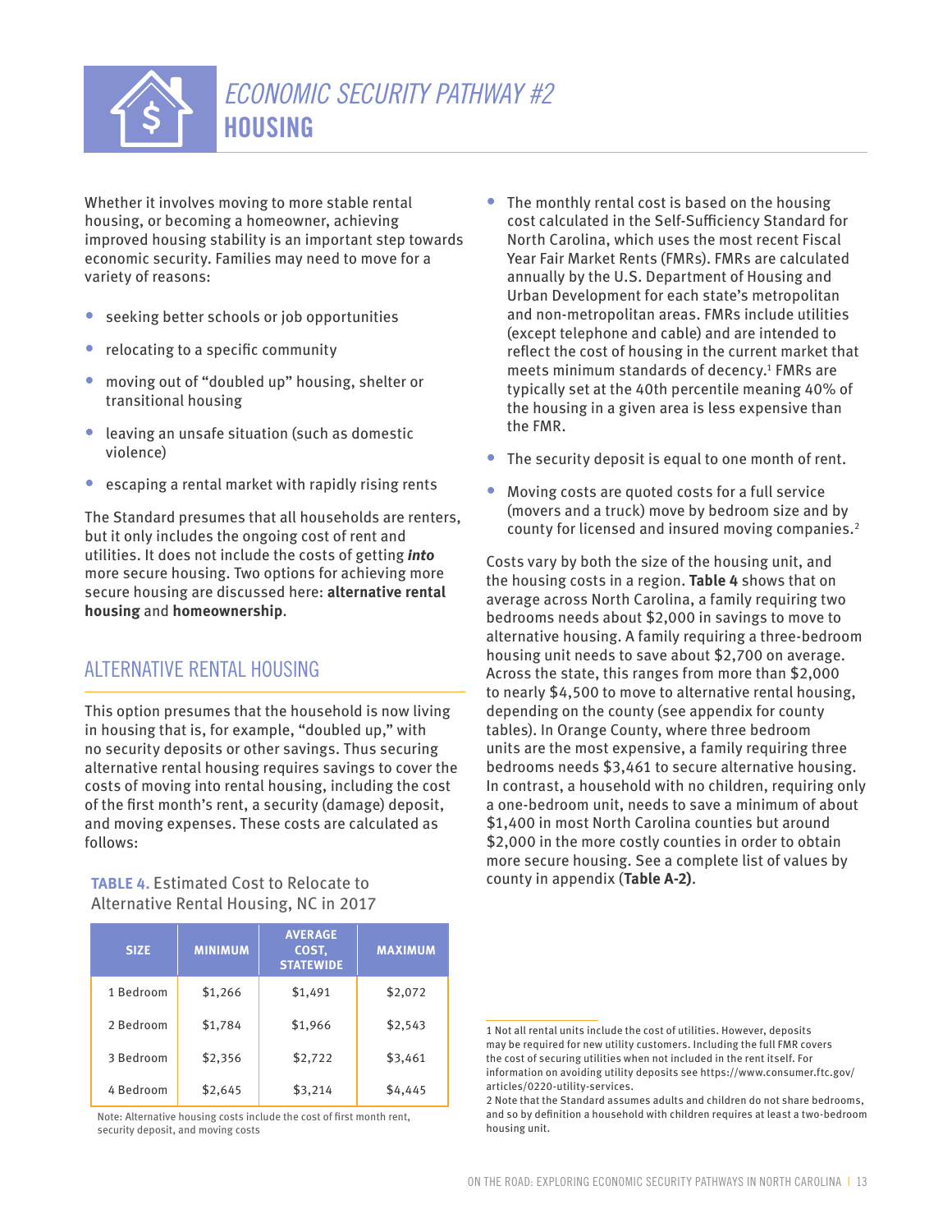# *ECONOMIC SECURITY PATHWAY #2*
# HOUSING

Whether it involves moving to more stable rental housing, or becoming a homeowner, achieving improved housing stability is an important step towards economic security. Families may need to move for a variety of reasons:

- seeking better schools or job opportunities
- relocating to a specific community
- moving out of "doubled up" housing, shelter or transitional housing
- leaving an unsafe situation (such as domestic violence)
- escaping a rental market with rapidly rising rents

The Standard presumes that all households are renters, but it only includes the ongoing cost of rent and utilities. It does not include the costs of getting ***into*** more secure housing. Two options for achieving more secure housing are discussed here: **alternative rental housing** and **homeownership**.

## ALTERNATIVE RENTAL HOUSING

This option presumes that the household is now living in housing that is, for example, "doubled up," with no security deposits or other savings. Thus securing alternative rental housing requires savings to cover the costs of moving into rental housing, including the cost of the first month's rent, a security (damage) deposit, and moving expenses. These costs are calculated as follows:

**TABLE 4.** Estimated Cost to Relocate to Alternative Rental Housing, NC in 2017

| SIZE | MINIMUM | AVERAGE COST, STATEWIDE | MAXIMUM |
|---|---|---|---|
| 1 Bedroom | $1,266 | $1,491 | $2,072 |
| 2 Bedroom | $1,784 | $1,966 | $2,543 |
| 3 Bedroom | $2,356 | $2,722 | $3,461 |
| 4 Bedroom | $2,645 | $3,214 | $4,445 |

Note: Alternative housing costs include the cost of first month rent, security deposit, and moving costs

- The monthly rental cost is based on the housing cost calculated in the Self-Sufficiency Standard for North Carolina, which uses the most recent Fiscal Year Fair Market Rents (FMRs). FMRs are calculated annually by the U.S. Department of Housing and Urban Development for each state's metropolitan and non-metropolitan areas. FMRs include utilities (except telephone and cable) and are intended to reflect the cost of housing in the current market that meets minimum standards of decency.[1] FMRs are typically set at the 40th percentile meaning 40% of the housing in a given area is less expensive than the FMR.
- The security deposit is equal to one month of rent.
- Moving costs are quoted costs for a full service (movers and a truck) move by bedroom size and by county for licensed and insured moving companies.[2]

Costs vary by both the size of the housing unit, and the housing costs in a region. **Table 4** shows that on average across North Carolina, a family requiring two bedrooms needs about $2,000 in savings to move to alternative housing. A family requiring a three-bedroom housing unit needs to save about $2,700 on average. Across the state, this ranges from more than $2,000 to nearly $4,500 to move to alternative rental housing, depending on the county (see appendix for county tables). In Orange County, where three bedroom units are the most expensive, a family requiring three bedrooms needs $3,461 to secure alternative housing. In contrast, a household with no children, requiring only a one-bedroom unit, needs to save a minimum of about $1,400 in most North Carolina counties but around $2,000 in the more costly counties in order to obtain more secure housing. See a complete list of values by county in appendix (**Table A-2)**.

1 Not all rental units include the cost of utilities. However, deposits may be required for new utility customers. Including the full FMR covers the cost of securing utilities when not included in the rent itself. For information on avoiding utility deposits see https://www.consumer.ftc.gov/articles/0220-utility-services.

2 Note that the Standard assumes adults and children do not share bedrooms, and so by definition a household with children requires at least a two-bedroom housing unit.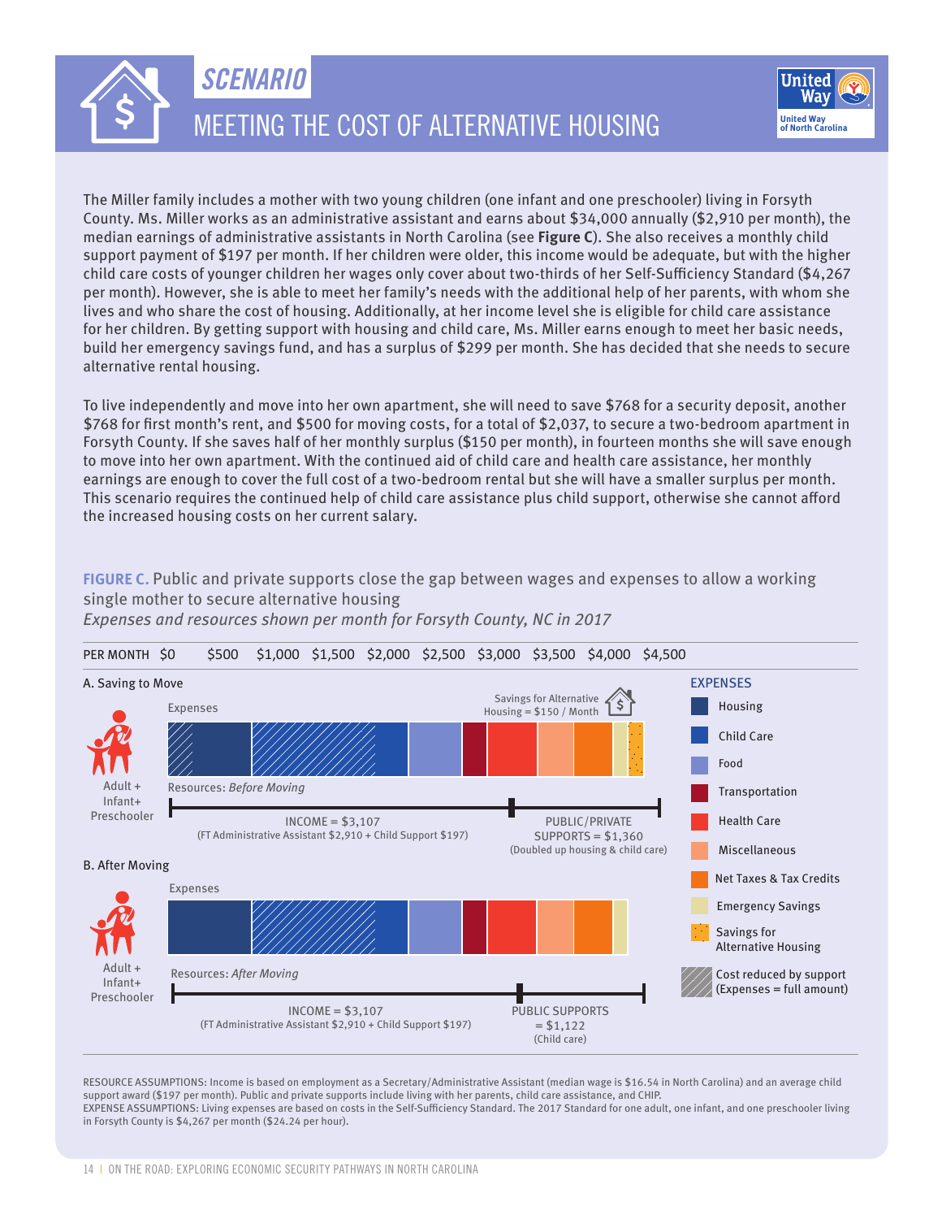# SCENARIO

## MEETING THE COST OF ALTERNATIVE HOUSING

The Miller family includes a mother with two young children (one infant and one preschooler) living in Forsyth County. Ms. Miller works as an administrative assistant and earns about $34,000 annually ($2,910 per month), the median earnings of administrative assistants in North Carolina (see **Figure C**). She also receives a monthly child support payment of $197 per month. If her children were older, this income would be adequate, but with the higher child care costs of younger children her wages only cover about two-thirds of her Self-Sufficiency Standard ($4,267 per month). However, she is able to meet her family's needs with the additional help of her parents, with whom she lives and who share the cost of housing. Additionally, at her income level she is eligible for child care assistance for her children. By getting support with housing and child care, Ms. Miller earns enough to meet her basic needs, build her emergency savings fund, and has a surplus of $299 per month. She has decided that she needs to secure alternative rental housing.

To live independently and move into her own apartment, she will need to save $768 for a security deposit, another $768 for first month's rent, and $500 for moving costs, for a total of $2,037, to secure a two-bedroom apartment in Forsyth County. If she saves half of her monthly surplus ($150 per month), in fourteen months she will save enough to move into her own apartment. With the continued aid of child care and health care assistance, her monthly earnings are enough to cover the full cost of a two-bedroom rental but she will have a smaller surplus per month. This scenario requires the continued help of child care assistance plus child support, otherwise she cannot afford the increased housing costs on her current salary.

**FIGURE C.** Public and private supports close the gap between wages and expenses to allow a working single mother to secure alternative housing

*Expenses and resources shown per month for Forsyth County, NC in 2017*

PER MONTH $0 $500 $1,000 $1,500 $2,000 $2,500 $3,000 $3,500 $4,000 $4,500

**A. Saving to Move**

Adult + Infant+ Preschooler

Expenses — Savings for Alternative Housing = $150 / Month

Resources: *Before Moving*

INCOME = $3,107 (FT Administrative Assistant $2,910 + Child Support $197)

PUBLIC/PRIVATE SUPPORTS = $1,360 (Doubled up housing & child care)

**B. After Moving**

Adult + Infant+ Preschooler

Expenses

Resources: *After Moving*

INCOME = $3,107 (FT Administrative Assistant $2,910 + Child Support $197)

PUBLIC SUPPORTS = $1,122 (Child care)

EXPENSES: Housing; Child Care; Food; Transportation; Health Care; Miscellaneous; Net Taxes & Tax Credits; Emergency Savings; Savings for Alternative Housing; Cost reduced by support (Expenses = full amount)

RESOURCE ASSUMPTIONS: Income is based on employment as a Secretary/Administrative Assistant (median wage is $16.54 in North Carolina) and an average child support award ($197 per month). Public and private supports include living with her parents, child care assistance, and CHIP.
EXPENSE ASSUMPTIONS: Living expenses are based on costs in the Self-Sufficiency Standard. The 2017 Standard for one adult, one infant, and one preschooler living in Forsyth County is $4,267 per month ($24.24 per hour).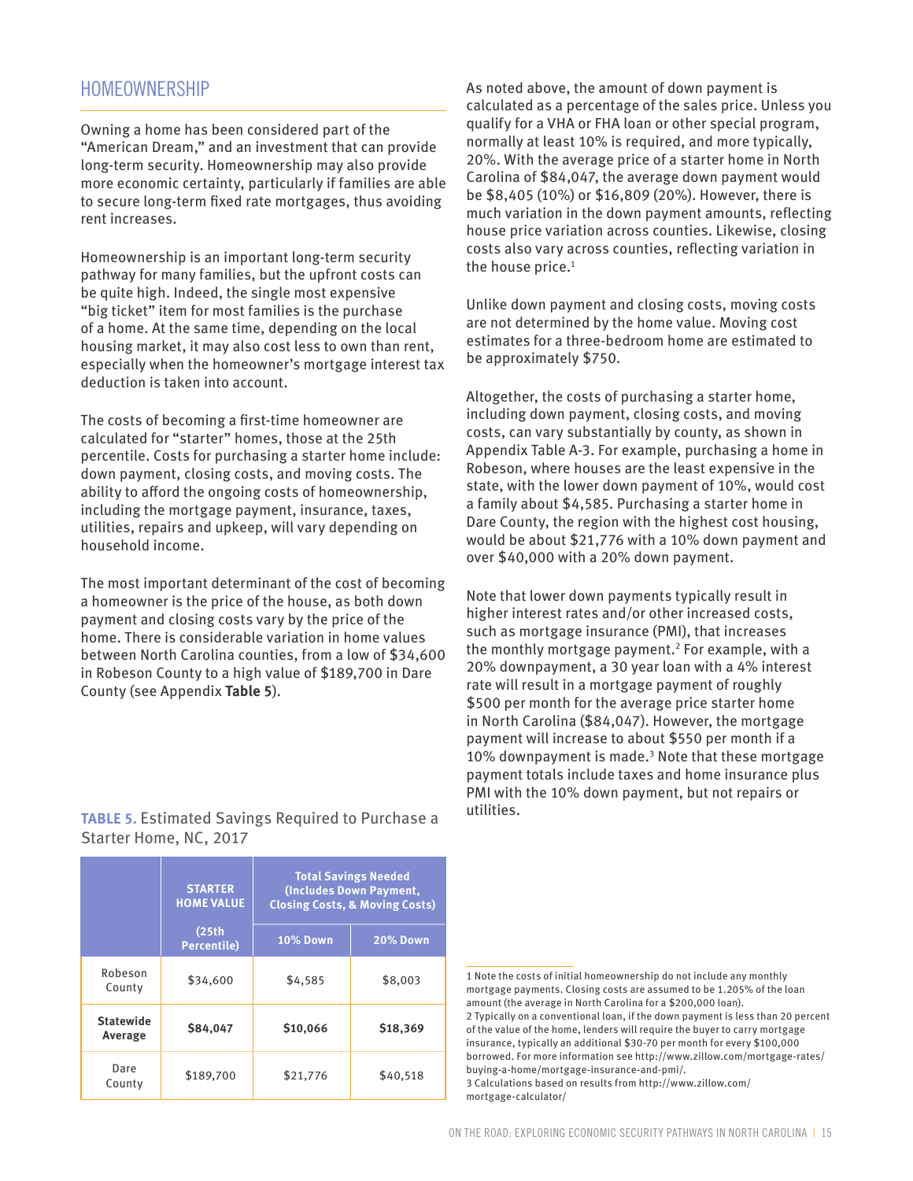## HOMEOWNERSHIP

Owning a home has been considered part of the "American Dream," and an investment that can provide long-term security. Homeownership may also provide more economic certainty, particularly if families are able to secure long-term fixed rate mortgages, thus avoiding rent increases.

Homeownership is an important long-term security pathway for many families, but the upfront costs can be quite high. Indeed, the single most expensive "big ticket" item for most families is the purchase of a home. At the same time, depending on the local housing market, it may also cost less to own than rent, especially when the homeowner's mortgage interest tax deduction is taken into account.

The costs of becoming a first-time homeowner are calculated for "starter" homes, those at the 25th percentile. Costs for purchasing a starter home include: down payment, closing costs, and moving costs. The ability to afford the ongoing costs of homeownership, including the mortgage payment, insurance, taxes, utilities, repairs and upkeep, will vary depending on household income.

The most important determinant of the cost of becoming a homeowner is the price of the house, as both down payment and closing costs vary by the price of the home. There is considerable variation in home values between North Carolina counties, from a low of $34,600 in Robeson County to a high value of $189,700 in Dare County (see Appendix **Table 5**).

**TABLE 5.** Estimated Savings Required to Purchase a Starter Home, NC, 2017

| | STARTER HOME VALUE (25th Percentile) | Total Savings Needed (Includes Down Payment, Closing Costs, & Moving Costs) | |
|---|---|---|---|
| | | 10% Down | 20% Down |
| Robeson County | $34,600 | $4,585 | $8,003 |
| **Statewide Average** | **$84,047** | **$10,066** | **$18,369** |
| Dare County | $189,700 | $21,776 | $40,518 |

As noted above, the amount of down payment is calculated as a percentage of the sales price. Unless you qualify for a VHA or FHA loan or other special program, normally at least 10% is required, and more typically, 20%. With the average price of a starter home in North Carolina of $84,047, the average down payment would be $8,405 (10%) or $16,809 (20%). However, there is much variation in the down payment amounts, reflecting house price variation across counties. Likewise, closing costs also vary across counties, reflecting variation in the house price.[1]

Unlike down payment and closing costs, moving costs are not determined by the home value. Moving cost estimates for a three-bedroom home are estimated to be approximately $750.

Altogether, the costs of purchasing a starter home, including down payment, closing costs, and moving costs, can vary substantially by county, as shown in Appendix Table A-3. For example, purchasing a home in Robeson, where houses are the least expensive in the state, with the lower down payment of 10%, would cost a family about $4,585. Purchasing a starter home in Dare County, the region with the highest cost housing, would be about $21,776 with a 10% down payment and over $40,000 with a 20% down payment.

Note that lower down payments typically result in higher interest rates and/or other increased costs, such as mortgage insurance (PMI), that increases the monthly mortgage payment.[2] For example, with a 20% downpayment, a 30 year loan with a 4% interest rate will result in a mortgage payment of roughly $500 per month for the average price starter home in North Carolina ($84,047). However, the mortgage payment will increase to about $550 per month if a 10% downpayment is made.[3] Note that these mortgage payment totals include taxes and home insurance plus PMI with the 10% down payment, but not repairs or utilities.

---

1 Note the costs of initial homeownership do not include any monthly mortgage payments. Closing costs are assumed to be 1.205% of the loan amount (the average in North Carolina for a $200,000 loan).

2 Typically on a conventional loan, if the down payment is less than 20 percent of the value of the home, lenders will require the buyer to carry mortgage insurance, typically an additional $30-70 per month for every $100,000 borrowed. For more information see http://www.zillow.com/mortgage-rates/buying-a-home/mortgage-insurance-and-pmi/.

3 Calculations based on results from http://www.zillow.com/mortgage-calculator/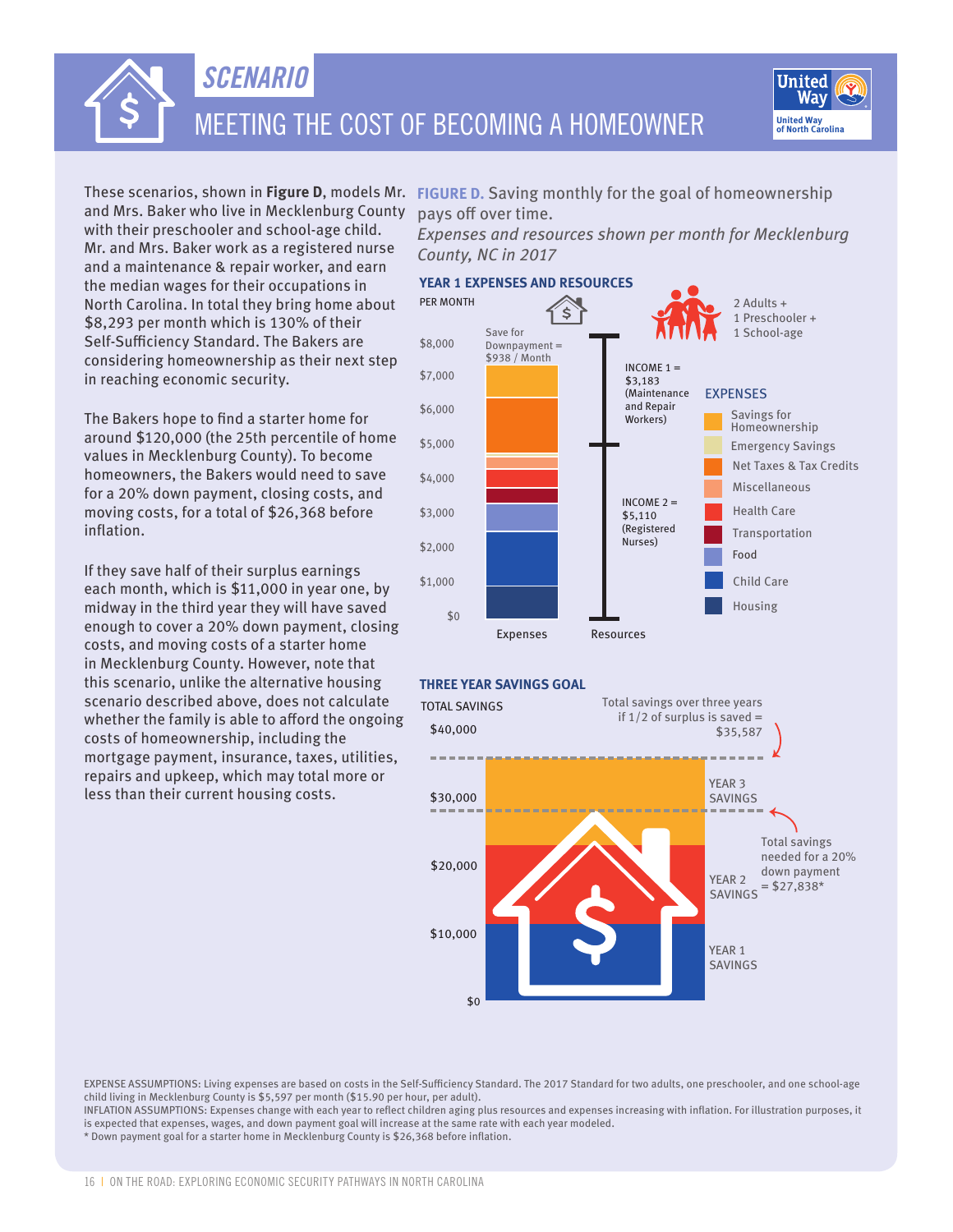# SCENARIO

## MEETING THE COST OF BECOMING A HOMEOWNER

These scenarios, shown in **Figure D**, models Mr. and Mrs. Baker who live in Mecklenburg County with their preschooler and school-age child. Mr. and Mrs. Baker work as a registered nurse and a maintenance & repair worker, and earn the median wages for their occupations in North Carolina. In total they bring home about $8,293 per month which is 130% of their Self-Sufficiency Standard. The Bakers are considering homeownership as their next step in reaching economic security.

The Bakers hope to find a starter home for around $120,000 (the 25th percentile of home values in Mecklenburg County). To become homeowners, the Bakers would need to save for a 20% down payment, closing costs, and moving costs, for a total of $26,368 before inflation.

If they save half of their surplus earnings each month, which is $11,000 in year one, by midway in the third year they will have saved enough to cover a 20% down payment, closing costs, and moving costs of a starter home in Mecklenburg County. However, note that this scenario, unlike the alternative housing scenario described above, does not calculate whether the family is able to afford the ongoing costs of homeownership, including the mortgage payment, insurance, taxes, utilities, repairs and upkeep, which may total more or less than their current housing costs.

**FIGURE D.** Saving monthly for the goal of homeownership pays off over time.

*Expenses and resources shown per month for Mecklenburg County, NC in 2017*

### YEAR 1 EXPENSES AND RESOURCES

PER MONTH

2 Adults + 1 Preschooler + 1 School-age

- Expenses: Save for Downpayment = $938 / Month
- Resources: INCOME 1 = $3,183 (Maintenance and Repair Workers); INCOME 2 = $5,110 (Registered Nurses)

EXPENSES: Savings for Homeownership; Emergency Savings; Net Taxes & Tax Credits; Miscellaneous; Health Care; Transportation; Food; Child Care; Housing

### THREE YEAR SAVINGS GOAL

TOTAL SAVINGS

- Total savings over three years if 1/2 of surplus is saved = $35,587
- Total savings needed for a 20% down payment = $27,838*
- YEAR 1 SAVINGS; YEAR 2 SAVINGS; YEAR 3 SAVINGS

EXPENSE ASSUMPTIONS: Living expenses are based on costs in the Self-Sufficiency Standard. The 2017 Standard for two adults, one preschooler, and one school-age child living in Mecklenburg County is $5,597 per month ($15.90 per hour, per adult).

INFLATION ASSUMPTIONS: Expenses change with each year to reflect children aging plus resources and expenses increasing with inflation. For illustration purposes, it is expected that expenses, wages, and down payment goal will increase at the same rate with each year modeled.

\* Down payment goal for a starter home in Mecklenburg County is $26,368 before inflation.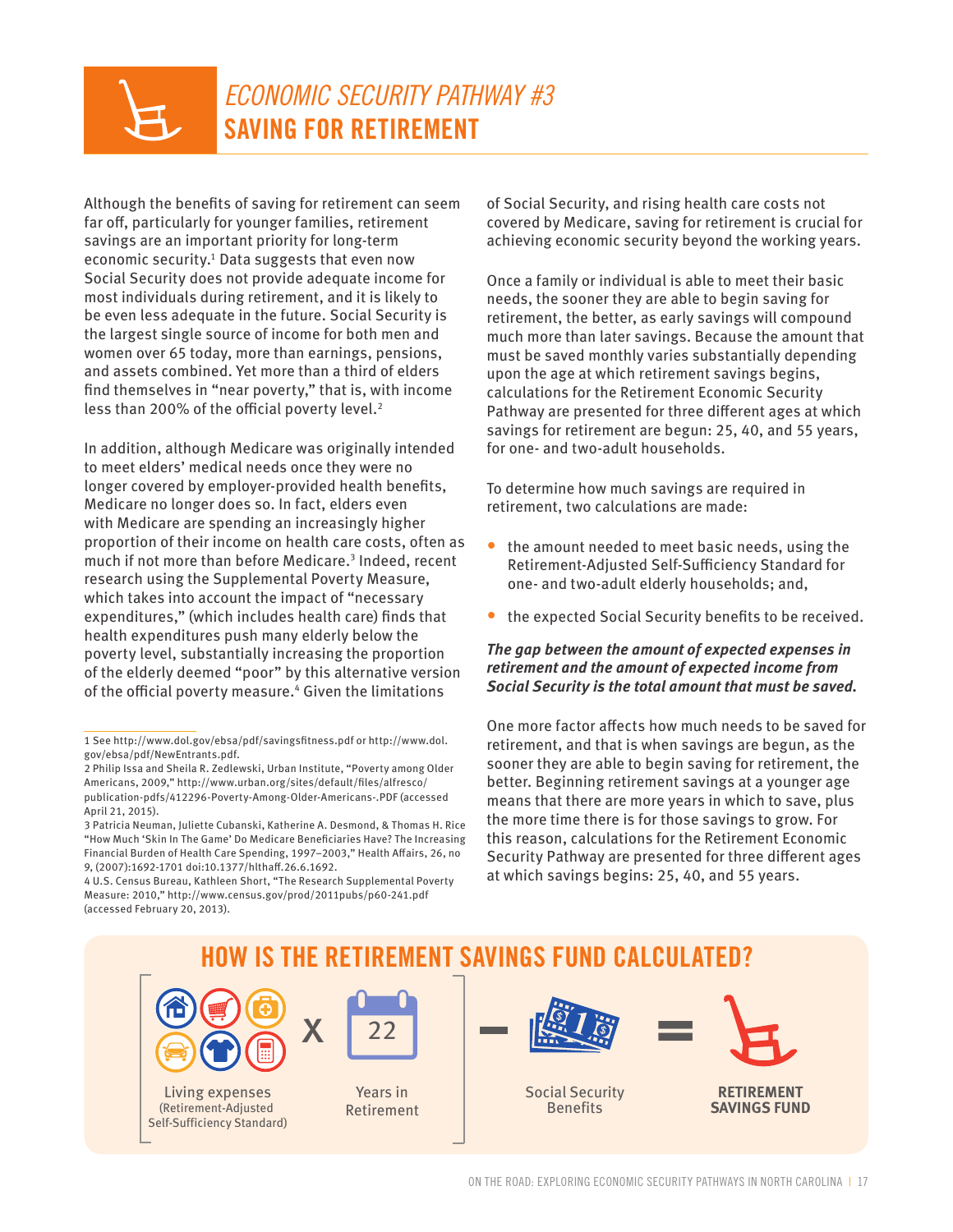# *ECONOMIC SECURITY PATHWAY #3*
# SAVING FOR RETIREMENT

Although the benefits of saving for retirement can seem far off, particularly for younger families, retirement savings are an important priority for long-term economic security.[1] Data suggests that even now Social Security does not provide adequate income for most individuals during retirement, and it is likely to be even less adequate in the future. Social Security is the largest single source of income for both men and women over 65 today, more than earnings, pensions, and assets combined. Yet more than a third of elders find themselves in "near poverty," that is, with income less than 200% of the official poverty level.[2]

In addition, although Medicare was originally intended to meet elders' medical needs once they were no longer covered by employer-provided health benefits, Medicare no longer does so. In fact, elders even with Medicare are spending an increasingly higher proportion of their income on health care costs, often as much if not more than before Medicare.[3] Indeed, recent research using the Supplemental Poverty Measure, which takes into account the impact of "necessary expenditures," (which includes health care) finds that health expenditures push many elderly below the poverty level, substantially increasing the proportion of the elderly deemed "poor" by this alternative version of the official poverty measure.[4] Given the limitations of Social Security, and rising health care costs not covered by Medicare, saving for retirement is crucial for achieving economic security beyond the working years.

Once a family or individual is able to meet their basic needs, the sooner they are able to begin saving for retirement, the better, as early savings will compound much more than later savings. Because the amount that must be saved monthly varies substantially depending upon the age at which retirement savings begins, calculations for the Retirement Economic Security Pathway are presented for three different ages at which savings for retirement are begun: 25, 40, and 55 years, for one- and two-adult households.

To determine how much savings are required in retirement, two calculations are made:

- the amount needed to meet basic needs, using the Retirement-Adjusted Self-Sufficiency Standard for one- and two-adult elderly households; and,
- the expected Social Security benefits to be received.

***The gap between the amount of expected expenses in retirement and the amount of expected income from Social Security is the total amount that must be saved.***

One more factor affects how much needs to be saved for retirement, and that is when savings are begun, as the sooner they are able to begin saving for retirement, the better. Beginning retirement savings at a younger age means that there are more years in which to save, plus the more time there is for those savings to grow. For this reason, calculations for the Retirement Economic Security Pathway are presented for three different ages at which savings begins: 25, 40, and 55 years.

1 See http://www.dol.gov/ebsa/pdf/savingsfitness.pdf or http://www.dol.gov/ebsa/pdf/NewEntrants.pdf.

2 Philip Issa and Sheila R. Zedlewski, Urban Institute, "Poverty among Older Americans, 2009," http://www.urban.org/sites/default/files/alfresco/publication-pdfs/412296-Poverty-Among-Older-Americans-.PDF (accessed April 21, 2015).

3 Patricia Neuman, Juliette Cubanski, Katherine A. Desmond, & Thomas H. Rice "How Much 'Skin In The Game' Do Medicare Beneficiaries Have? The Increasing Financial Burden of Health Care Spending, 1997–2003," Health Affairs, 26, no 9, (2007):1692-1701 doi:10.1377/hlthaff.26.6.1692.

4 U.S. Census Bureau, Kathleen Short, "The Research Supplemental Poverty Measure: 2010," http://www.census.gov/prod/2011pubs/p60-241.pdf (accessed February 20, 2013).

## HOW IS THE RETIREMENT SAVINGS FUND CALCULATED?

[ Living expenses (Retirement-Adjusted Self-Sufficiency Standard) x 22 Years in Retirement ] – Social Security Benefits = **RETIREMENT SAVINGS FUND**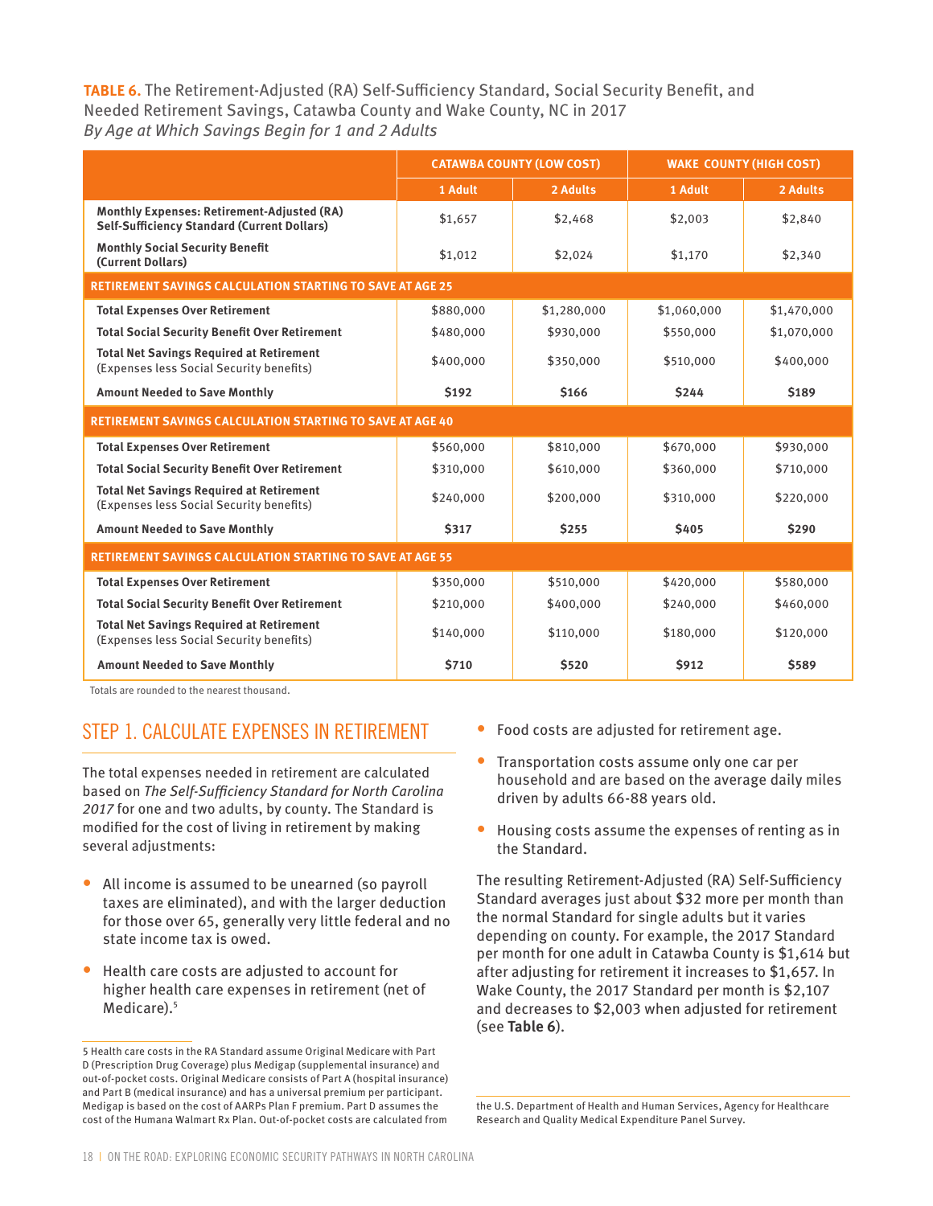**TABLE 6.** The Retirement-Adjusted (RA) Self-Sufficiency Standard, Social Security Benefit, and Needed Retirement Savings, Catawba County and Wake County, NC in 2017
*By Age at Which Savings Begin for 1 and 2 Adults*

| | CATAWBA COUNTY (LOW COST) | | WAKE COUNTY (HIGH COST) | |
|---|---|---|---|---|
| | 1 Adult | 2 Adults | 1 Adult | 2 Adults |
| **Monthly Expenses: Retirement-Adjusted (RA) Self-Sufficiency Standard (Current Dollars)** | $1,657 | $2,468 | $2,003 | $2,840 |
| **Monthly Social Security Benefit (Current Dollars)** | $1,012 | $2,024 | $1,170 | $2,340 |
| **RETIREMENT SAVINGS CALCULATION STARTING TO SAVE AT AGE 25** | | | | |
| **Total Expenses Over Retirement** | $880,000 | $1,280,000 | $1,060,000 | $1,470,000 |
| **Total Social Security Benefit Over Retirement** | $480,000 | $930,000 | $550,000 | $1,070,000 |
| **Total Net Savings Required at Retirement** (Expenses less Social Security benefits) | $400,000 | $350,000 | $510,000 | $400,000 |
| **Amount Needed to Save Monthly** | **$192** | **$166** | **$244** | **$189** |
| **RETIREMENT SAVINGS CALCULATION STARTING TO SAVE AT AGE 40** | | | | |
| **Total Expenses Over Retirement** | $560,000 | $810,000 | $670,000 | $930,000 |
| **Total Social Security Benefit Over Retirement** | $310,000 | $610,000 | $360,000 | $710,000 |
| **Total Net Savings Required at Retirement** (Expenses less Social Security benefits) | $240,000 | $200,000 | $310,000 | $220,000 |
| **Amount Needed to Save Monthly** | **$317** | **$255** | **$405** | **$290** |
| **RETIREMENT SAVINGS CALCULATION STARTING TO SAVE AT AGE 55** | | | | |
| **Total Expenses Over Retirement** | $350,000 | $510,000 | $420,000 | $580,000 |
| **Total Social Security Benefit Over Retirement** | $210,000 | $400,000 | $240,000 | $460,000 |
| **Total Net Savings Required at Retirement** (Expenses less Social Security benefits) | $140,000 | $110,000 | $180,000 | $120,000 |
| **Amount Needed to Save Monthly** | **$710** | **$520** | **$912** | **$589** |

Totals are rounded to the nearest thousand.

## STEP 1. CALCULATE EXPENSES IN RETIREMENT

The total expenses needed in retirement are calculated based on *The Self-Sufficiency Standard for North Carolina 2017* for one and two adults, by county. The Standard is modified for the cost of living in retirement by making several adjustments:

- All income is assumed to be unearned (so payroll taxes are eliminated), and with the larger deduction for those over 65, generally very little federal and no state income tax is owed.
- Health care costs are adjusted to account for higher health care expenses in retirement (net of Medicare).[5]
- Food costs are adjusted for retirement age.
- Transportation costs assume only one car per household and are based on the average daily miles driven by adults 66-88 years old.
- Housing costs assume the expenses of renting as in the Standard.

The resulting Retirement-Adjusted (RA) Self-Sufficiency Standard averages just about $32 more per month than the normal Standard for single adults but it varies depending on county. For example, the 2017 Standard per month for one adult in Catawba County is $1,614 but after adjusting for retirement it increases to $1,657. In Wake County, the 2017 Standard per month is $2,107 and decreases to $2,003 when adjusted for retirement (see **Table 6**).

5 Health care costs in the RA Standard assume Original Medicare with Part D (Prescription Drug Coverage) plus Medigap (supplemental insurance) and out-of-pocket costs. Original Medicare consists of Part A (hospital insurance) and Part B (medical insurance) and has a universal premium per participant. Medigap is based on the cost of AARPs Plan F premium. Part D assumes the cost of the Humana Walmart Rx Plan. Out-of-pocket costs are calculated from the U.S. Department of Health and Human Services, Agency for Healthcare Research and Quality Medical Expenditure Panel Survey.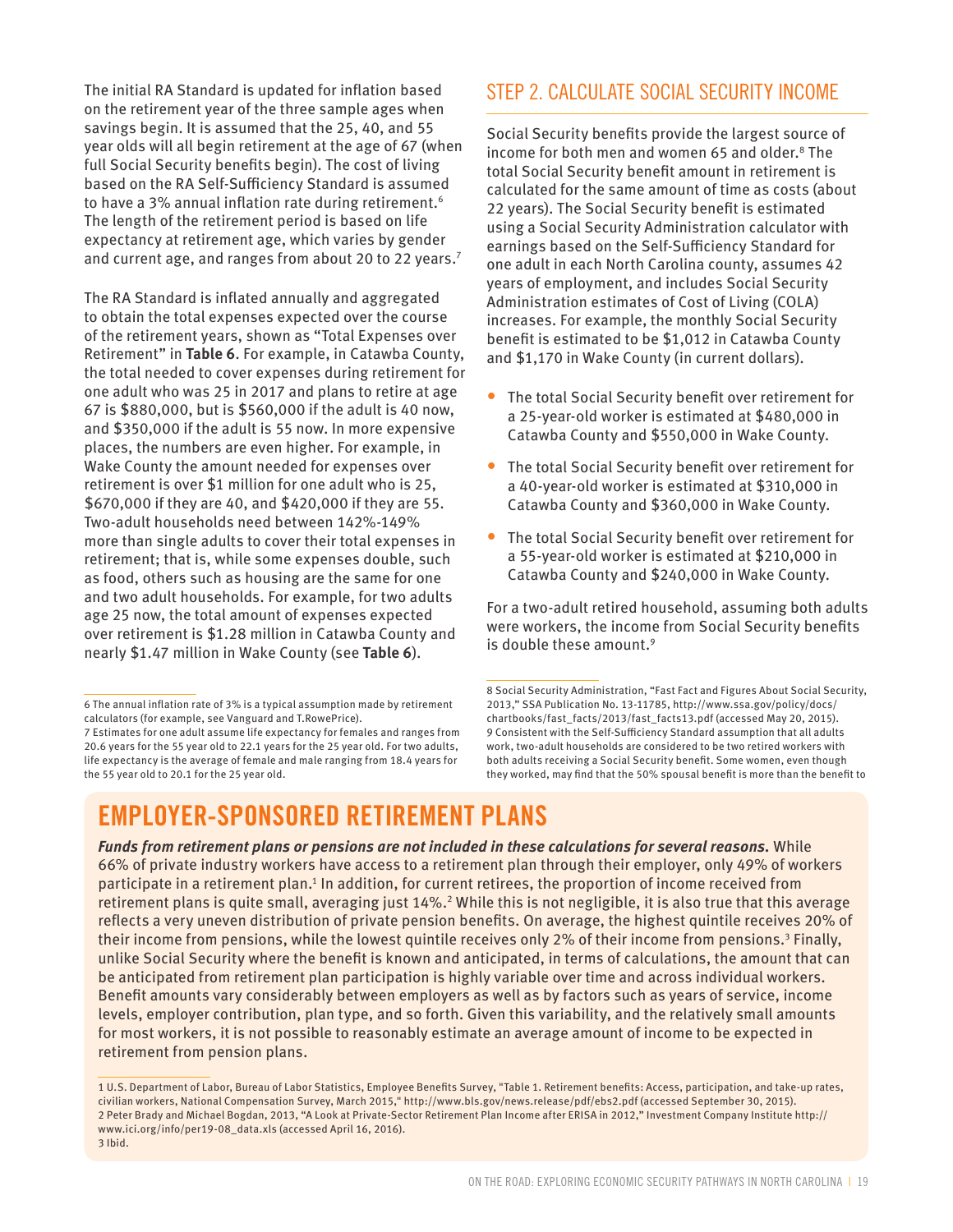The initial RA Standard is updated for inflation based on the retirement year of the three sample ages when savings begin. It is assumed that the 25, 40, and 55 year olds will all begin retirement at the age of 67 (when full Social Security benefits begin). The cost of living based on the RA Self-Sufficiency Standard is assumed to have a 3% annual inflation rate during retirement.[6] The length of the retirement period is based on life expectancy at retirement age, which varies by gender and current age, and ranges from about 20 to 22 years.[7]

The RA Standard is inflated annually and aggregated to obtain the total expenses expected over the course of the retirement years, shown as "Total Expenses over Retirement" in **Table 6**. For example, in Catawba County, the total needed to cover expenses during retirement for one adult who was 25 in 2017 and plans to retire at age 67 is $880,000, but is $560,000 if the adult is 40 now, and $350,000 if the adult is 55 now. In more expensive places, the numbers are even higher. For example, in Wake County the amount needed for expenses over retirement is over $1 million for one adult who is 25, $670,000 if they are 40, and $420,000 if they are 55. Two-adult households need between 142%-149% more than single adults to cover their total expenses in retirement; that is, while some expenses double, such as food, others such as housing are the same for one and two adult households. For example, for two adults age 25 now, the total amount of expenses expected over retirement is $1.28 million in Catawba County and nearly $1.47 million in Wake County (see **Table 6**).

6 The annual inflation rate of 3% is a typical assumption made by retirement calculators (for example, see Vanguard and T.RowePrice).

7 Estimates for one adult assume life expectancy for females and ranges from 20.6 years for the 55 year old to 22.1 years for the 25 year old. For two adults, life expectancy is the average of female and male ranging from 18.4 years for the 55 year old to 20.1 for the 25 year old.

## STEP 2. CALCULATE SOCIAL SECURITY INCOME

Social Security benefits provide the largest source of income for both men and women 65 and older.[8] The total Social Security benefit amount in retirement is calculated for the same amount of time as costs (about 22 years). The Social Security benefit is estimated using a Social Security Administration calculator with earnings based on the Self-Sufficiency Standard for one adult in each North Carolina county, assumes 42 years of employment, and includes Social Security Administration estimates of Cost of Living (COLA) increases. For example, the monthly Social Security benefit is estimated to be $1,012 in Catawba County and $1,170 in Wake County (in current dollars).

- The total Social Security benefit over retirement for a 25-year-old worker is estimated at $480,000 in Catawba County and $550,000 in Wake County.
- The total Social Security benefit over retirement for a 40-year-old worker is estimated at $310,000 in Catawba County and $360,000 in Wake County.
- The total Social Security benefit over retirement for a 55-year-old worker is estimated at $210,000 in Catawba County and $240,000 in Wake County.

For a two-adult retired household, assuming both adults were workers, the income from Social Security benefits is double these amount.[9]

8 Social Security Administration, "Fast Fact and Figures About Social Security, 2013," SSA Publication No. 13-11785, http://www.ssa.gov/policy/docs/chartbooks/fast_facts/2013/fast_facts13.pdf (accessed May 20, 2015).

9 Consistent with the Self-Sufficiency Standard assumption that all adults work, two-adult households are considered to be two retired workers with both adults receiving a Social Security benefit. Some women, even though they worked, may find that the 50% spousal benefit is more than the benefit to

## EMPLOYER-SPONSORED RETIREMENT PLANS

***Funds from retirement plans or pensions are not included in these calculations for several reasons.*** While 66% of private industry workers have access to a retirement plan through their employer, only 49% of workers participate in a retirement plan.[1] In addition, for current retirees, the proportion of income received from retirement plans is quite small, averaging just 14%.[2] While this is not negligible, it is also true that this average reflects a very uneven distribution of private pension benefits. On average, the highest quintile receives 20% of their income from pensions, while the lowest quintile receives only 2% of their income from pensions.[3] Finally, unlike Social Security where the benefit is known and anticipated, in terms of calculations, the amount that can be anticipated from retirement plan participation is highly variable over time and across individual workers. Benefit amounts vary considerably between employers as well as by factors such as years of service, income levels, employer contribution, plan type, and so forth. Given this variability, and the relatively small amounts for most workers, it is not possible to reasonably estimate an average amount of income to be expected in retirement from pension plans.

1 U.S. Department of Labor, Bureau of Labor Statistics, Employee Benefits Survey, "Table 1. Retirement benefits: Access, participation, and take-up rates, civilian workers, National Compensation Survey, March 2015," http://www.bls.gov/news.release/pdf/ebs2.pdf (accessed September 30, 2015).

2 Peter Brady and Michael Bogdan, 2013, "A Look at Private-Sector Retirement Plan Income after ERISA in 2012," Investment Company Institute http://www.ici.org/info/per19-08_data.xls (accessed April 16, 2016).

3 Ibid.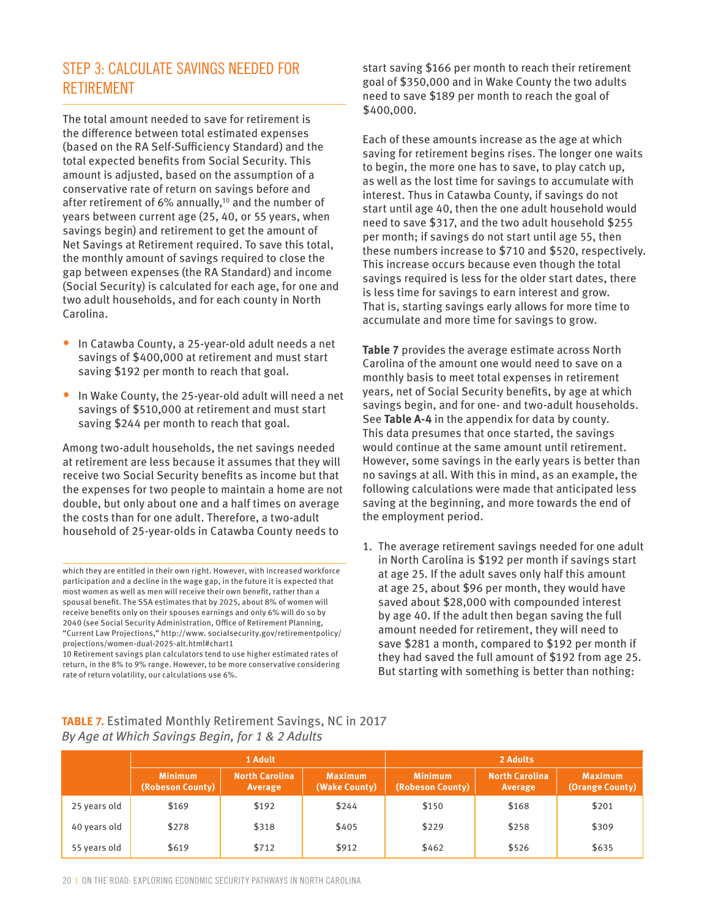## STEP 3: CALCULATE SAVINGS NEEDED FOR RETIREMENT

The total amount needed to save for retirement is the difference between total estimated expenses (based on the RA Self-Sufficiency Standard) and the total expected benefits from Social Security. This amount is adjusted, based on the assumption of a conservative rate of return on savings before and after retirement of 6% annually,[10] and the number of years between current age (25, 40, or 55 years, when savings begin) and retirement to get the amount of Net Savings at Retirement required. To save this total, the monthly amount of savings required to close the gap between expenses (the RA Standard) and income (Social Security) is calculated for each age, for one and two adult households, and for each county in North Carolina.

- In Catawba County, a 25-year-old adult needs a net savings of $400,000 at retirement and must start saving $192 per month to reach that goal.
- In Wake County, the 25-year-old adult will need a net savings of $510,000 at retirement and must start saving $244 per month to reach that goal.

Among two-adult households, the net savings needed at retirement are less because it assumes that they will receive two Social Security benefits as income but that the expenses for two people to maintain a home are not double, but only about one and a half times on average the costs than for one adult. Therefore, a two-adult household of 25-year-olds in Catawba County needs to start saving $166 per month to reach their retirement goal of $350,000 and in Wake County the two adults need to save $189 per month to reach the goal of $400,000.

Each of these amounts increase as the age at which saving for retirement begins rises. The longer one waits to begin, the more one has to save, to play catch up, as well as the lost time for savings to accumulate with interest. Thus in Catawba County, if savings do not start until age 40, then the one adult household would need to save $317, and the two adult household $255 per month; if savings do not start until age 55, then these numbers increase to $710 and $520, respectively. This increase occurs because even though the total savings required is less for the older start dates, there is less time for savings to earn interest and grow. That is, starting savings early allows for more time to accumulate and more time for savings to grow.

**Table 7** provides the average estimate across North Carolina of the amount one would need to save on a monthly basis to meet total expenses in retirement years, net of Social Security benefits, by age at which savings begin, and for one- and two-adult households. See **Table A-4** in the appendix for data by county. This data presumes that once started, the savings would continue at the same amount until retirement. However, some savings in the early years is better than no savings at all. With this in mind, as an example, the following calculations were made that anticipated less saving at the beginning, and more towards the end of the employment period.

1. The average retirement savings needed for one adult in North Carolina is $192 per month if savings start at age 25. If the adult saves only half this amount at age 25, about $96 per month, they would have saved about $28,000 with compounded interest by age 40. If the adult then began saving the full amount needed for retirement, they will need to save $281 a month, compared to $192 per month if they had saved the full amount of $192 from age 25. But starting with something is better than nothing:

which they are entitled in their own right. However, with increased workforce participation and a decline in the wage gap, in the future it is expected that most women as well as men will receive their own benefit, rather than a spousal benefit. The SSA estimates that by 2025, about 8% of women will receive benefits only on their spouses earnings and only 6% will do so by 2040 (see Social Security Administration, Office of Retirement Planning, "Current Law Projections," http://www.socialsecurity.gov/retirementpolicy/projections/women-dual-2025-alt.html#chart1

10 Retirement savings plan calculators tend to use higher estimated rates of return, in the 8% to 9% range. However, to be more conservative considering rate of return volatility, our calculations use 6%.

**TABLE 7.** Estimated Monthly Retirement Savings, NC in 2017
*By Age at Which Savings Begin, for 1 & 2 Adults*

| | 1 Adult | | | 2 Adults | | |
|---|---|---|---|---|---|---|
| | Minimum (Robeson County) | North Carolina Average | Maximum (Wake County) | Minimum (Robeson County) | North Carolina Average | Maximum (Orange County) |
| 25 years old | $169 | $192 | $244 | $150 | $168 | $201 |
| 40 years old | $278 | $318 | $405 | $229 | $258 | $309 |
| 55 years old | $619 | $712 | $912 | $462 | $526 | $635 |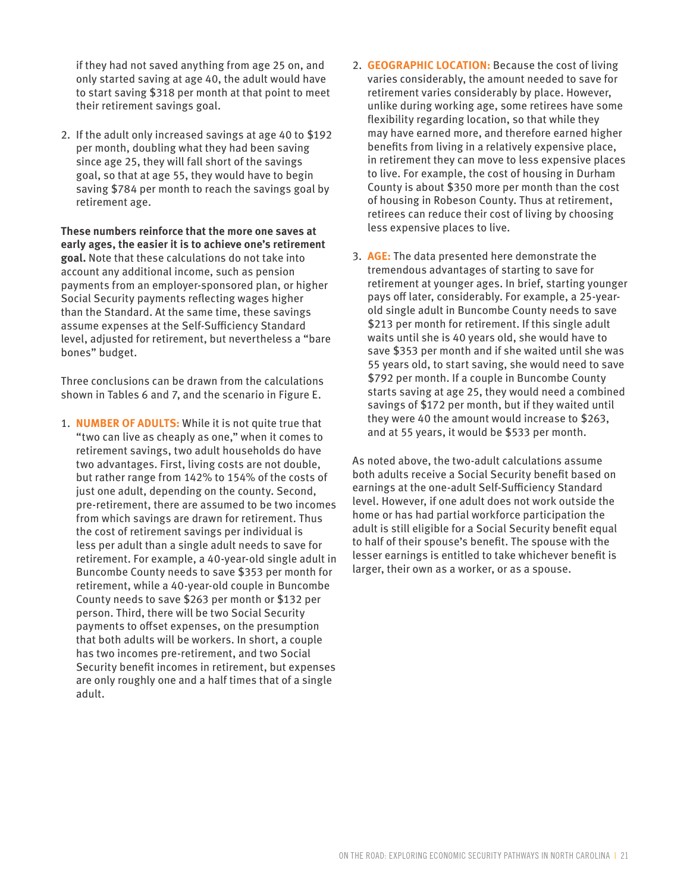if they had not saved anything from age 25 on, and only started saving at age 40, the adult would have to start saving $318 per month at that point to meet their retirement savings goal.

2. If the adult only increased savings at age 40 to $192 per month, doubling what they had been saving since age 25, they will fall short of the savings goal, so that at age 55, they would have to begin saving $784 per month to reach the savings goal by retirement age.

**These numbers reinforce that the more one saves at early ages, the easier it is to achieve one's retirement goal.** Note that these calculations do not take into account any additional income, such as pension payments from an employer-sponsored plan, or higher Social Security payments reflecting wages higher than the Standard. At the same time, these savings assume expenses at the Self-Sufficiency Standard level, adjusted for retirement, but nevertheless a "bare bones" budget.

Three conclusions can be drawn from the calculations shown in Tables 6 and 7, and the scenario in Figure E.

1. **NUMBER OF ADULTS:** While it is not quite true that "two can live as cheaply as one," when it comes to retirement savings, two adult households do have two advantages. First, living costs are not double, but rather range from 142% to 154% of the costs of just one adult, depending on the county. Second, pre-retirement, there are assumed to be two incomes from which savings are drawn for retirement. Thus the cost of retirement savings per individual is less per adult than a single adult needs to save for retirement. For example, a 40-year-old single adult in Buncombe County needs to save $353 per month for retirement, while a 40-year-old couple in Buncombe County needs to save $263 per month or $132 per person. Third, there will be two Social Security payments to offset expenses, on the presumption that both adults will be workers. In short, a couple has two incomes pre-retirement, and two Social Security benefit incomes in retirement, but expenses are only roughly one and a half times that of a single adult.

2. **GEOGRAPHIC LOCATION:** Because the cost of living varies considerably, the amount needed to save for retirement varies considerably by place. However, unlike during working age, some retirees have some flexibility regarding location, so that while they may have earned more, and therefore earned higher benefits from living in a relatively expensive place, in retirement they can move to less expensive places to live. For example, the cost of housing in Durham County is about $350 more per month than the cost of housing in Robeson County. Thus at retirement, retirees can reduce their cost of living by choosing less expensive places to live.

3. **AGE:** The data presented here demonstrate the tremendous advantages of starting to save for retirement at younger ages. In brief, starting younger pays off later, considerably. For example, a 25-year-old single adult in Buncombe County needs to save $213 per month for retirement. If this single adult waits until she is 40 years old, she would have to save $353 per month and if she waited until she was 55 years old, to start saving, she would need to save $792 per month. If a couple in Buncombe County starts saving at age 25, they would need a combined savings of $172 per month, but if they waited until they were 40 the amount would increase to $263, and at 55 years, it would be $533 per month.

As noted above, the two-adult calculations assume both adults receive a Social Security benefit based on earnings at the one-adult Self-Sufficiency Standard level. However, if one adult does not work outside the home or has had partial workforce participation the adult is still eligible for a Social Security benefit equal to half of their spouse's benefit. The spouse with the lesser earnings is entitled to take whichever benefit is larger, their own as a worker, or as a spouse.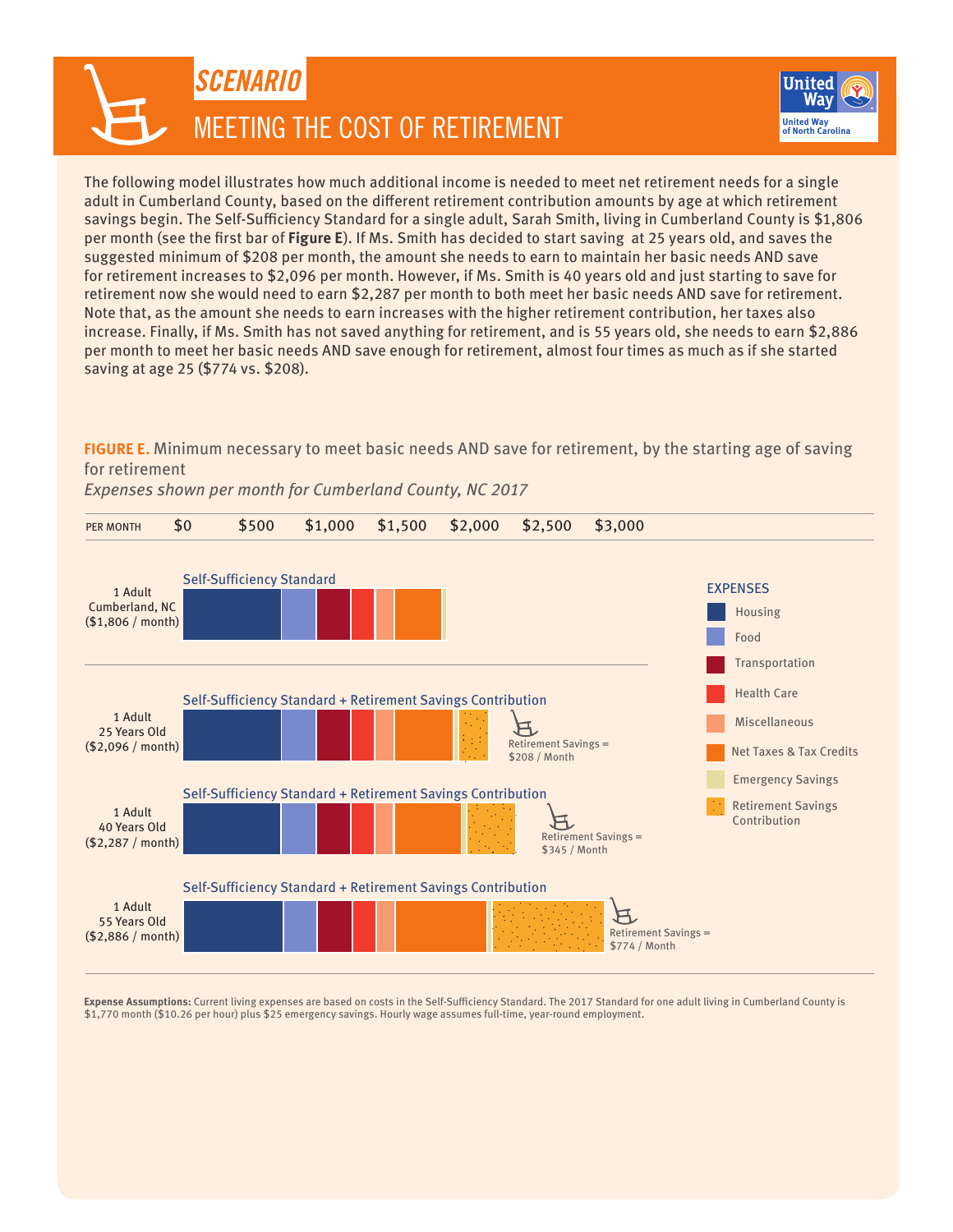# SCENARIO

## MEETING THE COST OF RETIREMENT

The following model illustrates how much additional income is needed to meet net retirement needs for a single adult in Cumberland County, based on the different retirement contribution amounts by age at which retirement savings begin. The Self-Sufficiency Standard for a single adult, Sarah Smith, living in Cumberland County is $1,806 per month (see the first bar of **Figure E**). If Ms. Smith has decided to start saving at 25 years old, and saves the suggested minimum of $208 per month, the amount she needs to earn to maintain her basic needs AND save for retirement increases to $2,096 per month. However, if Ms. Smith is 40 years old and just starting to save for retirement now she would need to earn $2,287 per month to both meet her basic needs AND save for retirement. Note that, as the amount she needs to earn increases with the higher retirement contribution, her taxes also increase. Finally, if Ms. Smith has not saved anything for retirement, and is 55 years old, she needs to earn $2,886 per month to meet her basic needs AND save enough for retirement, almost four times as much as if she started saving at age 25 ($774 vs. $208).

**FIGURE E.** Minimum necessary to meet basic needs AND save for retirement, by the starting age of saving for retirement

*Expenses shown per month for Cumberland County, NC 2017*

| | Bar | Retirement Savings |
|---|---|---|
| 1 Adult Cumberland, NC ($1,806 / month) | Self-Sufficiency Standard | |
| 1 Adult 25 Years Old ($2,096 / month) | Self-Sufficiency Standard + Retirement Savings Contribution | Retirement Savings = $208 / Month |
| 1 Adult 40 Years Old ($2,287 / month) | Self-Sufficiency Standard + Retirement Savings Contribution | Retirement Savings = $345 / Month |
| 1 Adult 55 Years Old ($2,886 / month) | Self-Sufficiency Standard + Retirement Savings Contribution | Retirement Savings = $774 / Month |

EXPENSES: Housing, Food, Transportation, Health Care, Miscellaneous, Net Taxes & Tax Credits, Emergency Savings, Retirement Savings Contribution

**Expense Assumptions:** Current living expenses are based on costs in the Self-Sufficiency Standard. The 2017 Standard for one adult living in Cumberland County is $1,770 month ($10.26 per hour) plus $25 emergency savings. Hourly wage assumes full-time, year-round employment.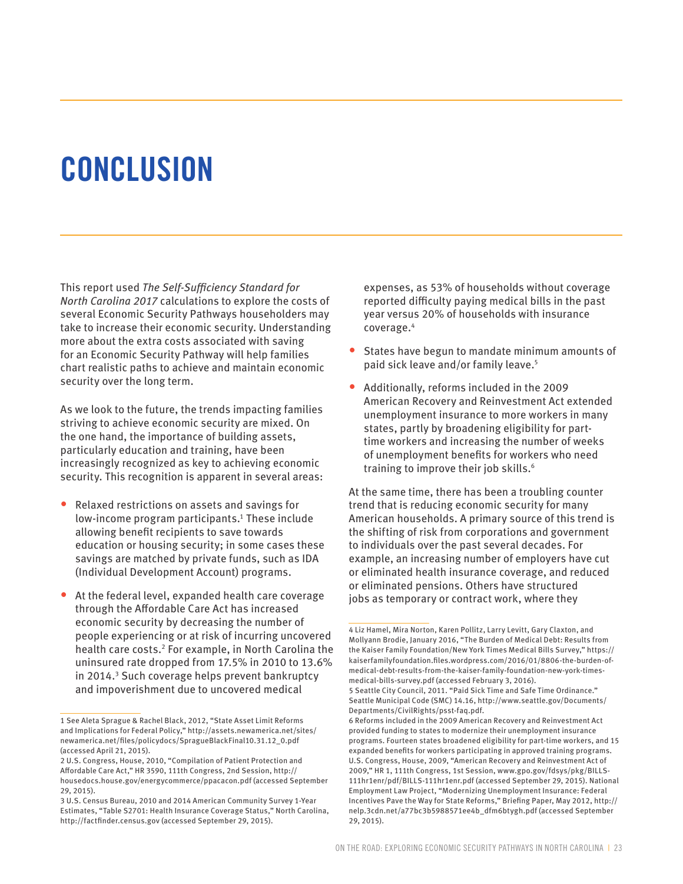# CONCLUSION

This report used *The Self-Sufficiency Standard for North Carolina 2017* calculations to explore the costs of several Economic Security Pathways householders may take to increase their economic security. Understanding more about the extra costs associated with saving for an Economic Security Pathway will help families chart realistic paths to achieve and maintain economic security over the long term.

As we look to the future, the trends impacting families striving to achieve economic security are mixed. On the one hand, the importance of building assets, particularly education and training, have been increasingly recognized as key to achieving economic security. This recognition is apparent in several areas:

- Relaxed restrictions on assets and savings for low-income program participants.[1] These include allowing benefit recipients to save towards education or housing security; in some cases these savings are matched by private funds, such as IDA (Individual Development Account) programs.
- At the federal level, expanded health care coverage through the Affordable Care Act has increased economic security by decreasing the number of people experiencing or at risk of incurring uncovered health care costs.[2] For example, in North Carolina the uninsured rate dropped from 17.5% in 2010 to 13.6% in 2014.[3] Such coverage helps prevent bankruptcy and impoverishment due to uncovered medical expenses, as 53% of households without coverage reported difficulty paying medical bills in the past year versus 20% of households with insurance coverage.[4]
- States have begun to mandate minimum amounts of paid sick leave and/or family leave.[5]
- Additionally, reforms included in the 2009 American Recovery and Reinvestment Act extended unemployment insurance to more workers in many states, partly by broadening eligibility for part-time workers and increasing the number of weeks of unemployment benefits for workers who need training to improve their job skills.[6]

At the same time, there has been a troubling counter trend that is reducing economic security for many American households. A primary source of this trend is the shifting of risk from corporations and government to individuals over the past several decades. For example, an increasing number of employers have cut or eliminated health insurance coverage, and reduced or eliminated pensions. Others have structured jobs as temporary or contract work, where they

---

1 See Aleta Sprague & Rachel Black, 2012, "State Asset Limit Reforms and Implications for Federal Policy," http://assets.newamerica.net/sites/newamerica.net/files/policydocs/SpragueBlackFinal10.31.12_0.pdf (accessed April 21, 2015).

2 U.S. Congress, House, 2010, "Compilation of Patient Protection and Affordable Care Act," HR 3590, 111th Congress, 2nd Session, http://housedocs.house.gov/energycommerce/ppacacon.pdf (accessed September 29, 2015).

3 U.S. Census Bureau, 2010 and 2014 American Community Survey 1-Year Estimates, "Table S2701: Health Insurance Coverage Status," North Carolina, http://factfinder.census.gov (accessed September 29, 2015).

4 Liz Hamel, Mira Norton, Karen Pollitz, Larry Levitt, Gary Claxton, and Mollyann Brodie, January 2016, "The Burden of Medical Debt: Results from the Kaiser Family Foundation/New York Times Medical Bills Survey," https://kaiserfamilyfoundation.files.wordpress.com/2016/01/8806-the-burden-of-medical-debt-results-from-the-kaiser-family-foundation-new-york-times-medical-bills-survey.pdf (accessed February 3, 2016).

5 Seattle City Council, 2011. "Paid Sick Time and Safe Time Ordinance." Seattle Municipal Code (SMC) 14.16, http://www.seattle.gov/Documents/Departments/CivilRights/psst-faq.pdf.

6 Reforms included in the 2009 American Recovery and Reinvestment Act provided funding to states to modernize their unemployment insurance programs. Fourteen states broadened eligibility for part-time workers, and 15 expanded benefits for workers participating in approved training programs. U.S. Congress, House, 2009, "American Recovery and Reinvestment Act of 2009," HR 1, 111th Congress, 1st Session, www.gpo.gov/fdsys/pkg/BILLS-111hr1enr/pdf/BILLS-111hr1enr.pdf (accessed September 29, 2015). National Employment Law Project, "Modernizing Unemployment Insurance: Federal Incentives Pave the Way for State Reforms," Briefing Paper, May 2012, http://nelp.3cdn.net/a77bc3b5988571ee4b_dfm6btygh.pdf (accessed September 29, 2015).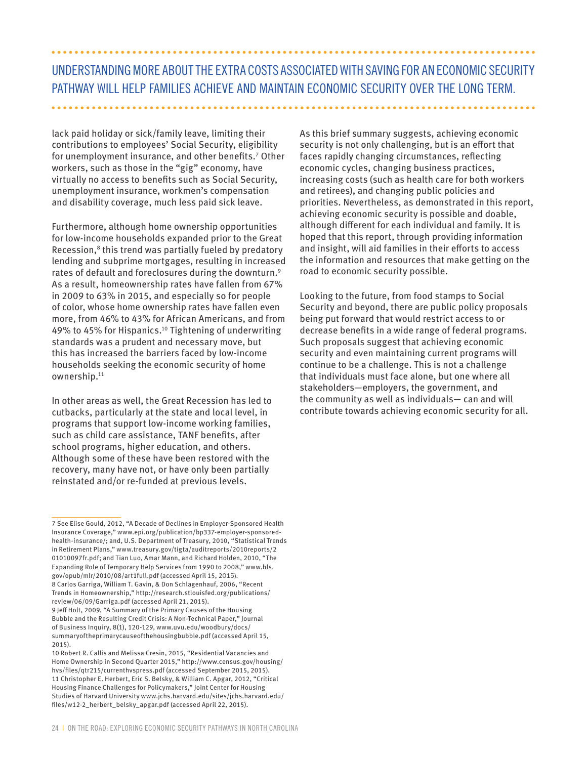UNDERSTANDING MORE ABOUT THE EXTRA COSTS ASSOCIATED WITH SAVING FOR AN ECONOMIC SECURITY PATHWAY WILL HELP FAMILIES ACHIEVE AND MAINTAIN ECONOMIC SECURITY OVER THE LONG TERM.

lack paid holiday or sick/family leave, limiting their contributions to employees' Social Security, eligibility for unemployment insurance, and other benefits.[7] Other workers, such as those in the "gig" economy, have virtually no access to benefits such as Social Security, unemployment insurance, workmen's compensation and disability coverage, much less paid sick leave.

Furthermore, although home ownership opportunities for low-income households expanded prior to the Great Recession,[8] this trend was partially fueled by predatory lending and subprime mortgages, resulting in increased rates of default and foreclosures during the downturn.[9] As a result, homeownership rates have fallen from 67% in 2009 to 63% in 2015, and especially so for people of color, whose home ownership rates have fallen even more, from 46% to 43% for African Americans, and from 49% to 45% for Hispanics.[10] Tightening of underwriting standards was a prudent and necessary move, but this has increased the barriers faced by low-income households seeking the economic security of home ownership.[11]

In other areas as well, the Great Recession has led to cutbacks, particularly at the state and local level, in programs that support low-income working families, such as child care assistance, TANF benefits, after school programs, higher education, and others. Although some of these have been restored with the recovery, many have not, or have only been partially reinstated and/or re-funded at previous levels.

As this brief summary suggests, achieving economic security is not only challenging, but is an effort that faces rapidly changing circumstances, reflecting economic cycles, changing business practices, increasing costs (such as health care for both workers and retirees), and changing public policies and priorities. Nevertheless, as demonstrated in this report, achieving economic security is possible and doable, although different for each individual and family. It is hoped that this report, through providing information and insight, will aid families in their efforts to access the information and resources that make getting on the road to economic security possible.

Looking to the future, from food stamps to Social Security and beyond, there are public policy proposals being put forward that would restrict access to or decrease benefits in a wide range of federal programs. Such proposals suggest that achieving economic security and even maintaining current programs will continue to be a challenge. This is not a challenge that individuals must face alone, but one where all stakeholders—employers, the government, and the community as well as individuals— can and will contribute towards achieving economic security for all.

---

7 See Elise Gould, 2012, "A Decade of Declines in Employer-Sponsored Health Insurance Coverage," www.epi.org/publication/bp337-employer-sponsored-health-insurance/; and, U.S. Department of Treasury, 2010, "Statistical Trends in Retirement Plans," www.treasury.gov/tigta/auditreports/2010reports/201010097fr.pdf; and Tian Luo, Amar Mann, and Richard Holden, 2010, "The Expanding Role of Temporary Help Services from 1990 to 2008," www.bls.gov/opub/mlr/2010/08/art1full.pdf (accessed April 15, 2015).

8 Carlos Garriga, William T. Gavin, & Don Schlagenhauf, 2006, "Recent Trends in Homeownership," http://research.stlouisfed.org/publications/review/06/09/Garriga.pdf (accessed April 21, 2015).

9 Jeff Holt, 2009, "A Summary of the Primary Causes of the Housing Bubble and the Resulting Credit Crisis: A Non-Technical Paper," Journal of Business Inquiry, 8(1), 120-129, www.uvu.edu/woodbury/docs/summaryoftheprimarycauseofthehousingbubble.pdf (accessed April 15, 2015).

10 Robert R. Callis and Melissa Cresin, 2015, "Residential Vacancies and Home Ownership in Second Quarter 2015," http://www.census.gov/housing/hvs/files/qtr215/currenthvspress.pdf (accessed September 2015, 2015).

11 Christopher E. Herbert, Eric S. Belsky, & William C. Apgar, 2012, "Critical Housing Finance Challenges for Policymakers," Joint Center for Housing Studies of Harvard University www.jchs.harvard.edu/sites/jchs.harvard.edu/files/w12-2_herbert_belsky_apgar.pdf (accessed April 22, 2015).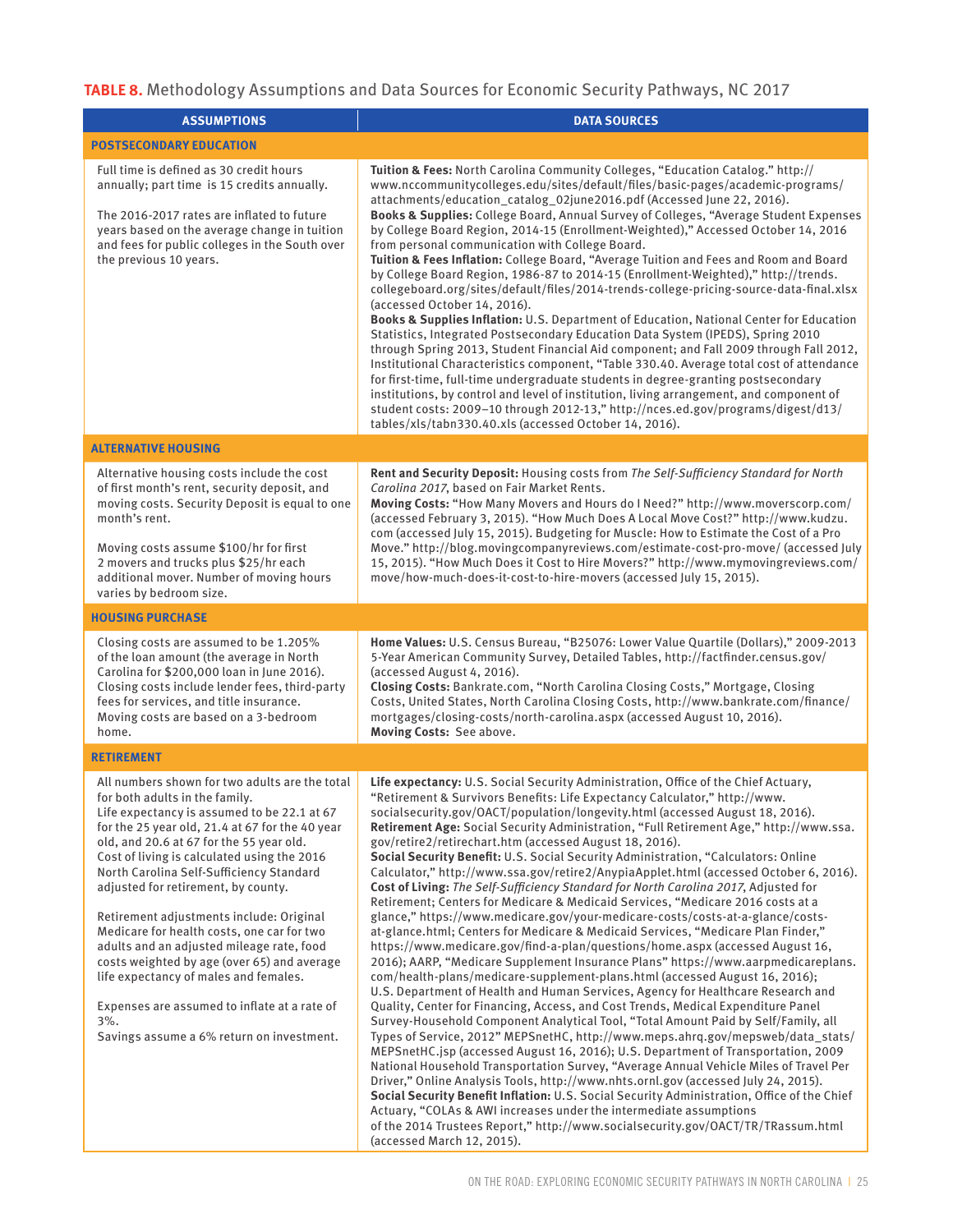**TABLE 8.** Methodology Assumptions and Data Sources for Economic Security Pathways, NC 2017

| ASSUMPTIONS | DATA SOURCES |
|---|---|
| **POSTSECONDARY EDUCATION** | |
| Full time is defined as 30 credit hours annually; part time is 15 credits annually.<br><br>The 2016-2017 rates are inflated to future years based on the average change in tuition and fees for public colleges in the South over the previous 10 years. | **Tuition & Fees:** North Carolina Community Colleges, "Education Catalog." http://www.nccommunitycolleges.edu/sites/default/files/basic-pages/academic-programs/attachments/education_catalog_02june2016.pdf (Accessed June 22, 2016).<br>**Books & Supplies:** College Board, Annual Survey of Colleges, "Average Student Expenses by College Board Region, 2014-15 (Enrollment-Weighted)," Accessed October 14, 2016 from personal communication with College Board.<br>**Tuition & Fees Inflation:** College Board, "Average Tuition and Fees and Room and Board by College Board Region, 1986-87 to 2014-15 (Enrollment-Weighted)," http://trends.collegeboard.org/sites/default/files/2014-trends-college-pricing-source-data-final.xlsx (accessed October 14, 2016).<br>**Books & Supplies Inflation:** U.S. Department of Education, National Center for Education Statistics, Integrated Postsecondary Education Data System (IPEDS), Spring 2010 through Spring 2013, Student Financial Aid component; and Fall 2009 through Fall 2012, Institutional Characteristics component, "Table 330.40. Average total cost of attendance for first-time, full-time undergraduate students in degree-granting postsecondary institutions, by control and level of institution, living arrangement, and component of student costs: 2009–10 through 2012-13," http://nces.ed.gov/programs/digest/d13/tables/xls/tabn330.40.xls (accessed October 14, 2016). |
| **ALTERNATIVE HOUSING** | |
| Alternative housing costs include the cost of first month's rent, security deposit, and moving costs. Security Deposit is equal to one month's rent.<br><br>Moving costs assume $100/hr for first 2 movers and trucks plus $25/hr each additional mover. Number of moving hours varies by bedroom size. | **Rent and Security Deposit:** Housing costs from *The Self-Sufficiency Standard for North Carolina 2017*, based on Fair Market Rents.<br>**Moving Costs:** "How Many Movers and Hours do I Need?" http://www.moverscorp.com/ (accessed February 3, 2015). "How Much Does A Local Move Cost?" http://www.kudzu.com (accessed July 15, 2015). Budgeting for Muscle: How to Estimate the Cost of a Pro Move." http://blog.movingcompanyreviews.com/estimate-cost-pro-move/ (accessed July 15, 2015). "How Much Does it Cost to Hire Movers?" http://www.mymovingreviews.com/move/how-much-does-it-cost-to-hire-movers (accessed July 15, 2015). |
| **HOUSING PURCHASE** | |
| Closing costs are assumed to be 1.205% of the loan amount (the average in North Carolina for $200,000 loan in June 2016). Closing costs include lender fees, third-party fees for services, and title insurance. Moving costs are based on a 3-bedroom home. | **Home Values:** U.S. Census Bureau, "B25076: Lower Value Quartile (Dollars)," 2009-2013 5-Year American Community Survey, Detailed Tables, http://factfinder.census.gov/ (accessed August 4, 2016).<br>**Closing Costs:** Bankrate.com, "North Carolina Closing Costs," Mortgage, Closing Costs, United States, North Carolina Closing Costs, http://www.bankrate.com/finance/mortgages/closing-costs/north-carolina.aspx (accessed August 10, 2016).<br>**Moving Costs:** See above. |
| **RETIREMENT** | |
| All numbers shown for two adults are the total for both adults in the family.<br>Life expectancy is assumed to be 22.1 at 67 for the 25 year old, 21.4 at 67 for the 40 year old, and 20.6 at 67 for the 55 year old.<br>Cost of living is calculated using the 2016 North Carolina Self-Sufficiency Standard adjusted for retirement, by county.<br><br>Retirement adjustments include: Original Medicare for health costs, one car for two adults and an adjusted mileage rate, food costs weighted by age (over 65) and average life expectancy of males and females.<br><br>Expenses are assumed to inflate at a rate of 3%.<br>Savings assume a 6% return on investment. | **Life expectancy:** U.S. Social Security Administration, Office of the Chief Actuary, "Retirement & Survivors Benefits: Life Expectancy Calculator," http://www.socialsecurity.gov/OACT/population/longevity.html (accessed August 18, 2016).<br>**Retirement Age:** Social Security Administration, "Full Retirement Age," http://www.ssa.gov/retire2/retirechart.htm (accessed August 18, 2016).<br>**Social Security Benefit:** U.S. Social Security Administration, "Calculators: Online Calculator," http://www.ssa.gov/retire2/AnypiaApplet.html (accessed October 6, 2016).<br>**Cost of Living:** *The Self-Sufficiency Standard for North Carolina 2017*, Adjusted for Retirement; Centers for Medicare & Medicaid Services, "Medicare 2016 costs at a glance," https://www.medicare.gov/your-medicare-costs/costs-at-glance/costs-at-glance.html; Centers for Medicare & Medicaid Services, "Medicare Plan Finder," https://www.medicare.gov/find-a-plan/questions/home.aspx (accessed August 16, 2016); AARP, "Medicare Supplement Insurance Plans" https://www.aarpmedicareplans.com/health-plans/medicare-supplement-plans.html (accessed August 16, 2016); U.S. Department of Health and Human Services, Agency for Healthcare Research and Quality, Center for Financing, Access, and Cost Trends, Medical Expenditure Panel Survey-Household Component Analytical Tool, "Total Amount Paid by Self/Family, all Types of Service, 2012" MEPSnetHC, http://www.meps.ahrq.gov/mepsweb/data_stats/MEPSnetHC.jsp (accessed August 16, 2016); U.S. Department of Transportation, 2009 National Household Transportation Survey, "Average Annual Vehicle Miles of Travel Per Driver," Online Analysis Tools, http://www.nhts.ornl.gov (accessed July 24, 2015).<br>**Social Security Benefit Inflation:** U.S. Social Security Administration, Office of the Chief Actuary, "COLAs & AWI increases under the intermediate assumptions of the 2014 Trustees Report," http://www.socialsecurity.gov/OACT/TR/TRassum.html (accessed March 12, 2015). |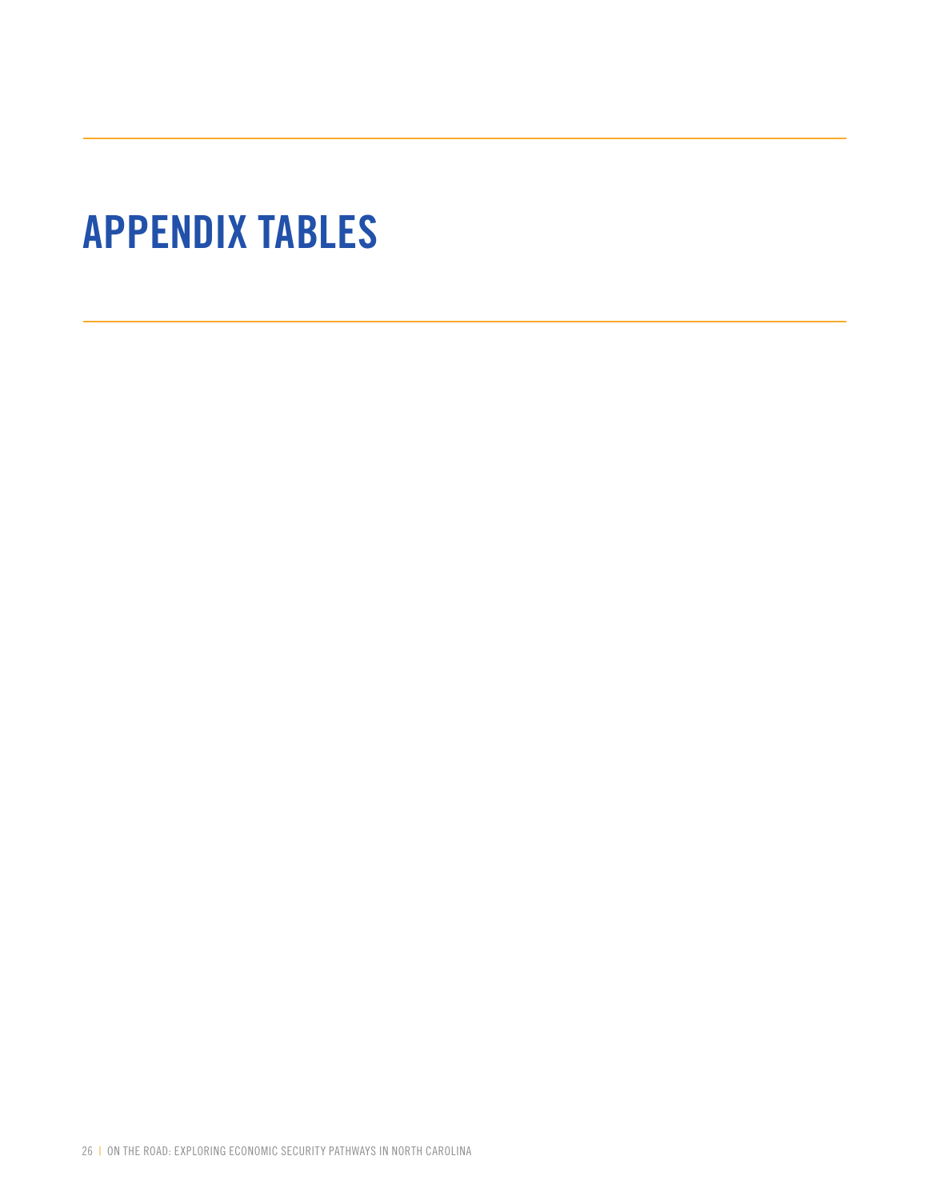# APPENDIX TABLES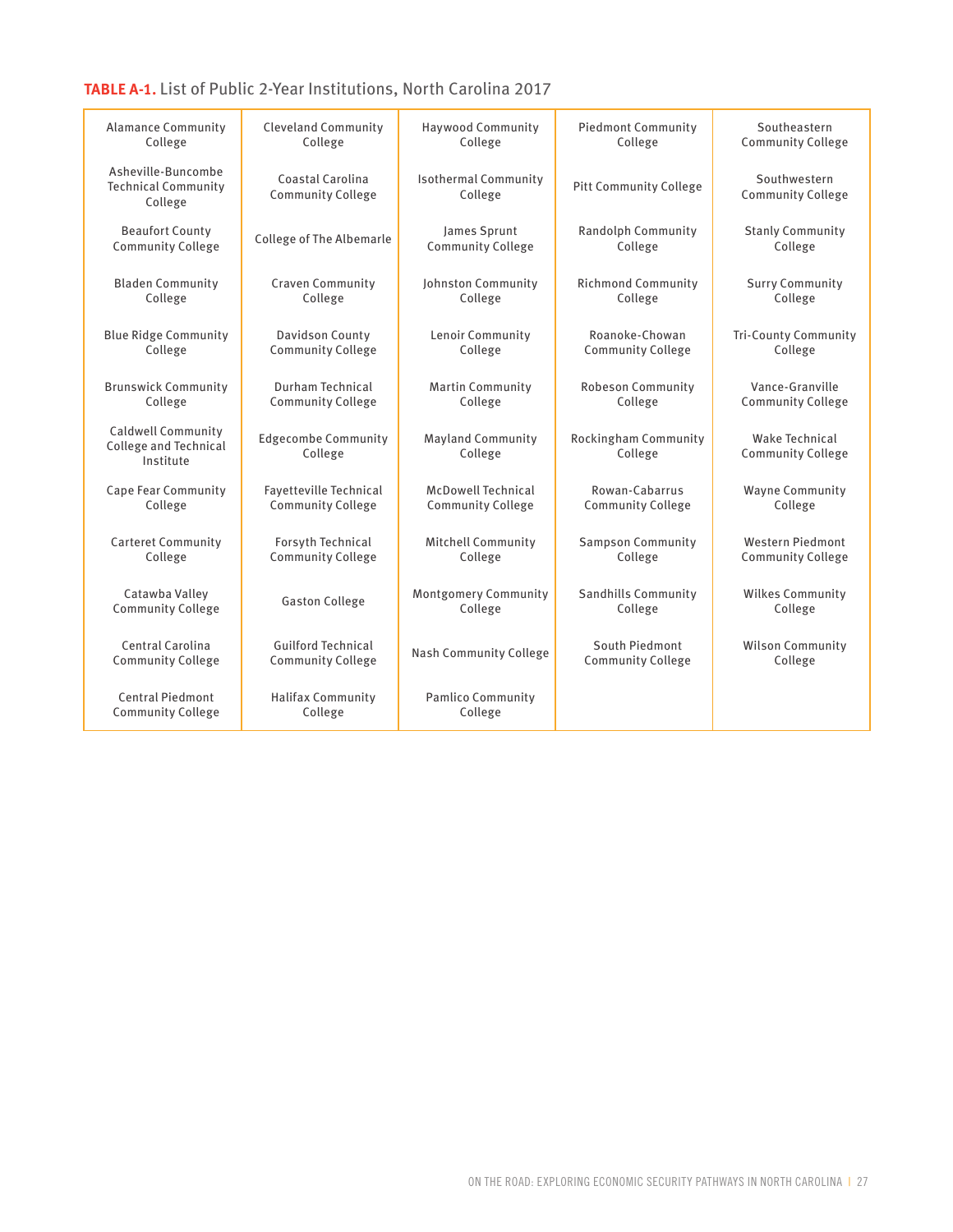**TABLE A-1.** List of Public 2-Year Institutions, North Carolina 2017

| | | | | |
|---|---|---|---|---|
| Alamance Community College | Cleveland Community College | Haywood Community College | Piedmont Community College | Southeastern Community College |
| Asheville-Buncombe Technical Community College | Coastal Carolina Community College | Isothermal Community College | Pitt Community College | Southwestern Community College |
| Beaufort County Community College | College of The Albemarle | James Sprunt Community College | Randolph Community College | Stanly Community College |
| Bladen Community College | Craven Community College | Johnston Community College | Richmond Community College | Surry Community College |
| Blue Ridge Community College | Davidson County Community College | Lenoir Community College | Roanoke-Chowan Community College | Tri-County Community College |
| Brunswick Community College | Durham Technical Community College | Martin Community College | Robeson Community College | Vance-Granville Community College |
| Caldwell Community College and Technical Institute | Edgecombe Community College | Mayland Community College | Rockingham Community College | Wake Technical Community College |
| Cape Fear Community College | Fayetteville Technical Community College | McDowell Technical Community College | Rowan-Cabarrus Community College | Wayne Community College |
| Carteret Community College | Forsyth Technical Community College | Mitchell Community College | Sampson Community College | Western Piedmont Community College |
| Catawba Valley Community College | Gaston College | Montgomery Community College | Sandhills Community College | Wilkes Community College |
| Central Carolina Community College | Guilford Technical Community College | Nash Community College | South Piedmont Community College | Wilson Community College |
| Central Piedmont Community College | Halifax Community College | Pamlico Community College | | |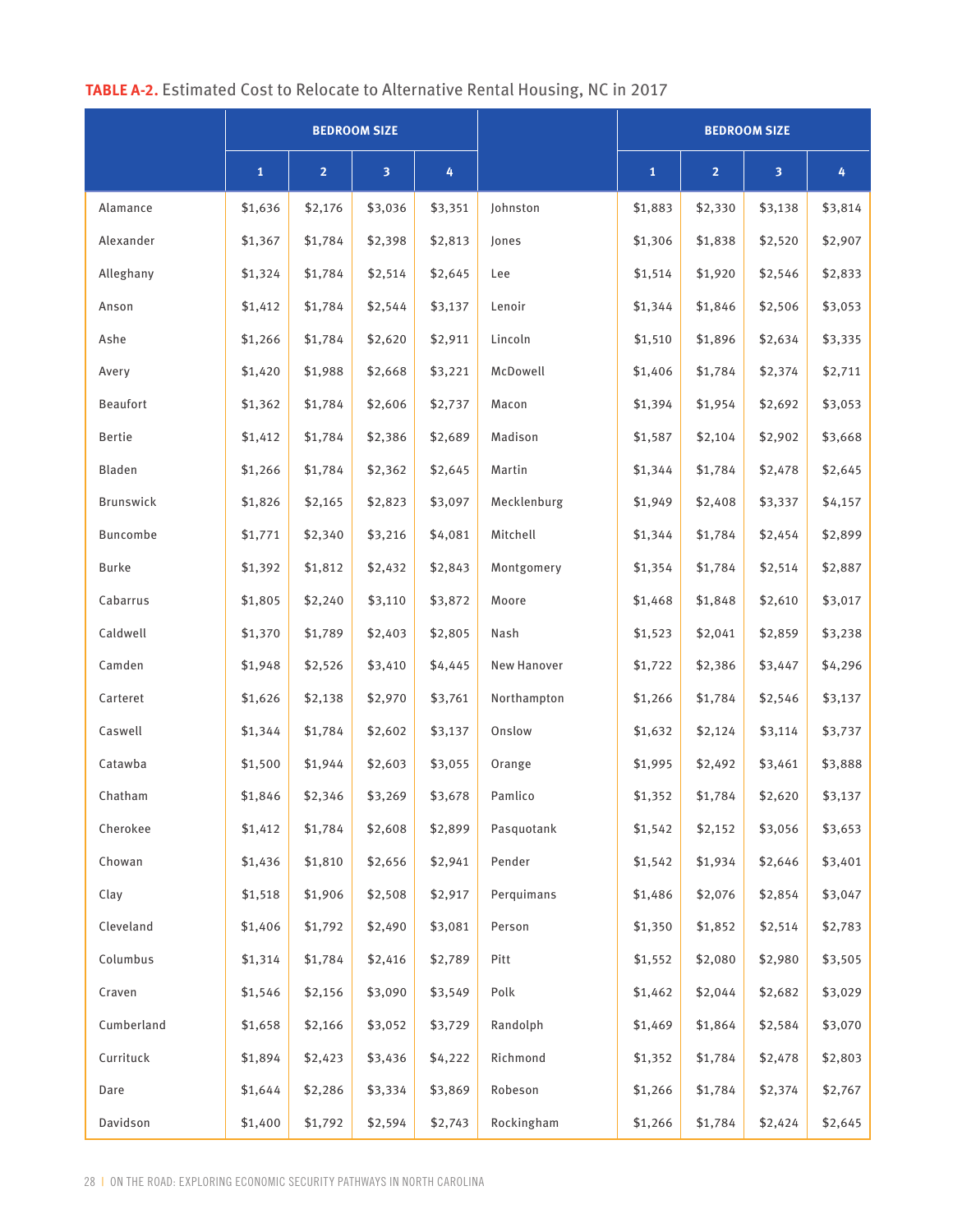**TABLE A-2.** Estimated Cost to Relocate to Alternative Rental Housing, NC in 2017

| | BEDROOM SIZE | | | | | BEDROOM SIZE | | | |
|---|---|---|---|---|---|---|---|---|---|
| | 1 | 2 | 3 | 4 | | 1 | 2 | 3 | 4 |
| Alamance | $1,636 | $2,176 | $3,036 | $3,351 | Johnston | $1,883 | $2,330 | $3,138 | $3,814 |
| Alexander | $1,367 | $1,784 | $2,398 | $2,813 | Jones | $1,306 | $1,838 | $2,520 | $2,907 |
| Alleghany | $1,324 | $1,784 | $2,514 | $2,645 | Lee | $1,514 | $1,920 | $2,546 | $2,833 |
| Anson | $1,412 | $1,784 | $2,544 | $3,137 | Lenoir | $1,344 | $1,846 | $2,506 | $3,053 |
| Ashe | $1,266 | $1,784 | $2,620 | $2,911 | Lincoln | $1,510 | $1,896 | $2,634 | $3,335 |
| Avery | $1,420 | $1,988 | $2,668 | $3,221 | McDowell | $1,406 | $1,784 | $2,374 | $2,711 |
| Beaufort | $1,362 | $1,784 | $2,606 | $2,737 | Macon | $1,394 | $1,954 | $2,692 | $3,053 |
| Bertie | $1,412 | $1,784 | $2,386 | $2,689 | Madison | $1,587 | $2,104 | $2,902 | $3,668 |
| Bladen | $1,266 | $1,784 | $2,362 | $2,645 | Martin | $1,344 | $1,784 | $2,478 | $2,645 |
| Brunswick | $1,826 | $2,165 | $2,823 | $3,097 | Mecklenburg | $1,949 | $2,408 | $3,337 | $4,157 |
| Buncombe | $1,771 | $2,340 | $3,216 | $4,081 | Mitchell | $1,344 | $1,784 | $2,454 | $2,899 |
| Burke | $1,392 | $1,812 | $2,432 | $2,843 | Montgomery | $1,354 | $1,784 | $2,514 | $2,887 |
| Cabarrus | $1,805 | $2,240 | $3,110 | $3,872 | Moore | $1,468 | $1,848 | $2,610 | $3,017 |
| Caldwell | $1,370 | $1,789 | $2,403 | $2,805 | Nash | $1,523 | $2,041 | $2,859 | $3,238 |
| Camden | $1,948 | $2,526 | $3,410 | $4,445 | New Hanover | $1,722 | $2,386 | $3,447 | $4,296 |
| Carteret | $1,626 | $2,138 | $2,970 | $3,761 | Northampton | $1,266 | $1,784 | $2,546 | $3,137 |
| Caswell | $1,344 | $1,784 | $2,602 | $3,137 | Onslow | $1,632 | $2,124 | $3,114 | $3,737 |
| Catawba | $1,500 | $1,944 | $2,603 | $3,055 | Orange | $1,995 | $2,492 | $3,461 | $3,888 |
| Chatham | $1,846 | $2,346 | $3,269 | $3,678 | Pamlico | $1,352 | $1,784 | $2,620 | $3,137 |
| Cherokee | $1,412 | $1,784 | $2,608 | $2,899 | Pasquotank | $1,542 | $2,152 | $3,056 | $3,653 |
| Chowan | $1,436 | $1,810 | $2,656 | $2,941 | Pender | $1,542 | $1,934 | $2,646 | $3,401 |
| Clay | $1,518 | $1,906 | $2,508 | $2,917 | Perquimans | $1,486 | $2,076 | $2,854 | $3,047 |
| Cleveland | $1,406 | $1,792 | $2,490 | $3,081 | Person | $1,350 | $1,852 | $2,514 | $2,783 |
| Columbus | $1,314 | $1,784 | $2,416 | $2,789 | Pitt | $1,552 | $2,080 | $2,980 | $3,505 |
| Craven | $1,546 | $2,156 | $3,090 | $3,549 | Polk | $1,462 | $2,044 | $2,682 | $3,029 |
| Cumberland | $1,658 | $2,166 | $3,052 | $3,729 | Randolph | $1,469 | $1,864 | $2,584 | $3,070 |
| Currituck | $1,894 | $2,423 | $3,436 | $4,222 | Richmond | $1,352 | $1,784 | $2,478 | $2,803 |
| Dare | $1,644 | $2,286 | $3,334 | $3,869 | Robeson | $1,266 | $1,784 | $2,374 | $2,767 |
| Davidson | $1,400 | $1,792 | $2,594 | $2,743 | Rockingham | $1,266 | $1,784 | $2,424 | $2,645 |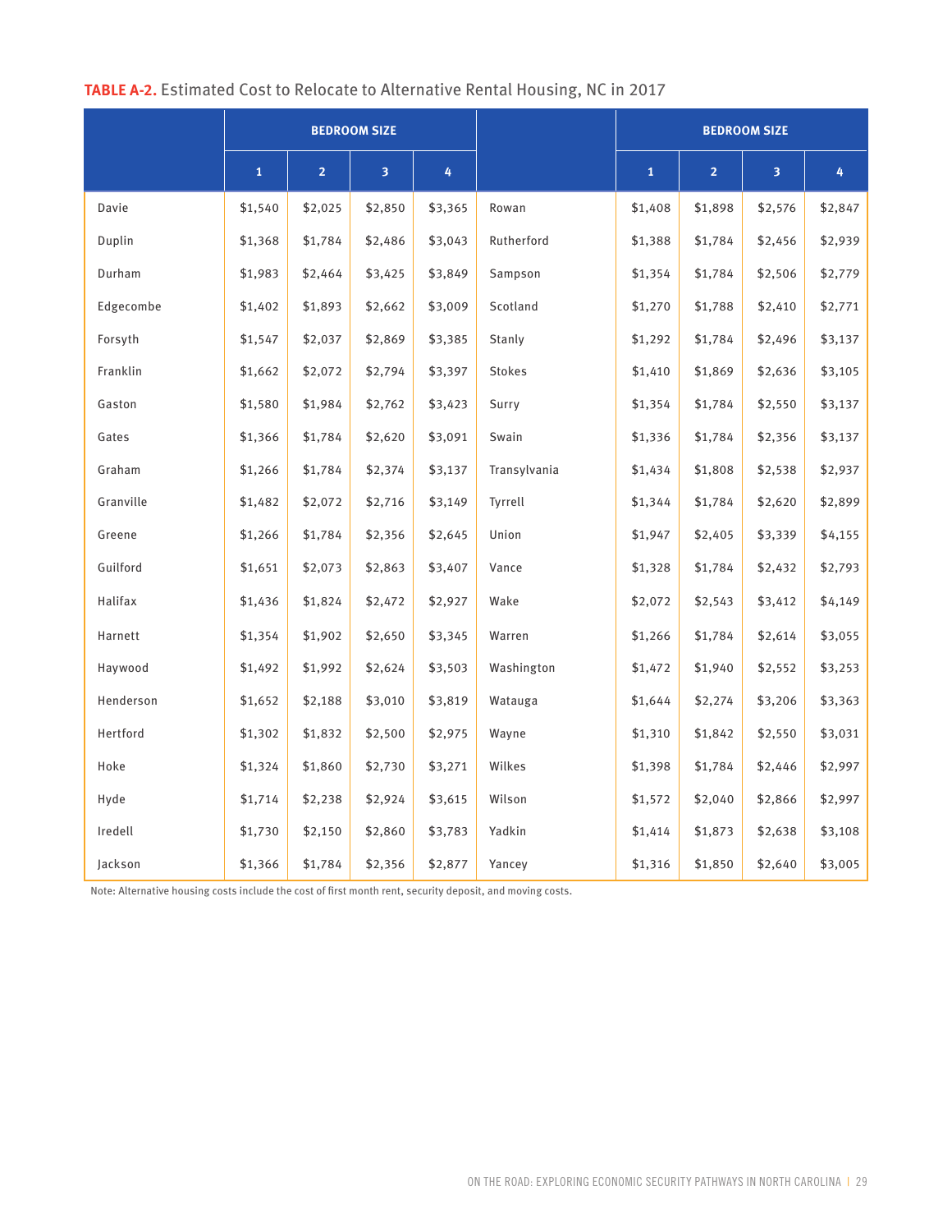**TABLE A-2.** Estimated Cost to Relocate to Alternative Rental Housing, NC in 2017

| | BEDROOM SIZE | | | | | BEDROOM SIZE | | | |
|---|---|---|---|---|---|---|---|---|---|
| | 1 | 2 | 3 | 4 | | 1 | 2 | 3 | 4 |
| Davie | $1,540 | $2,025 | $2,850 | $3,365 | Rowan | $1,408 | $1,898 | $2,576 | $2,847 |
| Duplin | $1,368 | $1,784 | $2,486 | $3,043 | Rutherford | $1,388 | $1,784 | $2,456 | $2,939 |
| Durham | $1,983 | $2,464 | $3,425 | $3,849 | Sampson | $1,354 | $1,784 | $2,506 | $2,779 |
| Edgecombe | $1,402 | $1,893 | $2,662 | $3,009 | Scotland | $1,270 | $1,788 | $2,410 | $2,771 |
| Forsyth | $1,547 | $2,037 | $2,869 | $3,385 | Stanly | $1,292 | $1,784 | $2,496 | $3,137 |
| Franklin | $1,662 | $2,072 | $2,794 | $3,397 | Stokes | $1,410 | $1,869 | $2,636 | $3,105 |
| Gaston | $1,580 | $1,984 | $2,762 | $3,423 | Surry | $1,354 | $1,784 | $2,550 | $3,137 |
| Gates | $1,366 | $1,784 | $2,620 | $3,091 | Swain | $1,336 | $1,784 | $2,356 | $3,137 |
| Graham | $1,266 | $1,784 | $2,374 | $3,137 | Transylvania | $1,434 | $1,808 | $2,538 | $2,937 |
| Granville | $1,482 | $2,072 | $2,716 | $3,149 | Tyrrell | $1,344 | $1,784 | $2,620 | $2,899 |
| Greene | $1,266 | $1,784 | $2,356 | $2,645 | Union | $1,947 | $2,405 | $3,339 | $4,155 |
| Guilford | $1,651 | $2,073 | $2,863 | $3,407 | Vance | $1,328 | $1,784 | $2,432 | $2,793 |
| Halifax | $1,436 | $1,824 | $2,472 | $2,927 | Wake | $2,072 | $2,543 | $3,412 | $4,149 |
| Harnett | $1,354 | $1,902 | $2,650 | $3,345 | Warren | $1,266 | $1,784 | $2,614 | $3,055 |
| Haywood | $1,492 | $1,992 | $2,624 | $3,503 | Washington | $1,472 | $1,940 | $2,552 | $3,253 |
| Henderson | $1,652 | $2,188 | $3,010 | $3,819 | Watauga | $1,644 | $2,274 | $3,206 | $3,363 |
| Hertford | $1,302 | $1,832 | $2,500 | $2,975 | Wayne | $1,310 | $1,842 | $2,550 | $3,031 |
| Hoke | $1,324 | $1,860 | $2,730 | $3,271 | Wilkes | $1,398 | $1,784 | $2,446 | $2,997 |
| Hyde | $1,714 | $2,238 | $2,924 | $3,615 | Wilson | $1,572 | $2,040 | $2,866 | $2,997 |
| Iredell | $1,730 | $2,150 | $2,860 | $3,783 | Yadkin | $1,414 | $1,873 | $2,638 | $3,108 |
| Jackson | $1,366 | $1,784 | $2,356 | $2,877 | Yancey | $1,316 | $1,850 | $2,640 | $3,005 |

Note: Alternative housing costs include the cost of first month rent, security deposit, and moving costs.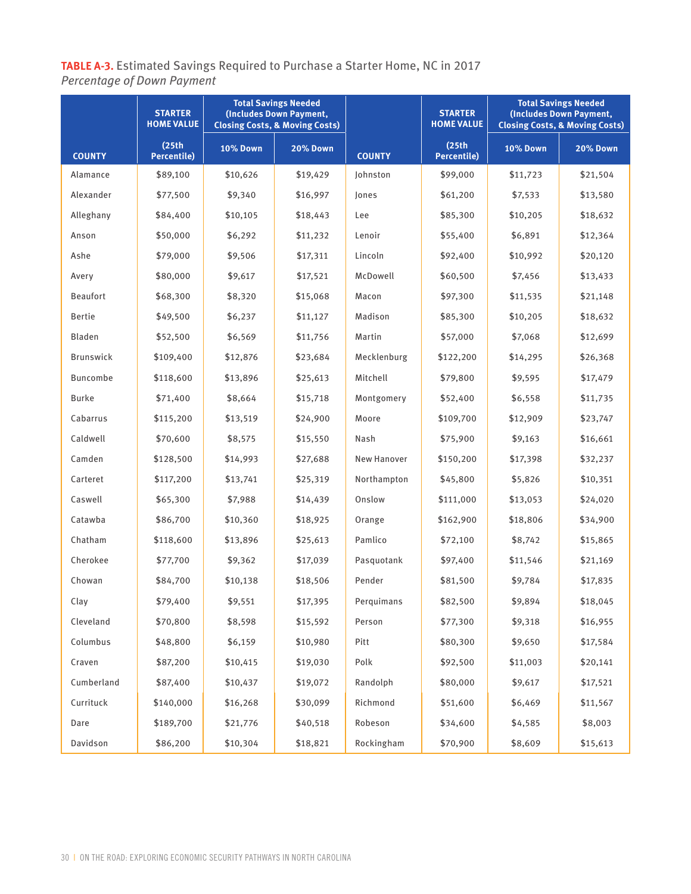**TABLE A-3.** Estimated Savings Required to Purchase a Starter Home, NC in 2017
*Percentage of Down Payment*

| COUNTY | STARTER HOME VALUE (25th Percentile) | Total Savings Needed (Includes Down Payment, Closing Costs, & Moving Costs) | | COUNTY | STARTER HOME VALUE (25th Percentile) | Total Savings Needed (Includes Down Payment, Closing Costs, & Moving Costs) | |
|---|---|---|---|---|---|---|---|
| | | 10% Down | 20% Down | | | 10% Down | 20% Down |
| Alamance | $89,100 | $10,626 | $19,429 | Johnston | $99,000 | $11,723 | $21,504 |
| Alexander | $77,500 | $9,340 | $16,997 | Jones | $61,200 | $7,533 | $13,580 |
| Alleghany | $84,400 | $10,105 | $18,443 | Lee | $85,300 | $10,205 | $18,632 |
| Anson | $50,000 | $6,292 | $11,232 | Lenoir | $55,400 | $6,891 | $12,364 |
| Ashe | $79,000 | $9,506 | $17,311 | Lincoln | $92,400 | $10,992 | $20,120 |
| Avery | $80,000 | $9,617 | $17,521 | McDowell | $60,500 | $7,456 | $13,433 |
| Beaufort | $68,300 | $8,320 | $15,068 | Macon | $97,300 | $11,535 | $21,148 |
| Bertie | $49,500 | $6,237 | $11,127 | Madison | $85,300 | $10,205 | $18,632 |
| Bladen | $52,500 | $6,569 | $11,756 | Martin | $57,000 | $7,068 | $12,699 |
| Brunswick | $109,400 | $12,876 | $23,684 | Mecklenburg | $122,200 | $14,295 | $26,368 |
| Buncombe | $118,600 | $13,896 | $25,613 | Mitchell | $79,800 | $9,595 | $17,479 |
| Burke | $71,400 | $8,664 | $15,718 | Montgomery | $52,400 | $6,558 | $11,735 |
| Cabarrus | $115,200 | $13,519 | $24,900 | Moore | $109,700 | $12,909 | $23,747 |
| Caldwell | $70,600 | $8,575 | $15,550 | Nash | $75,900 | $9,163 | $16,661 |
| Camden | $128,500 | $14,993 | $27,688 | New Hanover | $150,200 | $17,398 | $32,237 |
| Carteret | $117,200 | $13,741 | $25,319 | Northampton | $45,800 | $5,826 | $10,351 |
| Caswell | $65,300 | $7,988 | $14,439 | Onslow | $111,000 | $13,053 | $24,020 |
| Catawba | $86,700 | $10,360 | $18,925 | Orange | $162,900 | $18,806 | $34,900 |
| Chatham | $118,600 | $13,896 | $25,613 | Pamlico | $72,100 | $8,742 | $15,865 |
| Cherokee | $77,700 | $9,362 | $17,039 | Pasquotank | $97,400 | $11,546 | $21,169 |
| Chowan | $84,700 | $10,138 | $18,506 | Pender | $81,500 | $9,784 | $17,835 |
| Clay | $79,400 | $9,551 | $17,395 | Perquimans | $82,500 | $9,894 | $18,045 |
| Cleveland | $70,800 | $8,598 | $15,592 | Person | $77,300 | $9,318 | $16,955 |
| Columbus | $48,800 | $6,159 | $10,980 | Pitt | $80,300 | $9,650 | $17,584 |
| Craven | $87,200 | $10,415 | $19,030 | Polk | $92,500 | $11,003 | $20,141 |
| Cumberland | $87,400 | $10,437 | $19,072 | Randolph | $80,000 | $9,617 | $17,521 |
| Currituck | $140,000 | $16,268 | $30,099 | Richmond | $51,600 | $6,469 | $11,567 |
| Dare | $189,700 | $21,776 | $40,518 | Robeson | $34,600 | $4,585 | $8,003 |
| Davidson | $86,200 | $10,304 | $18,821 | Rockingham | $70,900 | $8,609 | $15,613 |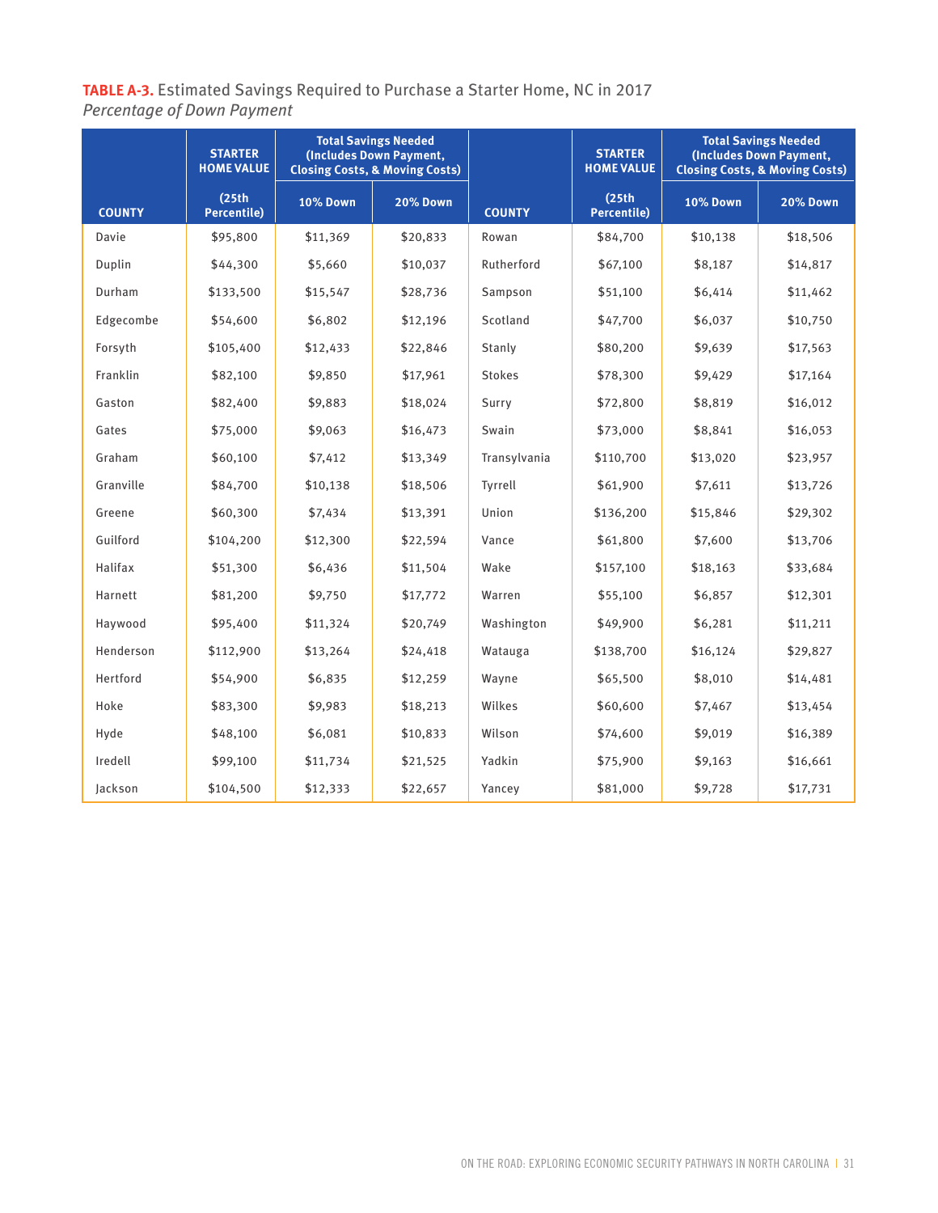**TABLE A-3.** Estimated Savings Required to Purchase a Starter Home, NC in 2017
*Percentage of Down Payment*

| COUNTY | STARTER HOME VALUE (25th Percentile) | Total Savings Needed (Includes Down Payment, Closing Costs, & Moving Costs) | | COUNTY | STARTER HOME VALUE (25th Percentile) | Total Savings Needed (Includes Down Payment, Closing Costs, & Moving Costs) | |
|---|---|---|---|---|---|---|---|
| | | 10% Down | 20% Down | | | 10% Down | 20% Down |
| Davie | $95,800 | $11,369 | $20,833 | Rowan | $84,700 | $10,138 | $18,506 |
| Duplin | $44,300 | $5,660 | $10,037 | Rutherford | $67,100 | $8,187 | $14,817 |
| Durham | $133,500 | $15,547 | $28,736 | Sampson | $51,100 | $6,414 | $11,462 |
| Edgecombe | $54,600 | $6,802 | $12,196 | Scotland | $47,700 | $6,037 | $10,750 |
| Forsyth | $105,400 | $12,433 | $22,846 | Stanly | $80,200 | $9,639 | $17,563 |
| Franklin | $82,100 | $9,850 | $17,961 | Stokes | $78,300 | $9,429 | $17,164 |
| Gaston | $82,400 | $9,883 | $18,024 | Surry | $72,800 | $8,819 | $16,012 |
| Gates | $75,000 | $9,063 | $16,473 | Swain | $73,000 | $8,841 | $16,053 |
| Graham | $60,100 | $7,412 | $13,349 | Transylvania | $110,700 | $13,020 | $23,957 |
| Granville | $84,700 | $10,138 | $18,506 | Tyrrell | $61,900 | $7,611 | $13,726 |
| Greene | $60,300 | $7,434 | $13,391 | Union | $136,200 | $15,846 | $29,302 |
| Guilford | $104,200 | $12,300 | $22,594 | Vance | $61,800 | $7,600 | $13,706 |
| Halifax | $51,300 | $6,436 | $11,504 | Wake | $157,100 | $18,163 | $33,684 |
| Harnett | $81,200 | $9,750 | $17,772 | Warren | $55,100 | $6,857 | $12,301 |
| Haywood | $95,400 | $11,324 | $20,749 | Washington | $49,900 | $6,281 | $11,211 |
| Henderson | $112,900 | $13,264 | $24,418 | Watauga | $138,700 | $16,124 | $29,827 |
| Hertford | $54,900 | $6,835 | $12,259 | Wayne | $65,500 | $8,010 | $14,481 |
| Hoke | $83,300 | $9,983 | $18,213 | Wilkes | $60,600 | $7,467 | $13,454 |
| Hyde | $48,100 | $6,081 | $10,833 | Wilson | $74,600 | $9,019 | $16,389 |
| Iredell | $99,100 | $11,734 | $21,525 | Yadkin | $75,900 | $9,163 | $16,661 |
| Jackson | $104,500 | $12,333 | $22,657 | Yancey | $81,000 | $9,728 | $17,731 |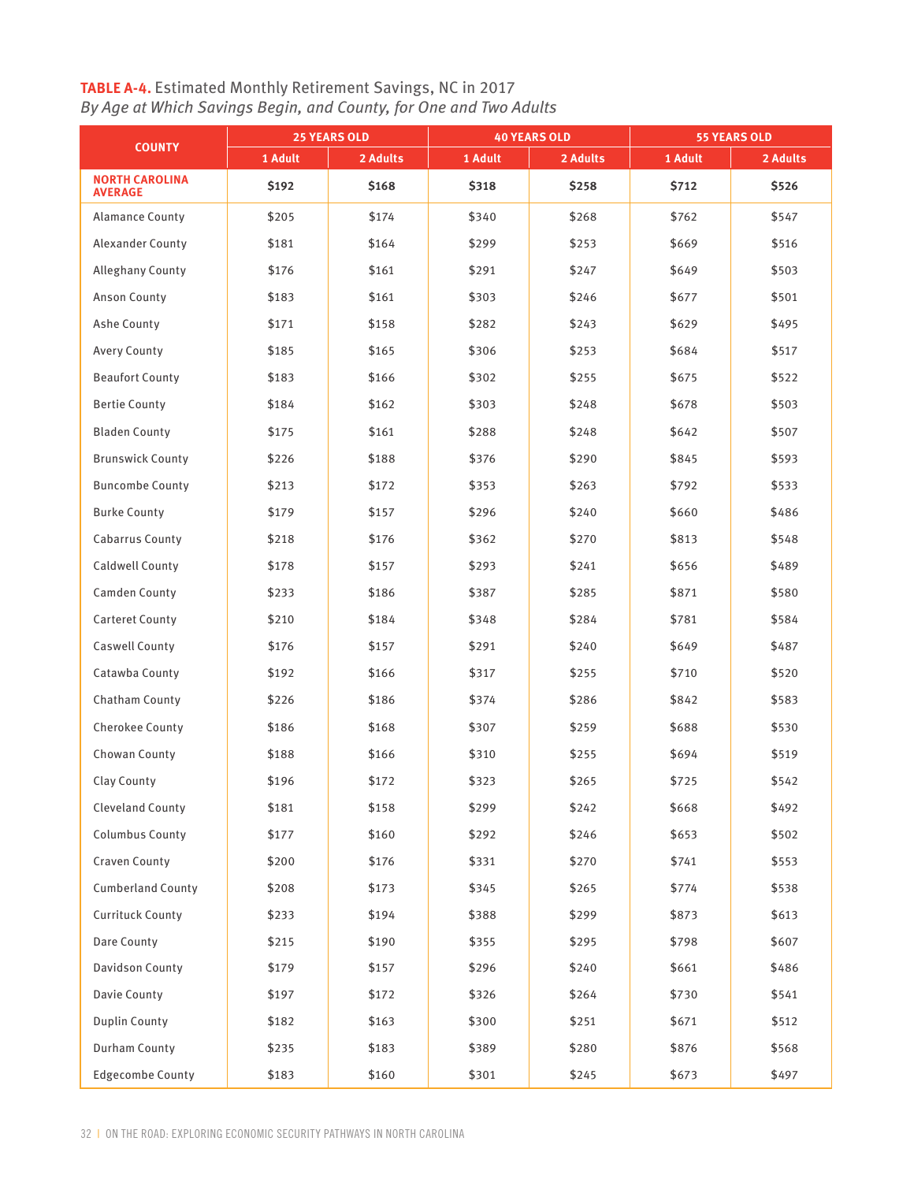**TABLE A-4.** Estimated Monthly Retirement Savings, NC in 2017
*By Age at Which Savings Begin, and County, for One and Two Adults*

| COUNTY | 25 YEARS OLD | | 40 YEARS OLD | | 55 YEARS OLD | |
|---|---|---|---|---|---|---|
| | 1 Adult | 2 Adults | 1 Adult | 2 Adults | 1 Adult | 2 Adults |
| **NORTH CAROLINA AVERAGE** | **$192** | **$168** | **$318** | **$258** | **$712** | **$526** |
| Alamance County | $205 | $174 | $340 | $268 | $762 | $547 |
| Alexander County | $181 | $164 | $299 | $253 | $669 | $516 |
| Alleghany County | $176 | $161 | $291 | $247 | $649 | $503 |
| Anson County | $183 | $161 | $303 | $246 | $677 | $501 |
| Ashe County | $171 | $158 | $282 | $243 | $629 | $495 |
| Avery County | $185 | $165 | $306 | $253 | $684 | $517 |
| Beaufort County | $183 | $166 | $302 | $255 | $675 | $522 |
| Bertie County | $184 | $162 | $303 | $248 | $678 | $503 |
| Bladen County | $175 | $161 | $288 | $248 | $642 | $507 |
| Brunswick County | $226 | $188 | $376 | $290 | $845 | $593 |
| Buncombe County | $213 | $172 | $353 | $263 | $792 | $533 |
| Burke County | $179 | $157 | $296 | $240 | $660 | $486 |
| Cabarrus County | $218 | $176 | $362 | $270 | $813 | $548 |
| Caldwell County | $178 | $157 | $293 | $241 | $656 | $489 |
| Camden County | $233 | $186 | $387 | $285 | $871 | $580 |
| Carteret County | $210 | $184 | $348 | $284 | $781 | $584 |
| Caswell County | $176 | $157 | $291 | $240 | $649 | $487 |
| Catawba County | $192 | $166 | $317 | $255 | $710 | $520 |
| Chatham County | $226 | $186 | $374 | $286 | $842 | $583 |
| Cherokee County | $186 | $168 | $307 | $259 | $688 | $530 |
| Chowan County | $188 | $166 | $310 | $255 | $694 | $519 |
| Clay County | $196 | $172 | $323 | $265 | $725 | $542 |
| Cleveland County | $181 | $158 | $299 | $242 | $668 | $492 |
| Columbus County | $177 | $160 | $292 | $246 | $653 | $502 |
| Craven County | $200 | $176 | $331 | $270 | $741 | $553 |
| Cumberland County | $208 | $173 | $345 | $265 | $774 | $538 |
| Currituck County | $233 | $194 | $388 | $299 | $873 | $613 |
| Dare County | $215 | $190 | $355 | $295 | $798 | $607 |
| Davidson County | $179 | $157 | $296 | $240 | $661 | $486 |
| Davie County | $197 | $172 | $326 | $264 | $730 | $541 |
| Duplin County | $182 | $163 | $300 | $251 | $671 | $512 |
| Durham County | $235 | $183 | $389 | $280 | $876 | $568 |
| Edgecombe County | $183 | $160 | $301 | $245 | $673 | $497 |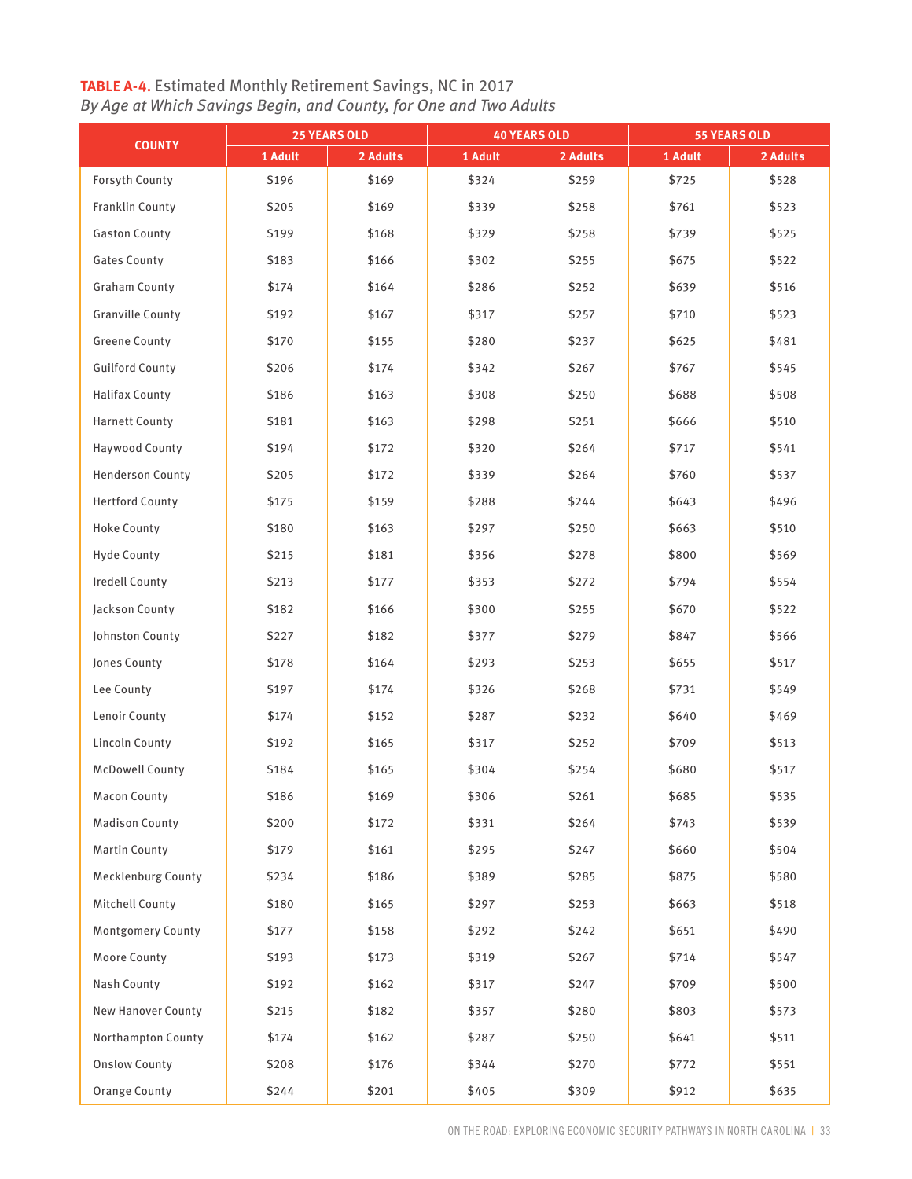**TABLE A-4.** Estimated Monthly Retirement Savings, NC in 2017
*By Age at Which Savings Begin, and County, for One and Two Adults*

| COUNTY | 25 YEARS OLD | | 40 YEARS OLD | | 55 YEARS OLD | |
|---|---|---|---|---|---|---|
| | 1 Adult | 2 Adults | 1 Adult | 2 Adults | 1 Adult | 2 Adults |
| Forsyth County | $196 | $169 | $324 | $259 | $725 | $528 |
| Franklin County | $205 | $169 | $339 | $258 | $761 | $523 |
| Gaston County | $199 | $168 | $329 | $258 | $739 | $525 |
| Gates County | $183 | $166 | $302 | $255 | $675 | $522 |
| Graham County | $174 | $164 | $286 | $252 | $639 | $516 |
| Granville County | $192 | $167 | $317 | $257 | $710 | $523 |
| Greene County | $170 | $155 | $280 | $237 | $625 | $481 |
| Guilford County | $206 | $174 | $342 | $267 | $767 | $545 |
| Halifax County | $186 | $163 | $308 | $250 | $688 | $508 |
| Harnett County | $181 | $163 | $298 | $251 | $666 | $510 |
| Haywood County | $194 | $172 | $320 | $264 | $717 | $541 |
| Henderson County | $205 | $172 | $339 | $264 | $760 | $537 |
| Hertford County | $175 | $159 | $288 | $244 | $643 | $496 |
| Hoke County | $180 | $163 | $297 | $250 | $663 | $510 |
| Hyde County | $215 | $181 | $356 | $278 | $800 | $569 |
| Iredell County | $213 | $177 | $353 | $272 | $794 | $554 |
| Jackson County | $182 | $166 | $300 | $255 | $670 | $522 |
| Johnston County | $227 | $182 | $377 | $279 | $847 | $566 |
| Jones County | $178 | $164 | $293 | $253 | $655 | $517 |
| Lee County | $197 | $174 | $326 | $268 | $731 | $549 |
| Lenoir County | $174 | $152 | $287 | $232 | $640 | $469 |
| Lincoln County | $192 | $165 | $317 | $252 | $709 | $513 |
| McDowell County | $184 | $165 | $304 | $254 | $680 | $517 |
| Macon County | $186 | $169 | $306 | $261 | $685 | $535 |
| Madison County | $200 | $172 | $331 | $264 | $743 | $539 |
| Martin County | $179 | $161 | $295 | $247 | $660 | $504 |
| Mecklenburg County | $234 | $186 | $389 | $285 | $875 | $580 |
| Mitchell County | $180 | $165 | $297 | $253 | $663 | $518 |
| Montgomery County | $177 | $158 | $292 | $242 | $651 | $490 |
| Moore County | $193 | $173 | $319 | $267 | $714 | $547 |
| Nash County | $192 | $162 | $317 | $247 | $709 | $500 |
| New Hanover County | $215 | $182 | $357 | $280 | $803 | $573 |
| Northampton County | $174 | $162 | $287 | $250 | $641 | $511 |
| Onslow County | $208 | $176 | $344 | $270 | $772 | $551 |
| Orange County | $244 | $201 | $405 | $309 | $912 | $635 |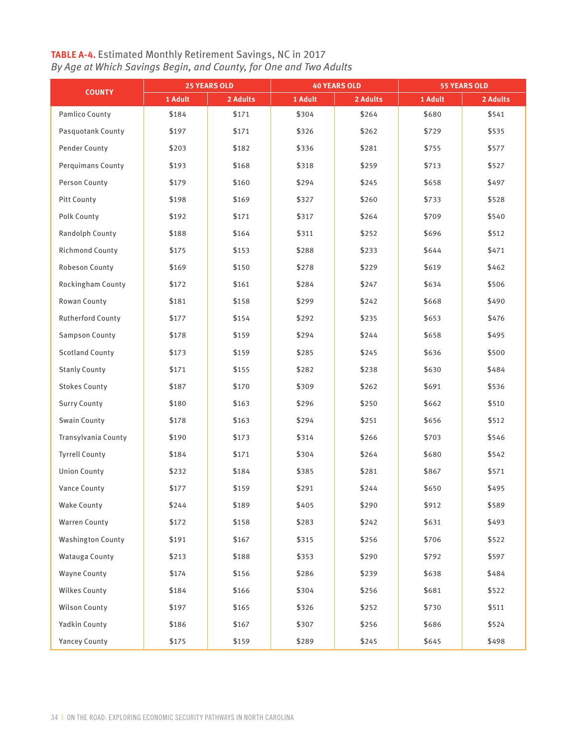**TABLE A-4.** Estimated Monthly Retirement Savings, NC in 2017
*By Age at Which Savings Begin, and County, for One and Two Adults*

| COUNTY | 25 YEARS OLD | | 40 YEARS OLD | | 55 YEARS OLD | |
|---|---|---|---|---|---|---|
| | 1 Adult | 2 Adults | 1 Adult | 2 Adults | 1 Adult | 2 Adults |
| Pamlico County | $184 | $171 | $304 | $264 | $680 | $541 |
| Pasquotank County | $197 | $171 | $326 | $262 | $729 | $535 |
| Pender County | $203 | $182 | $336 | $281 | $755 | $577 |
| Perquimans County | $193 | $168 | $318 | $259 | $713 | $527 |
| Person County | $179 | $160 | $294 | $245 | $658 | $497 |
| Pitt County | $198 | $169 | $327 | $260 | $733 | $528 |
| Polk County | $192 | $171 | $317 | $264 | $709 | $540 |
| Randolph County | $188 | $164 | $311 | $252 | $696 | $512 |
| Richmond County | $175 | $153 | $288 | $233 | $644 | $471 |
| Robeson County | $169 | $150 | $278 | $229 | $619 | $462 |
| Rockingham County | $172 | $161 | $284 | $247 | $634 | $506 |
| Rowan County | $181 | $158 | $299 | $242 | $668 | $490 |
| Rutherford County | $177 | $154 | $292 | $235 | $653 | $476 |
| Sampson County | $178 | $159 | $294 | $244 | $658 | $495 |
| Scotland County | $173 | $159 | $285 | $245 | $636 | $500 |
| Stanly County | $171 | $155 | $282 | $238 | $630 | $484 |
| Stokes County | $187 | $170 | $309 | $262 | $691 | $536 |
| Surry County | $180 | $163 | $296 | $250 | $662 | $510 |
| Swain County | $178 | $163 | $294 | $251 | $656 | $512 |
| Transylvania County | $190 | $173 | $314 | $266 | $703 | $546 |
| Tyrrell County | $184 | $171 | $304 | $264 | $680 | $542 |
| Union County | $232 | $184 | $385 | $281 | $867 | $571 |
| Vance County | $177 | $159 | $291 | $244 | $650 | $495 |
| Wake County | $244 | $189 | $405 | $290 | $912 | $589 |
| Warren County | $172 | $158 | $283 | $242 | $631 | $493 |
| Washington County | $191 | $167 | $315 | $256 | $706 | $522 |
| Watauga County | $213 | $188 | $353 | $290 | $792 | $597 |
| Wayne County | $174 | $156 | $286 | $239 | $638 | $484 |
| Wilkes County | $184 | $166 | $304 | $256 | $681 | $522 |
| Wilson County | $197 | $165 | $326 | $252 | $730 | $511 |
| Yadkin County | $186 | $167 | $307 | $256 | $686 | $524 |
| Yancey County | $175 | $159 | $289 | $245 | $645 | $498 |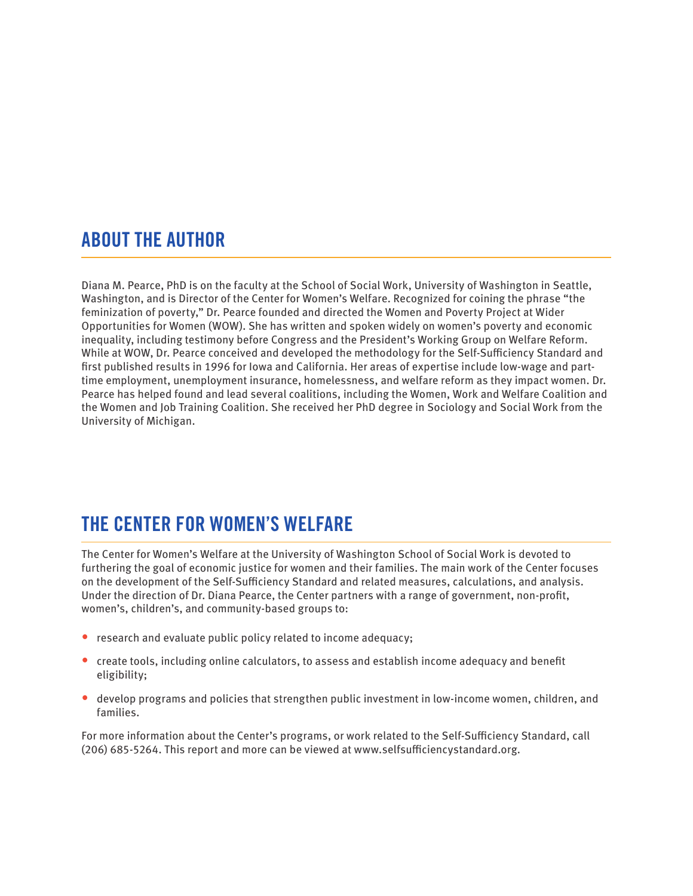## ABOUT THE AUTHOR

Diana M. Pearce, PhD is on the faculty at the School of Social Work, University of Washington in Seattle, Washington, and is Director of the Center for Women's Welfare. Recognized for coining the phrase "the feminization of poverty," Dr. Pearce founded and directed the Women and Poverty Project at Wider Opportunities for Women (WOW). She has written and spoken widely on women's poverty and economic inequality, including testimony before Congress and the President's Working Group on Welfare Reform. While at WOW, Dr. Pearce conceived and developed the methodology for the Self-Sufficiency Standard and first published results in 1996 for Iowa and California. Her areas of expertise include low-wage and part-time employment, unemployment insurance, homelessness, and welfare reform as they impact women. Dr. Pearce has helped found and lead several coalitions, including the Women, Work and Welfare Coalition and the Women and Job Training Coalition. She received her PhD degree in Sociology and Social Work from the University of Michigan.

## THE CENTER FOR WOMEN'S WELFARE

The Center for Women's Welfare at the University of Washington School of Social Work is devoted to furthering the goal of economic justice for women and their families. The main work of the Center focuses on the development of the Self-Sufficiency Standard and related measures, calculations, and analysis. Under the direction of Dr. Diana Pearce, the Center partners with a range of government, non-profit, women's, children's, and community-based groups to:

- research and evaluate public policy related to income adequacy;
- create tools, including online calculators, to assess and establish income adequacy and benefit eligibility;
- develop programs and policies that strengthen public investment in low-income women, children, and families.

For more information about the Center's programs, or work related to the Self-Sufficiency Standard, call (206) 685-5264. This report and more can be viewed at www.selfsufficiencystandard.org.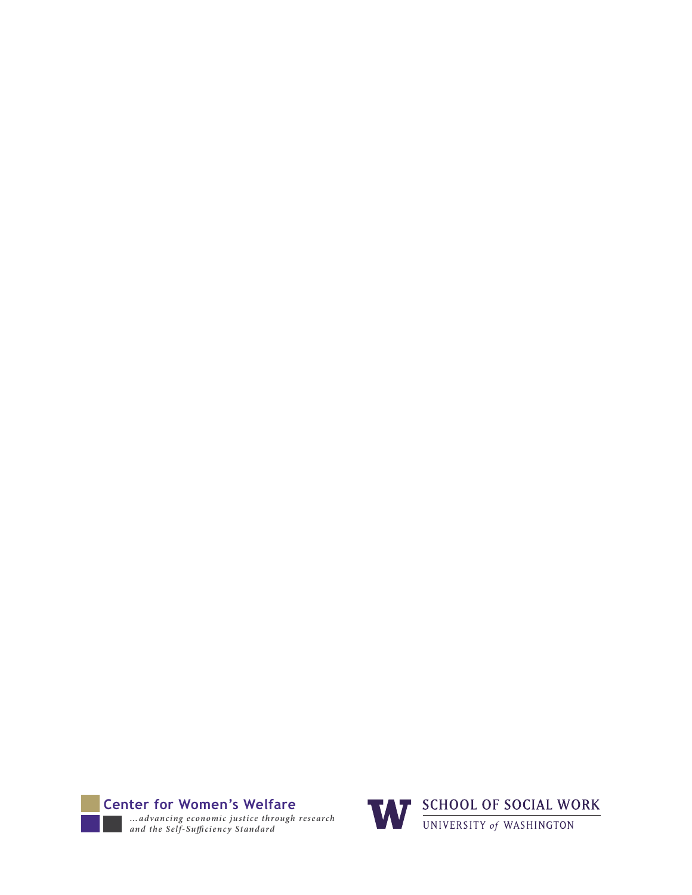**Center for Women's Welfare**

*...advancing economic justice through research and the Self-Sufficiency Standard*

SCHOOL OF SOCIAL WORK

UNIVERSITY *of* WASHINGTON